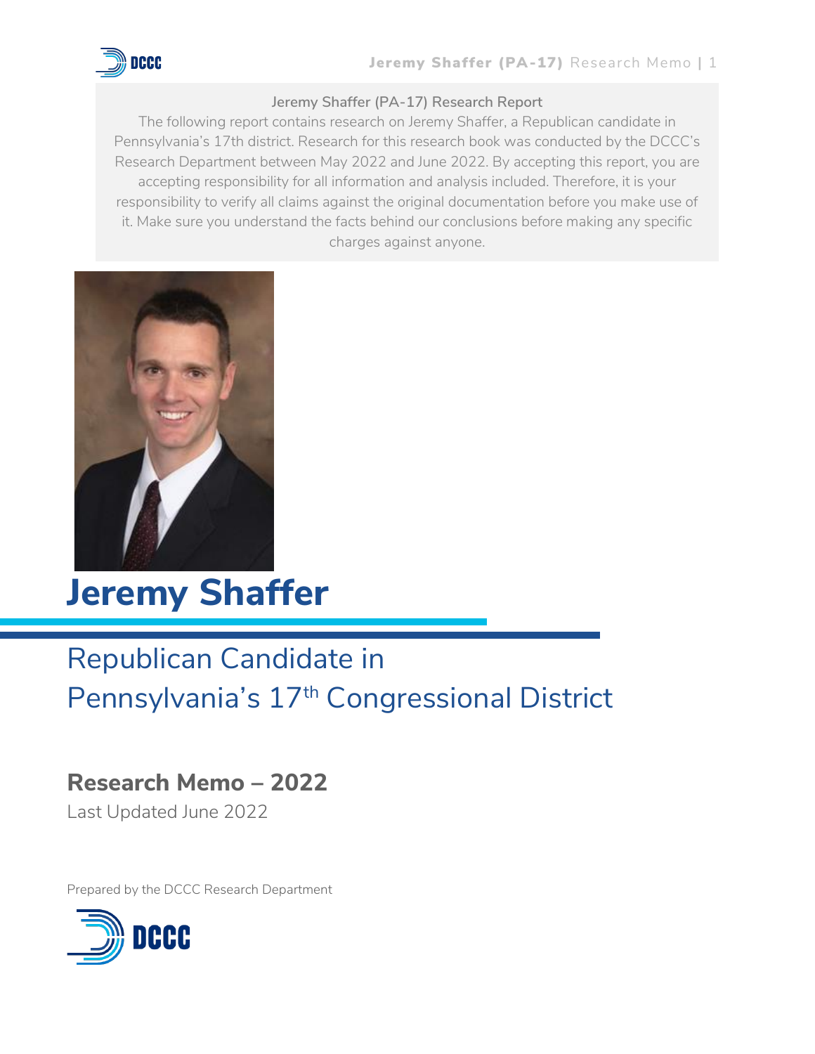Jeremy Shaffer (PA-17) Research Report

The following report contains research on Jeremy Shaffer, a Republican candidate in Pennsylvania's 17th district. Research for this research book was conducted by the DCCC's Research Department between May 2022 and June 2022. By accepting this report, you are accepting responsibility for all information and analysis included. Therefore, it is your responsibility to verify all claims against the original documentation before you make use of it. Make sure you understand the facts behind our conclusions before making any specific charges against anyone.

# Jeremy Shaffer

## Republican Candidate in Pennsylvania's 17th Congressional District

### Research Memo – 2022

Last Updated June 2022

Prepared by the DCCC Research Department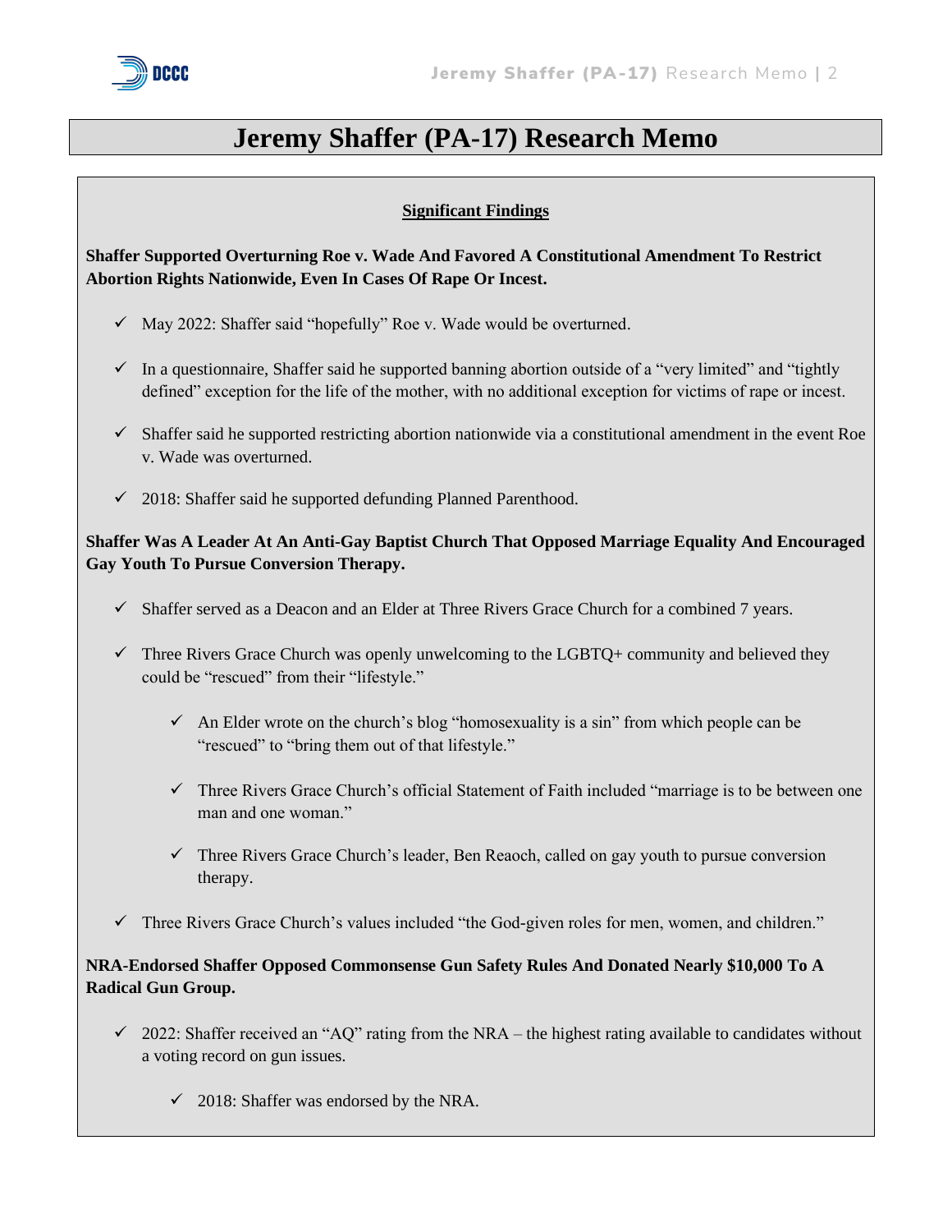# Jeremy Shaffer (PA-17) Research Memo

## Significant Findings

**Shaffer Supported Overturning Roe v. Wade And Favored A Constitutional Amendment To Restrict Abortion Rights Nationwide, Even In Cases Of Rape Or Incest.**

- ✓ May 2022: Shaffer said "hopefully" Roe v. Wade would be overturned.
- ✓ In a questionnaire, Shaffer said he supported banning abortion outside of a "very limited" and "tightly defined" exception for the life of the mother, with no additional exception for victims of rape or incest.
- ✓ Shaffer said he supported restricting abortion nationwide via a constitutional amendment in the event Roe v. Wade was overturned.
- ✓ 2018: Shaffer said he supported defunding Planned Parenthood.

**Shaffer Was A Leader At An Anti-Gay Baptist Church That Opposed Marriage Equality And Encouraged Gay Youth To Pursue Conversion Therapy.**

- ✓ Shaffer served as a Deacon and an Elder at Three Rivers Grace Church for a combined 7 years.
- ✓ Three Rivers Grace Church was openly unwelcoming to the LGBTQ+ community and believed they could be "rescued" from their "lifestyle."
  - ✓ An Elder wrote on the church's blog "homosexuality is a sin" from which people can be "rescued" to "bring them out of that lifestyle."
  - ✓ Three Rivers Grace Church's official Statement of Faith included "marriage is to be between one man and one woman."
  - ✓ Three Rivers Grace Church's leader, Ben Reaoch, called on gay youth to pursue conversion therapy.
- ✓ Three Rivers Grace Church's values included "the God-given roles for men, women, and children."

**NRA-Endorsed Shaffer Opposed Commonsense Gun Safety Rules And Donated Nearly $10,000 To A Radical Gun Group.**

- ✓ 2022: Shaffer received an "AQ" rating from the NRA – the highest rating available to candidates without a voting record on gun issues.
  - ✓ 2018: Shaffer was endorsed by the NRA.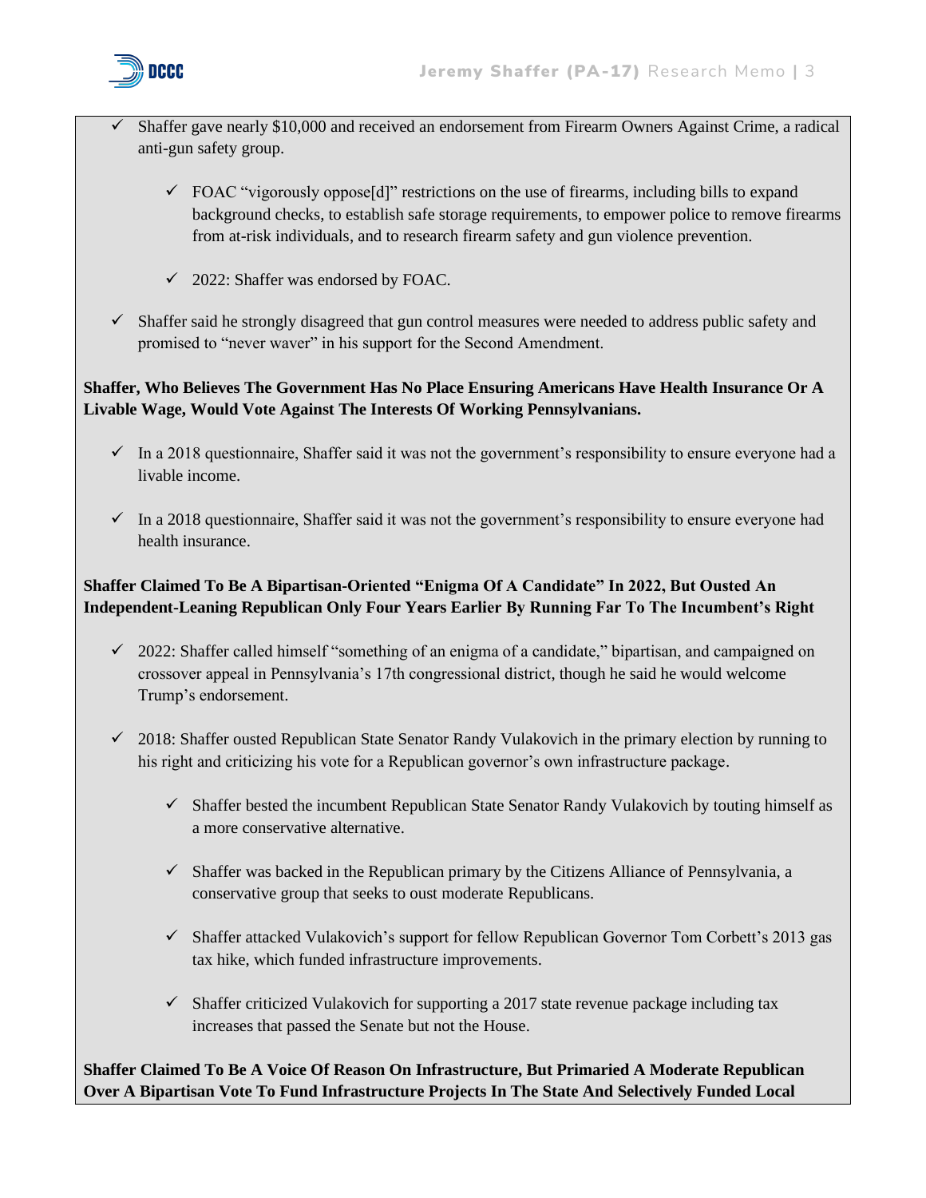- Shaffer gave nearly $10,000 and received an endorsement from Firearm Owners Against Crime, a radical anti-gun safety group.
  - FOAC "vigorously oppose[d]" restrictions on the use of firearms, including bills to expand background checks, to establish safe storage requirements, to empower police to remove firearms from at-risk individuals, and to research firearm safety and gun violence prevention.
  - 2022: Shaffer was endorsed by FOAC.
- Shaffer said he strongly disagreed that gun control measures were needed to address public safety and promised to "never waver" in his support for the Second Amendment.

**Shaffer, Who Believes The Government Has No Place Ensuring Americans Have Health Insurance Or A Livable Wage, Would Vote Against The Interests Of Working Pennsylvanians.**

- In a 2018 questionnaire, Shaffer said it was not the government's responsibility to ensure everyone had a livable income.
- In a 2018 questionnaire, Shaffer said it was not the government's responsibility to ensure everyone had health insurance.

**Shaffer Claimed To Be A Bipartisan-Oriented "Enigma Of A Candidate" In 2022, But Ousted An Independent-Leaning Republican Only Four Years Earlier By Running Far To The Incumbent's Right**

- 2022: Shaffer called himself "something of an enigma of a candidate," bipartisan, and campaigned on crossover appeal in Pennsylvania's 17th congressional district, though he said he would welcome Trump's endorsement.
- 2018: Shaffer ousted Republican State Senator Randy Vulakovich in the primary election by running to his right and criticizing his vote for a Republican governor's own infrastructure package.
  - Shaffer bested the incumbent Republican State Senator Randy Vulakovich by touting himself as a more conservative alternative.
  - Shaffer was backed in the Republican primary by the Citizens Alliance of Pennsylvania, a conservative group that seeks to oust moderate Republicans.
  - Shaffer attacked Vulakovich's support for fellow Republican Governor Tom Corbett's 2013 gas tax hike, which funded infrastructure improvements.
  - Shaffer criticized Vulakovich for supporting a 2017 state revenue package including tax increases that passed the Senate but not the House.

**Shaffer Claimed To Be A Voice Of Reason On Infrastructure, But Primaried A Moderate Republican Over A Bipartisan Vote To Fund Infrastructure Projects In The State And Selectively Funded Local**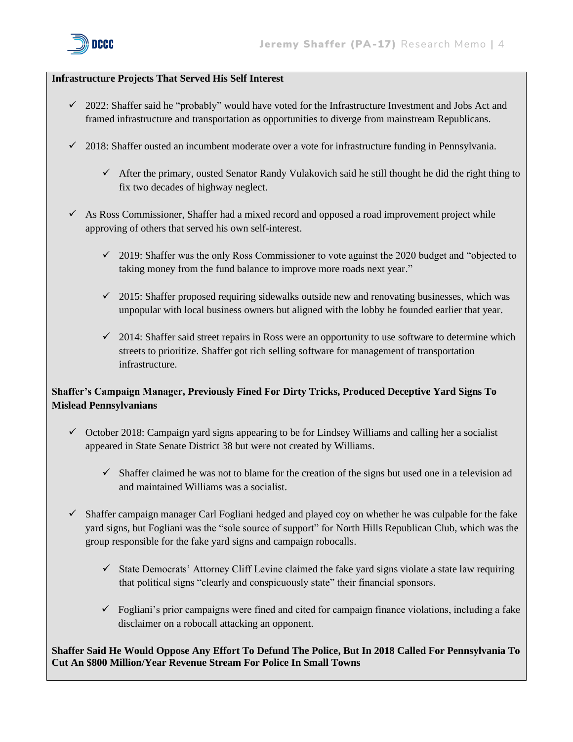**Infrastructure Projects That Served His Self Interest**

- ✓ 2022: Shaffer said he "probably" would have voted for the Infrastructure Investment and Jobs Act and framed infrastructure and transportation as opportunities to diverge from mainstream Republicans.
- ✓ 2018: Shaffer ousted an incumbent moderate over a vote for infrastructure funding in Pennsylvania.
  - ✓ After the primary, ousted Senator Randy Vulakovich said he still thought he did the right thing to fix two decades of highway neglect.
- ✓ As Ross Commissioner, Shaffer had a mixed record and opposed a road improvement project while approving of others that served his own self-interest.
  - ✓ 2019: Shaffer was the only Ross Commissioner to vote against the 2020 budget and "objected to taking money from the fund balance to improve more roads next year."
  - ✓ 2015: Shaffer proposed requiring sidewalks outside new and renovating businesses, which was unpopular with local business owners but aligned with the lobby he founded earlier that year.
  - ✓ 2014: Shaffer said street repairs in Ross were an opportunity to use software to determine which streets to prioritize. Shaffer got rich selling software for management of transportation infrastructure.

**Shaffer's Campaign Manager, Previously Fined For Dirty Tricks, Produced Deceptive Yard Signs To Mislead Pennsylvanians**

- ✓ October 2018: Campaign yard signs appearing to be for Lindsey Williams and calling her a socialist appeared in State Senate District 38 but were not created by Williams.
  - ✓ Shaffer claimed he was not to blame for the creation of the signs but used one in a television ad and maintained Williams was a socialist.
- ✓ Shaffer campaign manager Carl Fogliani hedged and played coy on whether he was culpable for the fake yard signs, but Fogliani was the "sole source of support" for North Hills Republican Club, which was the group responsible for the fake yard signs and campaign robocalls.
  - ✓ State Democrats' Attorney Cliff Levine claimed the fake yard signs violate a state law requiring that political signs "clearly and conspicuously state" their financial sponsors.
  - ✓ Fogliani's prior campaigns were fined and cited for campaign finance violations, including a fake disclaimer on a robocall attacking an opponent.

**Shaffer Said He Would Oppose Any Effort To Defund The Police, But In 2018 Called For Pennsylvania To Cut An $800 Million/Year Revenue Stream For Police In Small Towns**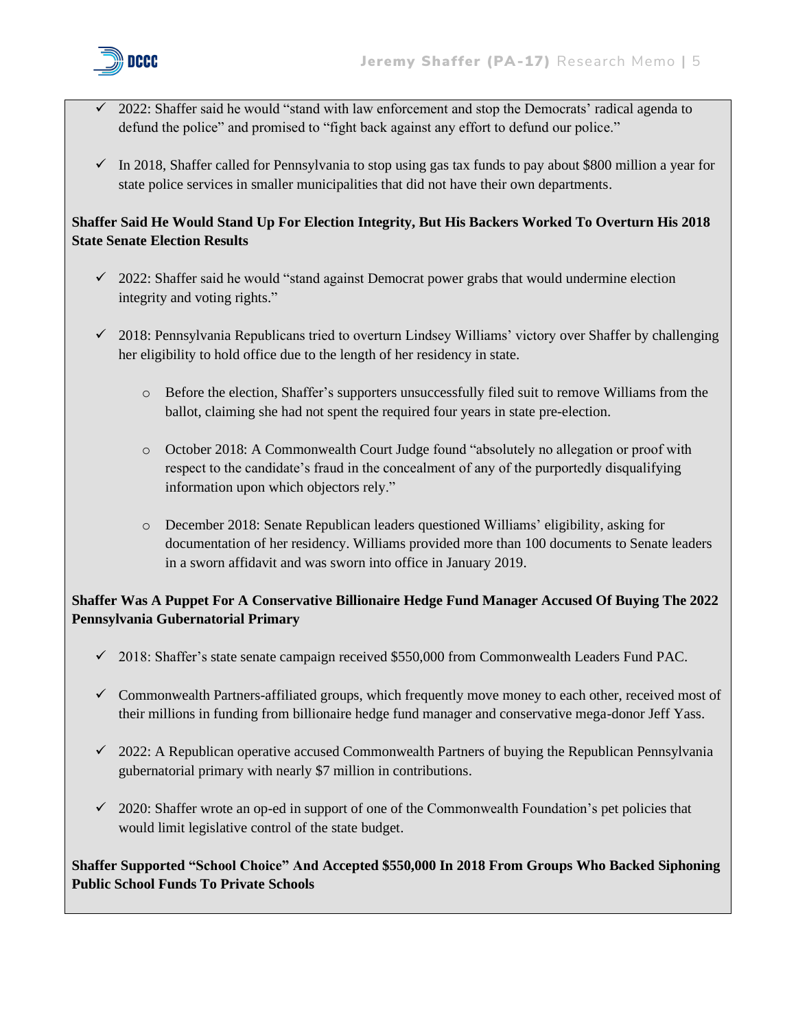- ✓ 2022: Shaffer said he would "stand with law enforcement and stop the Democrats' radical agenda to defund the police" and promised to "fight back against any effort to defund our police."

- ✓ In 2018, Shaffer called for Pennsylvania to stop using gas tax funds to pay about $800 million a year for state police services in smaller municipalities that did not have their own departments.

**Shaffer Said He Would Stand Up For Election Integrity, But His Backers Worked To Overturn His 2018 State Senate Election Results**

- ✓ 2022: Shaffer said he would "stand against Democrat power grabs that would undermine election integrity and voting rights."

- ✓ 2018: Pennsylvania Republicans tried to overturn Lindsey Williams' victory over Shaffer by challenging her eligibility to hold office due to the length of her residency in state.
  - Before the election, Shaffer's supporters unsuccessfully filed suit to remove Williams from the ballot, claiming she had not spent the required four years in state pre-election.
  - October 2018: A Commonwealth Court Judge found "absolutely no allegation or proof with respect to the candidate's fraud in the concealment of any of the purportedly disqualifying information upon which objectors rely."
  - December 2018: Senate Republican leaders questioned Williams' eligibility, asking for documentation of her residency. Williams provided more than 100 documents to Senate leaders in a sworn affidavit and was sworn into office in January 2019.

**Shaffer Was A Puppet For A Conservative Billionaire Hedge Fund Manager Accused Of Buying The 2022 Pennsylvania Gubernatorial Primary**

- ✓ 2018: Shaffer's state senate campaign received $550,000 from Commonwealth Leaders Fund PAC.

- ✓ Commonwealth Partners-affiliated groups, which frequently move money to each other, received most of their millions in funding from billionaire hedge fund manager and conservative mega-donor Jeff Yass.

- ✓ 2022: A Republican operative accused Commonwealth Partners of buying the Republican Pennsylvania gubernatorial primary with nearly $7 million in contributions.

- ✓ 2020: Shaffer wrote an op-ed in support of one of the Commonwealth Foundation's pet policies that would limit legislative control of the state budget.

**Shaffer Supported "School Choice" And Accepted $550,000 In 2018 From Groups Who Backed Siphoning Public School Funds To Private Schools**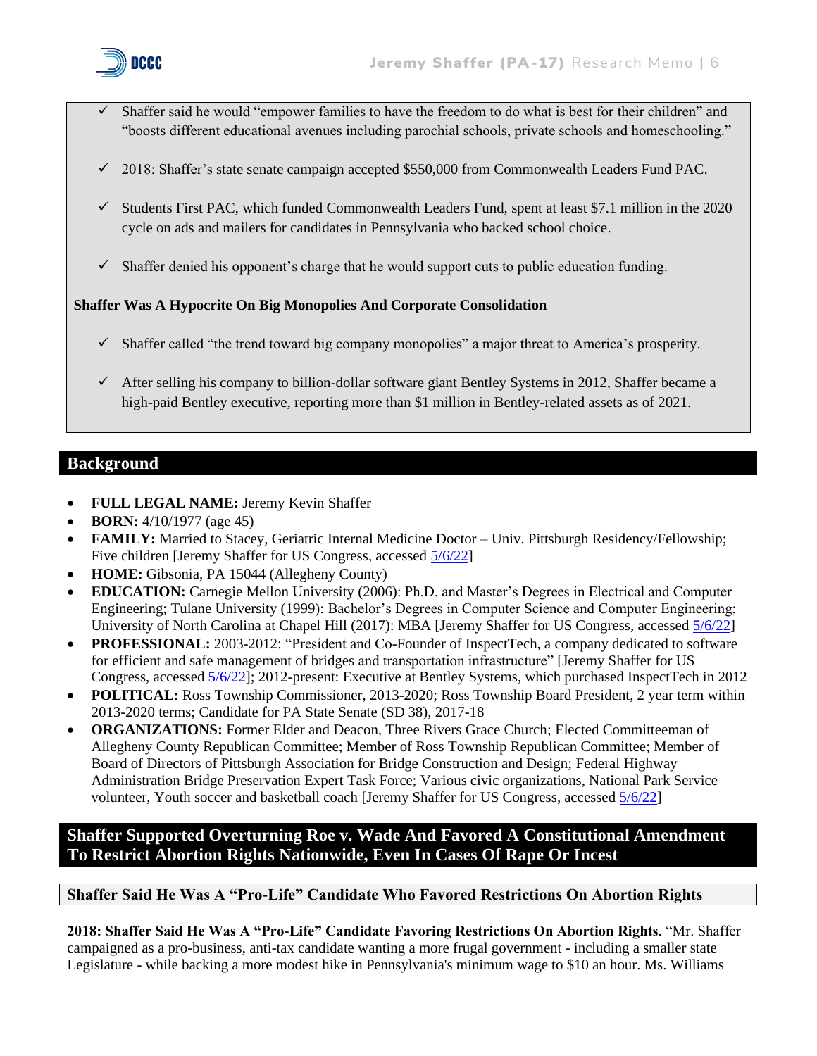- ✓ Shaffer said he would "empower families to have the freedom to do what is best for their children" and "boosts different educational avenues including parochial schools, private schools and homeschooling."

- ✓ 2018: Shaffer's state senate campaign accepted $550,000 from Commonwealth Leaders Fund PAC.

- ✓ Students First PAC, which funded Commonwealth Leaders Fund, spent at least $7.1 million in the 2020 cycle on ads and mailers for candidates in Pennsylvania who backed school choice.

- ✓ Shaffer denied his opponent's charge that he would support cuts to public education funding.

**Shaffer Was A Hypocrite On Big Monopolies And Corporate Consolidation**

- ✓ Shaffer called "the trend toward big company monopolies" a major threat to America's prosperity.

- ✓ After selling his company to billion-dollar software giant Bentley Systems in 2012, Shaffer became a high-paid Bentley executive, reporting more than $1 million in Bentley-related assets as of 2021.

## Background

- **FULL LEGAL NAME:** Jeremy Kevin Shaffer
- **BORN:** 4/10/1977 (age 45)
- **FAMILY:** Married to Stacey, Geriatric Internal Medicine Doctor – Univ. Pittsburgh Residency/Fellowship; Five children [Jeremy Shaffer for US Congress, accessed 5/6/22]
- **HOME:** Gibsonia, PA 15044 (Allegheny County)
- **EDUCATION:** Carnegie Mellon University (2006): Ph.D. and Master's Degrees in Electrical and Computer Engineering; Tulane University (1999): Bachelor's Degrees in Computer Science and Computer Engineering; University of North Carolina at Chapel Hill (2017): MBA [Jeremy Shaffer for US Congress, accessed 5/6/22]
- **PROFESSIONAL:** 2003-2012: "President and Co-Founder of InspectTech, a company dedicated to software for efficient and safe management of bridges and transportation infrastructure" [Jeremy Shaffer for US Congress, accessed 5/6/22]; 2012-present: Executive at Bentley Systems, which purchased InspectTech in 2012
- **POLITICAL:** Ross Township Commissioner, 2013-2020; Ross Township Board President, 2 year term within 2013-2020 terms; Candidate for PA State Senate (SD 38), 2017-18
- **ORGANIZATIONS:** Former Elder and Deacon, Three Rivers Grace Church; Elected Committeeman of Allegheny County Republican Committee; Member of Ross Township Republican Committee; Member of Board of Directors of Pittsburgh Association for Bridge Construction and Design; Federal Highway Administration Bridge Preservation Expert Task Force; Various civic organizations, National Park Service volunteer, Youth soccer and basketball coach [Jeremy Shaffer for US Congress, accessed 5/6/22]

## Shaffer Supported Overturning Roe v. Wade And Favored A Constitutional Amendment To Restrict Abortion Rights Nationwide, Even In Cases Of Rape Or Incest

### Shaffer Said He Was A "Pro-Life" Candidate Who Favored Restrictions On Abortion Rights

**2018: Shaffer Said He Was A "Pro-Life" Candidate Favoring Restrictions On Abortion Rights.** "Mr. Shaffer campaigned as a pro-business, anti-tax candidate wanting a more frugal government - including a smaller state Legislature - while backing a more modest hike in Pennsylvania's minimum wage to $10 an hour. Ms. Williams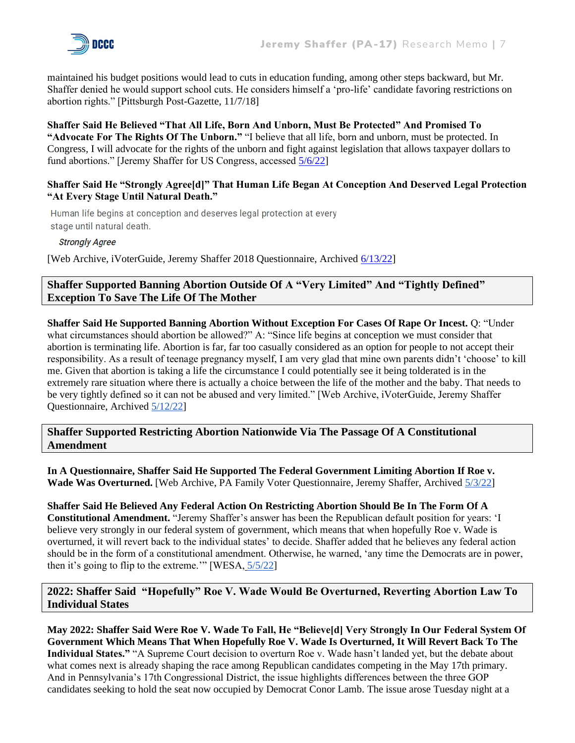maintained his budget positions would lead to cuts in education funding, among other steps backward, but Mr. Shaffer denied he would support school cuts. He considers himself a 'pro-life' candidate favoring restrictions on abortion rights." [Pittsburgh Post-Gazette, 11/7/18]

**Shaffer Said He Believed "That All Life, Born And Unborn, Must Be Protected" And Promised To "Advocate For The Rights Of The Unborn."** "I believe that all life, born and unborn, must be protected. In Congress, I will advocate for the rights of the unborn and fight against legislation that allows taxpayer dollars to fund abortions." [Jeremy Shaffer for US Congress, accessed 5/6/22]

**Shaffer Said He "Strongly Agree[d]" That Human Life Began At Conception And Deserved Legal Protection "At Every Stage Until Natural Death."**

Human life begins at conception and deserves legal protection at every stage until natural death.

*Strongly Agree*

[Web Archive, iVoterGuide, Jeremy Shaffer 2018 Questionnaire, Archived 6/13/22]

## Shaffer Supported Banning Abortion Outside Of A "Very Limited" And "Tightly Defined" Exception To Save The Life Of The Mother

**Shaffer Said He Supported Banning Abortion Without Exception For Cases Of Rape Or Incest.** Q: "Under what circumstances should abortion be allowed?" A: "Since life begins at conception we must consider that abortion is terminating life. Abortion is far, far too casually considered as an option for people to not accept their responsibility. As a result of teenage pregnancy myself, I am very glad that mine own parents didn't 'choose' to kill me. Given that abortion is taking a life the circumstance I could potentially see it being tolderated is in the extremely rare situation where there is actually a choice between the life of the mother and the baby. That needs to be very tightly defined so it can not be abused and very limited." [Web Archive, iVoterGuide, Jeremy Shaffer Questionnaire, Archived 5/12/22]

## Shaffer Supported Restricting Abortion Nationwide Via The Passage Of A Constitutional Amendment

**In A Questionnaire, Shaffer Said He Supported The Federal Government Limiting Abortion If Roe v. Wade Was Overturned.** [Web Archive, PA Family Voter Questionnaire, Jeremy Shaffer, Archived 5/3/22]

**Shaffer Said He Believed Any Federal Action On Restricting Abortion Should Be In The Form Of A Constitutional Amendment.** "Jeremy Shaffer's answer has been the Republican default position for years: 'I believe very strongly in our federal system of government, which means that when hopefully Roe v. Wade is overturned, it will revert back to the individual states' to decide. Shaffer added that he believes any federal action should be in the form of a constitutional amendment. Otherwise, he warned, 'any time the Democrats are in power, then it's going to flip to the extreme.'" [WESA, 5/5/22]

## 2022: Shaffer Said "Hopefully" Roe V. Wade Would Be Overturned, Reverting Abortion Law To Individual States

**May 2022: Shaffer Said Were Roe V. Wade To Fall, He "Believe[d] Very Strongly In Our Federal System Of Government Which Means That When Hopefully Roe V. Wade Is Overturned, It Will Revert Back To The Individual States."** "A Supreme Court decision to overturn Roe v. Wade hasn't landed yet, but the debate about what comes next is already shaping the race among Republican candidates competing in the May 17th primary. And in Pennsylvania's 17th Congressional District, the issue highlights differences between the three GOP candidates seeking to hold the seat now occupied by Democrat Conor Lamb. The issue arose Tuesday night at a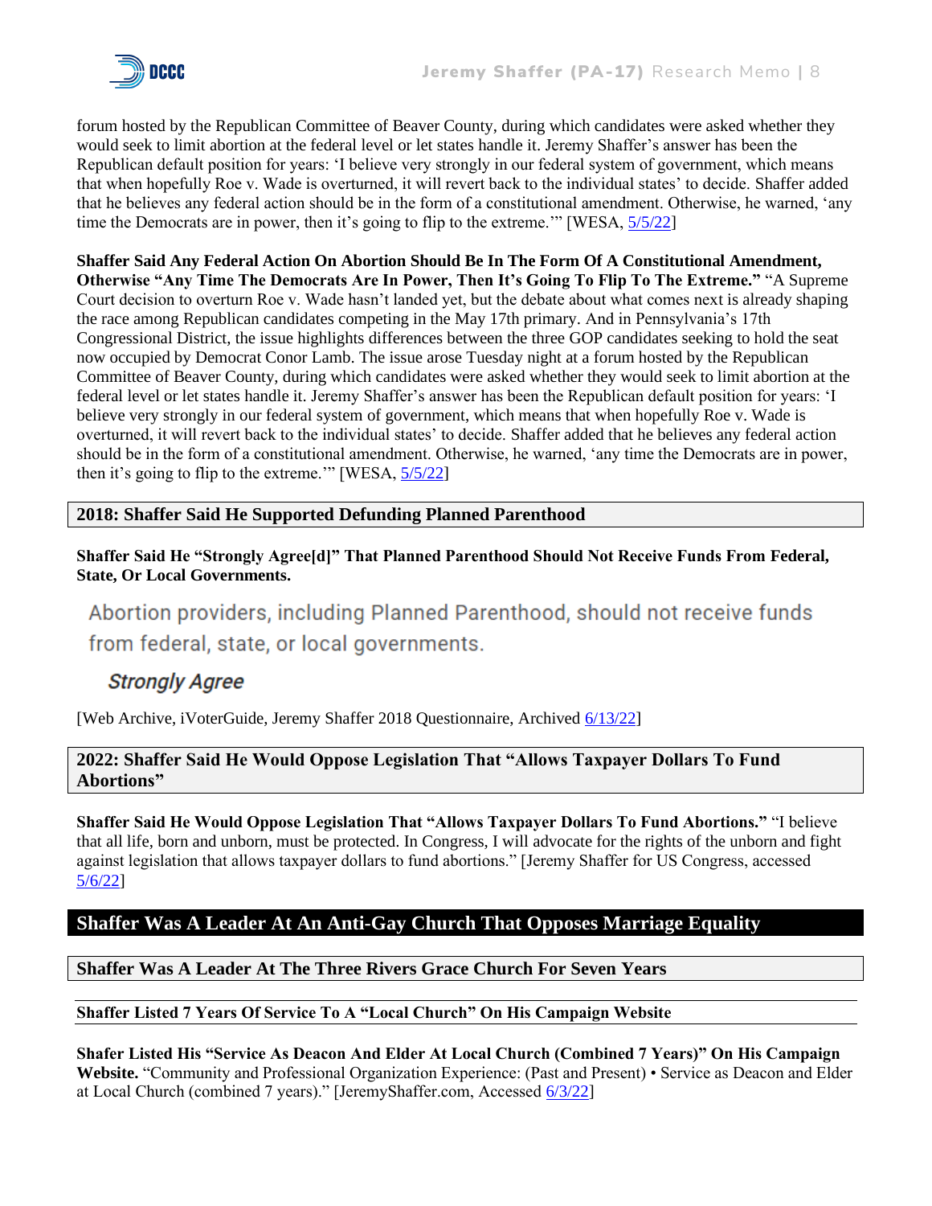forum hosted by the Republican Committee of Beaver County, during which candidates were asked whether they would seek to limit abortion at the federal level or let states handle it. Jeremy Shaffer's answer has been the Republican default position for years: 'I believe very strongly in our federal system of government, which means that when hopefully Roe v. Wade is overturned, it will revert back to the individual states' to decide. Shaffer added that he believes any federal action should be in the form of a constitutional amendment. Otherwise, he warned, 'any time the Democrats are in power, then it's going to flip to the extreme.'" [WESA, 5/5/22]

**Shaffer Said Any Federal Action On Abortion Should Be In The Form Of A Constitutional Amendment, Otherwise "Any Time The Democrats Are In Power, Then It's Going To Flip To The Extreme."** "A Supreme Court decision to overturn Roe v. Wade hasn't landed yet, but the debate about what comes next is already shaping the race among Republican candidates competing in the May 17th primary. And in Pennsylvania's 17th Congressional District, the issue highlights differences between the three GOP candidates seeking to hold the seat now occupied by Democrat Conor Lamb. The issue arose Tuesday night at a forum hosted by the Republican Committee of Beaver County, during which candidates were asked whether they would seek to limit abortion at the federal level or let states handle it. Jeremy Shaffer's answer has been the Republican default position for years: 'I believe very strongly in our federal system of government, which means that when hopefully Roe v. Wade is overturned, it will revert back to the individual states' to decide. Shaffer added that he believes any federal action should be in the form of a constitutional amendment. Otherwise, he warned, 'any time the Democrats are in power, then it's going to flip to the extreme.'" [WESA, 5/5/22]

## 2018: Shaffer Said He Supported Defunding Planned Parenthood

**Shaffer Said He "Strongly Agree[d]" That Planned Parenthood Should Not Receive Funds From Federal, State, Or Local Governments.**

> Abortion providers, including Planned Parenthood, should not receive funds from federal, state, or local governments.
>
> *Strongly Agree*

[Web Archive, iVoterGuide, Jeremy Shaffer 2018 Questionnaire, Archived 6/13/22]

## 2022: Shaffer Said He Would Oppose Legislation That "Allows Taxpayer Dollars To Fund Abortions"

**Shaffer Said He Would Oppose Legislation That "Allows Taxpayer Dollars To Fund Abortions."** "I believe that all life, born and unborn, must be protected. In Congress, I will advocate for the rights of the unborn and fight against legislation that allows taxpayer dollars to fund abortions." [Jeremy Shaffer for US Congress, accessed 5/6/22]

# Shaffer Was A Leader At An Anti-Gay Church That Opposes Marriage Equality

## Shaffer Was A Leader At The Three Rivers Grace Church For Seven Years

### Shaffer Listed 7 Years Of Service To A "Local Church" On His Campaign Website

**Shafer Listed His "Service As Deacon And Elder At Local Church (Combined 7 Years)" On His Campaign Website.** "Community and Professional Organization Experience: (Past and Present) • Service as Deacon and Elder at Local Church (combined 7 years)." [JeremyShaffer.com, Accessed 6/3/22]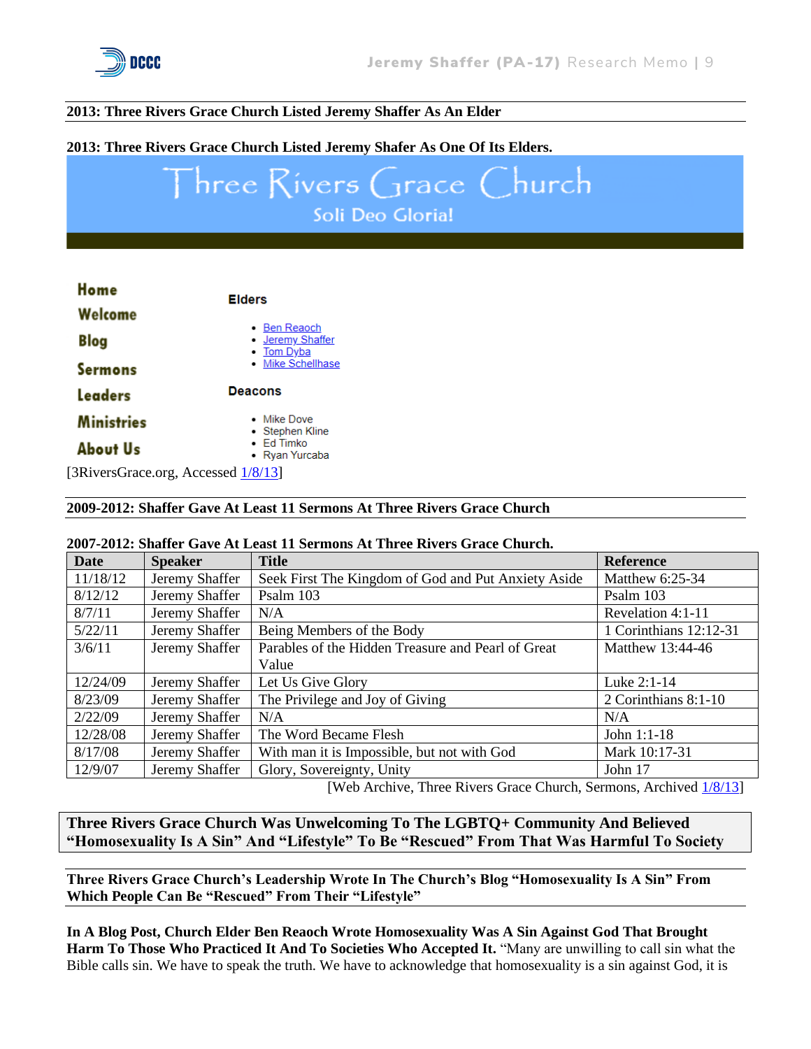**2013: Three Rivers Grace Church Listed Jeremy Shaffer As An Elder**

**2013: Three Rivers Grace Church Listed Jeremy Shafer As One Of Its Elders.**

Three Rivers Grace Church
Soli Deo Gloria!

Home
Welcome
Blog
Sermons
Leaders
Ministries
About Us

**Elders**

- Ben Reaoch
- Jeremy Shaffer
- Tom Dyba
- Mike Schellhase

**Deacons**

- Mike Dove
- Stephen Kline
- Ed Timko
- Ryan Yurcaba

[3RiversGrace.org, Accessed 1/8/13]

**2009-2012: Shaffer Gave At Least 11 Sermons At Three Rivers Grace Church**

**2007-2012: Shaffer Gave At Least 11 Sermons At Three Rivers Grace Church.**

| Date | Speaker | Title | Reference |
|---|---|---|---|
| 11/18/12 | Jeremy Shaffer | Seek First The Kingdom of God and Put Anxiety Aside | Matthew 6:25-34 |
| 8/12/12 | Jeremy Shaffer | Psalm 103 | Psalm 103 |
| 8/7/11 | Jeremy Shaffer | N/A | Revelation 4:1-11 |
| 5/22/11 | Jeremy Shaffer | Being Members of the Body | 1 Corinthians 12:12-31 |
| 3/6/11 | Jeremy Shaffer | Parables of the Hidden Treasure and Pearl of Great Value | Matthew 13:44-46 |
| 12/24/09 | Jeremy Shaffer | Let Us Give Glory | Luke 2:1-14 |
| 8/23/09 | Jeremy Shaffer | The Privilege and Joy of Giving | 2 Corinthians 8:1-10 |
| 2/22/09 | Jeremy Shaffer | N/A | N/A |
| 12/28/08 | Jeremy Shaffer | The Word Became Flesh | John 1:1-18 |
| 8/17/08 | Jeremy Shaffer | With man it is Impossible, but not with God | Mark 10:17-31 |
| 12/9/07 | Jeremy Shaffer | Glory, Sovereignty, Unity | John 17 |

[Web Archive, Three Rivers Grace Church, Sermons, Archived 1/8/13]

**Three Rivers Grace Church Was Unwelcoming To The LGBTQ+ Community And Believed "Homosexuality Is A Sin" And "Lifestyle" To Be "Rescued" From That Was Harmful To Society**

**Three Rivers Grace Church's Leadership Wrote In The Church's Blog "Homosexuality Is A Sin" From Which People Can Be "Rescued" From Their "Lifestyle"**

**In A Blog Post, Church Elder Ben Reaoch Wrote Homosexuality Was A Sin Against God That Brought Harm To Those Who Practiced It And To Societies Who Accepted It.** "Many are unwilling to call sin what the Bible calls sin. We have to speak the truth. We have to acknowledge that homosexuality is a sin against God, it is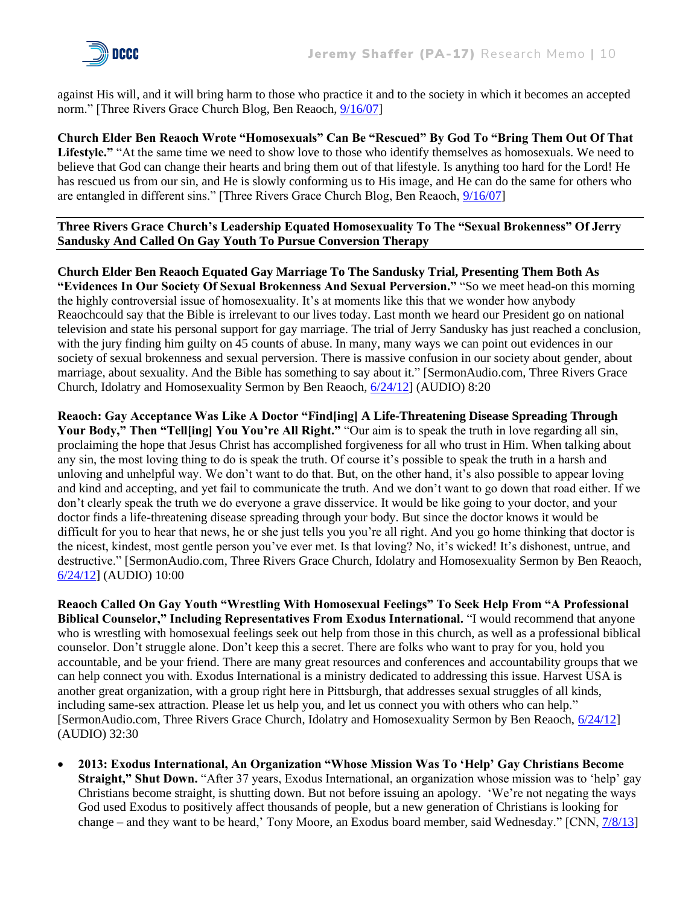against His will, and it will bring harm to those who practice it and to the society in which it becomes an accepted norm." [Three Rivers Grace Church Blog, Ben Reaoch, 9/16/07]

**Church Elder Ben Reaoch Wrote "Homosexuals" Can Be "Rescued" By God To "Bring Them Out Of That Lifestyle."** "At the same time we need to show love to those who identify themselves as homosexuals. We need to believe that God can change their hearts and bring them out of that lifestyle. Is anything too hard for the Lord! He has rescued us from our sin, and He is slowly conforming us to His image, and He can do the same for others who are entangled in different sins." [Three Rivers Grace Church Blog, Ben Reaoch, 9/16/07]

---

**Three Rivers Grace Church's Leadership Equated Homosexuality To The "Sexual Brokenness" Of Jerry Sandusky And Called On Gay Youth To Pursue Conversion Therapy**

---

**Church Elder Ben Reaoch Equated Gay Marriage To The Sandusky Trial, Presenting Them Both As "Evidences In Our Society Of Sexual Brokenness And Sexual Perversion."** "So we meet head-on this morning the highly controversial issue of homosexuality. It's at moments like this that we wonder how anybody Reaochcould say that the Bible is irrelevant to our lives today. Last month we heard our President go on national television and state his personal support for gay marriage. The trial of Jerry Sandusky has just reached a conclusion, with the jury finding him guilty on 45 counts of abuse. In many, many ways we can point out evidences in our society of sexual brokenness and sexual perversion. There is massive confusion in our society about gender, about marriage, about sexuality. And the Bible has something to say about it." [SermonAudio.com, Three Rivers Grace Church, Idolatry and Homosexuality Sermon by Ben Reaoch, 6/24/12] (AUDIO) 8:20

**Reaoch: Gay Acceptance Was Like A Doctor "Find[ing] A Life-Threatening Disease Spreading Through Your Body," Then "Tell[ing] You You're All Right."** "Our aim is to speak the truth in love regarding all sin, proclaiming the hope that Jesus Christ has accomplished forgiveness for all who trust in Him. When talking about any sin, the most loving thing to do is speak the truth. Of course it's possible to speak the truth in a harsh and unloving and unhelpful way. We don't want to do that. But, on the other hand, it's also possible to appear loving and kind and accepting, and yet fail to communicate the truth. And we don't want to go down that road either. If we don't clearly speak the truth we do everyone a grave disservice. It would be like going to your doctor, and your doctor finds a life-threatening disease spreading through your body. But since the doctor knows it would be difficult for you to hear that news, he or she just tells you you're all right. And you go home thinking that doctor is the nicest, kindest, most gentle person you've ever met. Is that loving? No, it's wicked! It's dishonest, untrue, and destructive." [SermonAudio.com, Three Rivers Grace Church, Idolatry and Homosexuality Sermon by Ben Reaoch, 6/24/12] (AUDIO) 10:00

**Reaoch Called On Gay Youth "Wrestling With Homosexual Feelings" To Seek Help From "A Professional Biblical Counselor," Including Representatives From Exodus International.** "I would recommend that anyone who is wrestling with homosexual feelings seek out help from those in this church, as well as a professional biblical counselor. Don't struggle alone. Don't keep this a secret. There are folks who want to pray for you, hold you accountable, and be your friend. There are many great resources and conferences and accountability groups that we can help connect you with. Exodus International is a ministry dedicated to addressing this issue. Harvest USA is another great organization, with a group right here in Pittsburgh, that addresses sexual struggles of all kinds, including same-sex attraction. Please let us help you, and let us connect you with others who can help." [SermonAudio.com, Three Rivers Grace Church, Idolatry and Homosexuality Sermon by Ben Reaoch, 6/24/12] (AUDIO) 32:30

- **2013: Exodus International, An Organization "Whose Mission Was To 'Help' Gay Christians Become Straight," Shut Down.** "After 37 years, Exodus International, an organization whose mission was to 'help' gay Christians become straight, is shutting down. But not before issuing an apology. 'We're not negating the ways God used Exodus to positively affect thousands of people, but a new generation of Christians is looking for change – and they want to be heard,' Tony Moore, an Exodus board member, said Wednesday." [CNN, 7/8/13]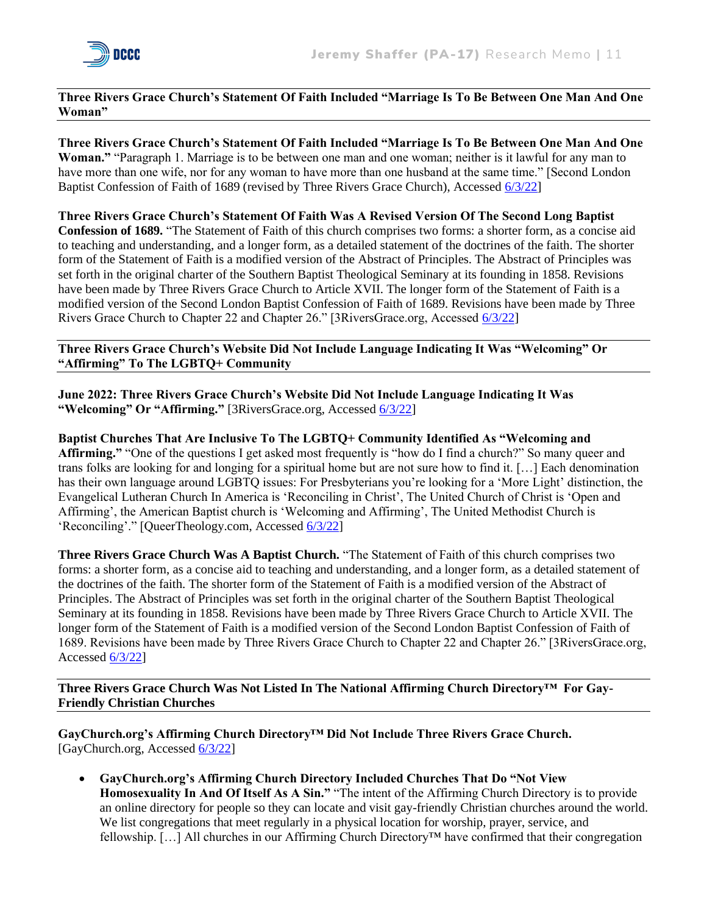**Three Rivers Grace Church's Statement Of Faith Included "Marriage Is To Be Between One Man And One Woman"**

**Three Rivers Grace Church's Statement Of Faith Included "Marriage Is To Be Between One Man And One Woman."** "Paragraph 1. Marriage is to be between one man and one woman; neither is it lawful for any man to have more than one wife, nor for any woman to have more than one husband at the same time." [Second London Baptist Confession of Faith of 1689 (revised by Three Rivers Grace Church), Accessed 6/3/22]

**Three Rivers Grace Church's Statement Of Faith Was A Revised Version Of The Second Long Baptist Confession of 1689.** "The Statement of Faith of this church comprises two forms: a shorter form, as a concise aid to teaching and understanding, and a longer form, as a detailed statement of the doctrines of the faith. The shorter form of the Statement of Faith is a modified version of the Abstract of Principles. The Abstract of Principles was set forth in the original charter of the Southern Baptist Theological Seminary at its founding in 1858. Revisions have been made by Three Rivers Grace Church to Article XVII. The longer form of the Statement of Faith is a modified version of the Second London Baptist Confession of Faith of 1689. Revisions have been made by Three Rivers Grace Church to Chapter 22 and Chapter 26." [3RiversGrace.org, Accessed 6/3/22]

**Three Rivers Grace Church's Website Did Not Include Language Indicating It Was "Welcoming" Or "Affirming" To The LGBTQ+ Community**

**June 2022: Three Rivers Grace Church's Website Did Not Include Language Indicating It Was "Welcoming" Or "Affirming."** [3RiversGrace.org, Accessed 6/3/22]

**Baptist Churches That Are Inclusive To The LGBTQ+ Community Identified As "Welcoming and Affirming."** "One of the questions I get asked most frequently is "how do I find a church?" So many queer and trans folks are looking for and longing for a spiritual home but are not sure how to find it. […] Each denomination has their own language around LGBTQ issues: For Presbyterians you're looking for a 'More Light' distinction, the Evangelical Lutheran Church In America is 'Reconciling in Christ', The United Church of Christ is 'Open and Affirming', the American Baptist church is 'Welcoming and Affirming', The United Methodist Church is 'Reconciling'." [QueerTheology.com, Accessed 6/3/22]

**Three Rivers Grace Church Was A Baptist Church.** "The Statement of Faith of this church comprises two forms: a shorter form, as a concise aid to teaching and understanding, and a longer form, as a detailed statement of the doctrines of the faith. The shorter form of the Statement of Faith is a modified version of the Abstract of Principles. The Abstract of Principles was set forth in the original charter of the Southern Baptist Theological Seminary at its founding in 1858. Revisions have been made by Three Rivers Grace Church to Article XVII. The longer form of the Statement of Faith is a modified version of the Second London Baptist Confession of Faith of 1689. Revisions have been made by Three Rivers Grace Church to Chapter 22 and Chapter 26." [3RiversGrace.org, Accessed 6/3/22]

**Three Rivers Grace Church Was Not Listed In The National Affirming Church Directory™ For Gay-Friendly Christian Churches**

**GayChurch.org's Affirming Church Directory™ Did Not Include Three Rivers Grace Church.** [GayChurch.org, Accessed 6/3/22]

- **GayChurch.org's Affirming Church Directory Included Churches That Do "Not View Homosexuality In And Of Itself As A Sin."** "The intent of the Affirming Church Directory is to provide an online directory for people so they can locate and visit gay-friendly Christian churches around the world. We list congregations that meet regularly in a physical location for worship, prayer, service, and fellowship. […] All churches in our Affirming Church Directory™ have confirmed that their congregation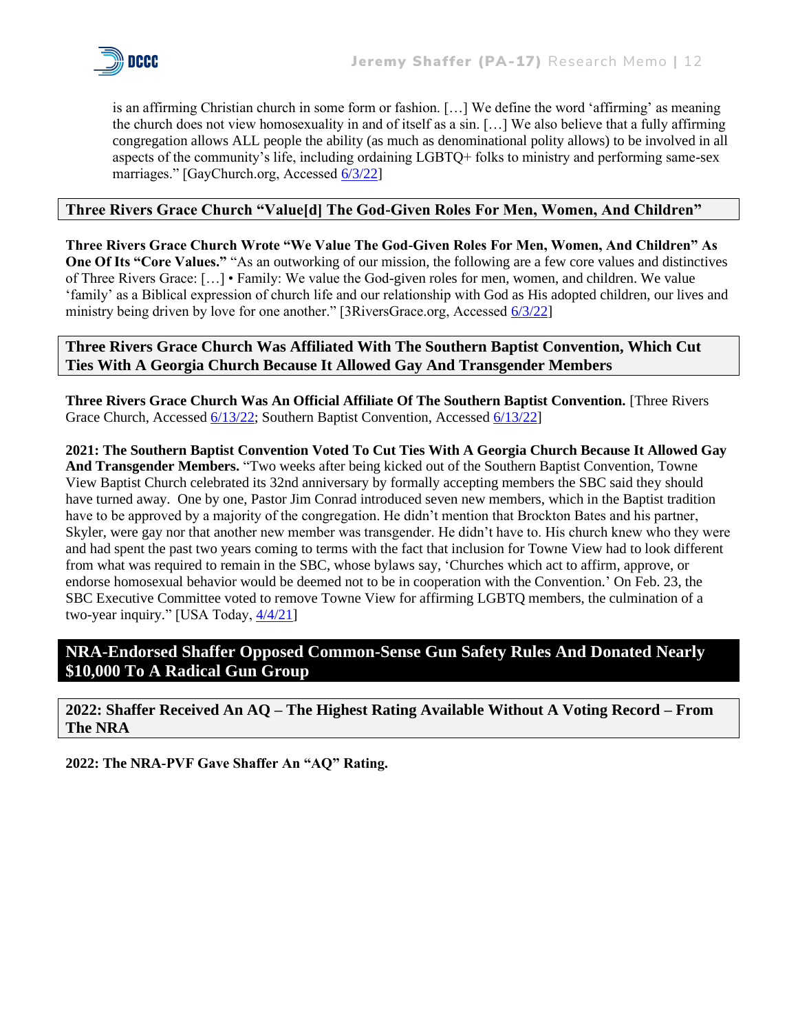is an affirming Christian church in some form or fashion. […] We define the word 'affirming' as meaning the church does not view homosexuality in and of itself as a sin. […] We also believe that a fully affirming congregation allows ALL people the ability (as much as denominational polity allows) to be involved in all aspects of the community's life, including ordaining LGBTQ+ folks to ministry and performing same-sex marriages." [GayChurch.org, Accessed 6/3/22]

### Three Rivers Grace Church "Value[d] The God-Given Roles For Men, Women, And Children"

**Three Rivers Grace Church Wrote "We Value The God-Given Roles For Men, Women, And Children" As One Of Its "Core Values."** "As an outworking of our mission, the following are a few core values and distinctives of Three Rivers Grace: […] • Family: We value the God-given roles for men, women, and children. We value 'family' as a Biblical expression of church life and our relationship with God as His adopted children, our lives and ministry being driven by love for one another." [3RiversGrace.org, Accessed 6/3/22]

### Three Rivers Grace Church Was Affiliated With The Southern Baptist Convention, Which Cut Ties With A Georgia Church Because It Allowed Gay And Transgender Members

**Three Rivers Grace Church Was An Official Affiliate Of The Southern Baptist Convention.** [Three Rivers Grace Church, Accessed 6/13/22; Southern Baptist Convention, Accessed 6/13/22]

**2021: The Southern Baptist Convention Voted To Cut Ties With A Georgia Church Because It Allowed Gay And Transgender Members.** "Two weeks after being kicked out of the Southern Baptist Convention, Towne View Baptist Church celebrated its 32nd anniversary by formally accepting members the SBC said they should have turned away. One by one, Pastor Jim Conrad introduced seven new members, which in the Baptist tradition have to be approved by a majority of the congregation. He didn't mention that Brockton Bates and his partner, Skyler, were gay nor that another new member was transgender. He didn't have to. His church knew who they were and had spent the past two years coming to terms with the fact that inclusion for Towne View had to look different from what was required to remain in the SBC, whose bylaws say, 'Churches which act to affirm, approve, or endorse homosexual behavior would be deemed not to be in cooperation with the Convention.' On Feb. 23, the SBC Executive Committee voted to remove Towne View for affirming LGBTQ members, the culmination of a two-year inquiry." [USA Today, 4/4/21]

## NRA-Endorsed Shaffer Opposed Common-Sense Gun Safety Rules And Donated Nearly $10,000 To A Radical Gun Group

### 2022: Shaffer Received An AQ – The Highest Rating Available Without A Voting Record – From The NRA

**2022: The NRA-PVF Gave Shaffer An "AQ" Rating.**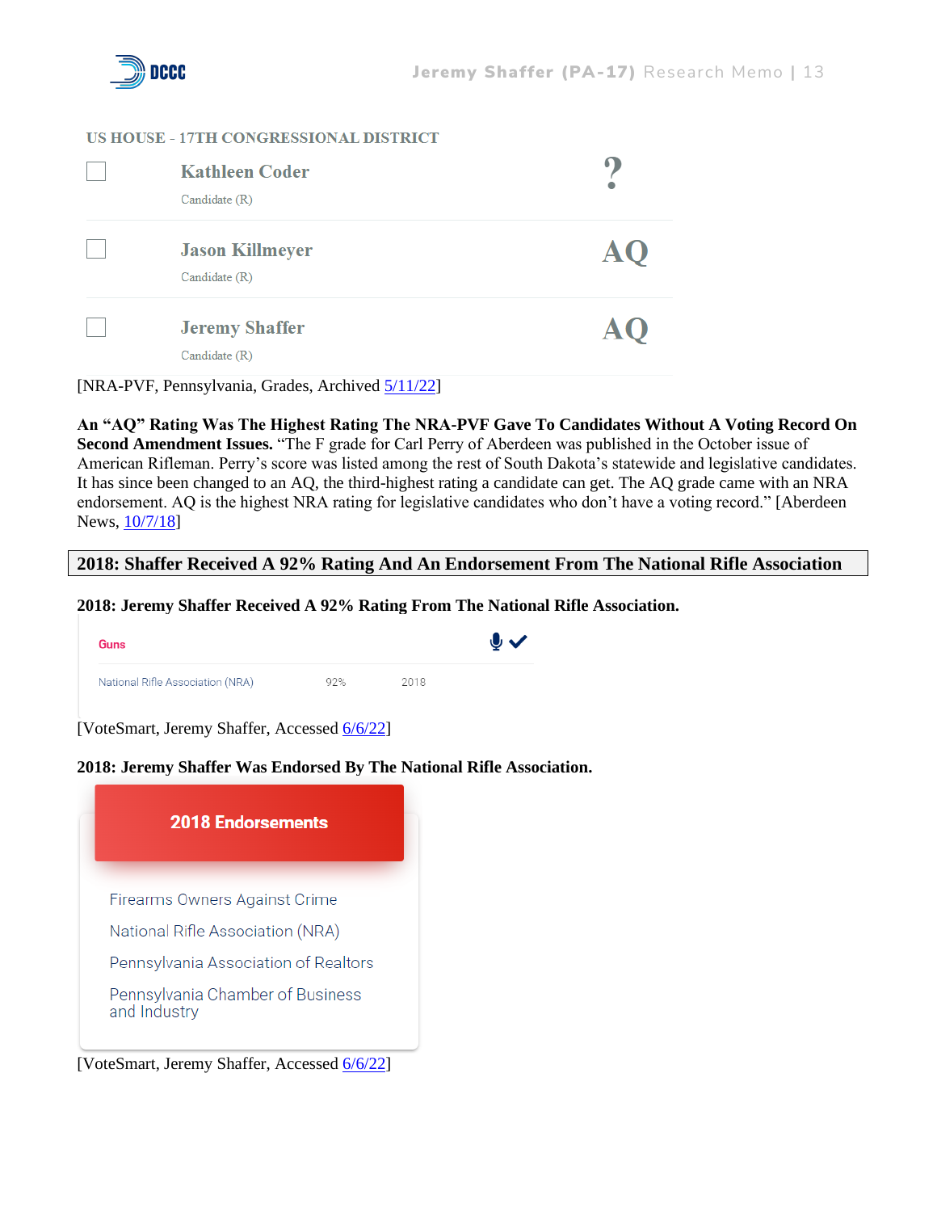US HOUSE - 17TH CONGRESSIONAL DISTRICT

| | Candidate | Grade |
|---|---|---|
| ☐ | Kathleen Coder<br>Candidate (R) | ? |
| ☐ | Jason Killmeyer<br>Candidate (R) | AQ |
| ☐ | Jeremy Shaffer<br>Candidate (R) | AQ |

[NRA-PVF, Pennsylvania, Grades, Archived 5/11/22]

**An "AQ" Rating Was The Highest Rating The NRA-PVF Gave To Candidates Without A Voting Record On Second Amendment Issues.** "The F grade for Carl Perry of Aberdeen was published in the October issue of American Rifleman. Perry's score was listed among the rest of South Dakota's statewide and legislative candidates. It has since been changed to an AQ, the third-highest rating a candidate can get. The AQ grade came with an NRA endorsement. AQ is the highest NRA rating for legislative candidates who don't have a voting record." [Aberdeen News, 10/7/18]

## 2018: Shaffer Received A 92% Rating And An Endorsement From The National Rifle Association

**2018: Jeremy Shaffer Received A 92% Rating From The National Rifle Association.**

| Guns | | |
|---|---|---|
| National Rifle Association (NRA) | 92% | 2018 |

[VoteSmart, Jeremy Shaffer, Accessed 6/6/22]

**2018: Jeremy Shaffer Was Endorsed By The National Rifle Association.**

**2018 Endorsements**

- Firearms Owners Against Crime
- National Rifle Association (NRA)
- Pennsylvania Association of Realtors
- Pennsylvania Chamber of Business and Industry

[VoteSmart, Jeremy Shaffer, Accessed 6/6/22]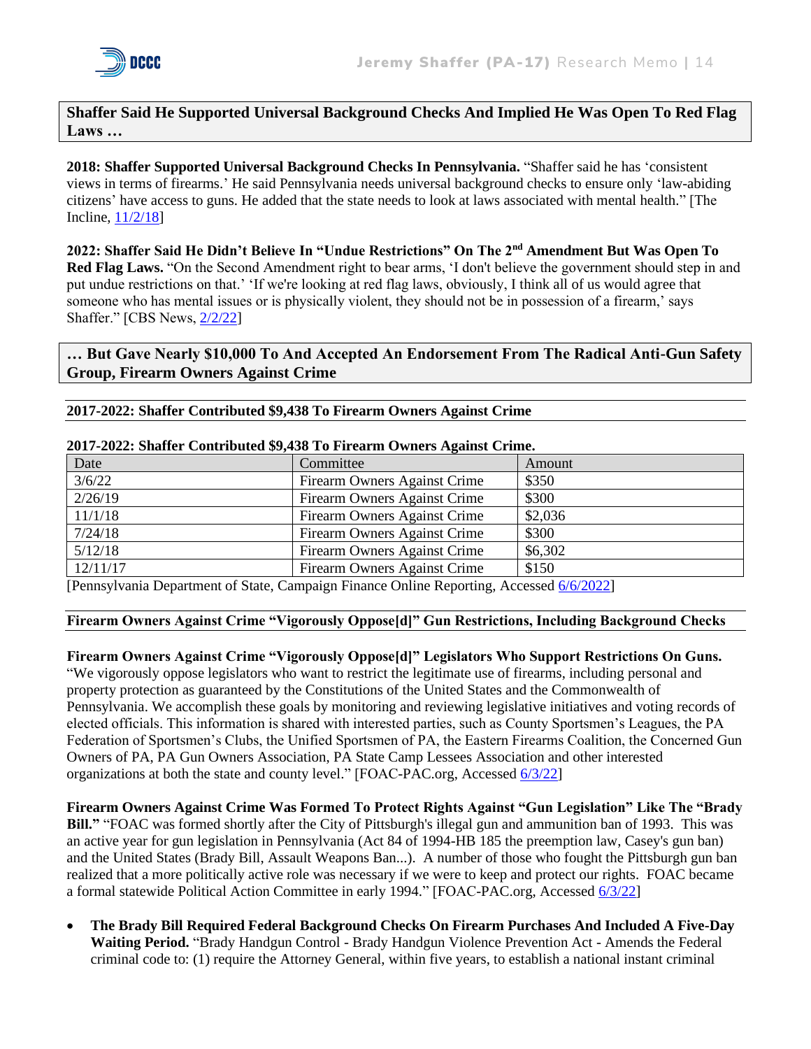## Shaffer Said He Supported Universal Background Checks And Implied He Was Open To Red Flag Laws …

**2018: Shaffer Supported Universal Background Checks In Pennsylvania.** "Shaffer said he has 'consistent views in terms of firearms.' He said Pennsylvania needs universal background checks to ensure only 'law-abiding citizens' have access to guns. He added that the state needs to look at laws associated with mental health." [The Incline, 11/2/18]

**2022: Shaffer Said He Didn't Believe In "Undue Restrictions" On The 2nd Amendment But Was Open To Red Flag Laws.** "On the Second Amendment right to bear arms, 'I don't believe the government should step in and put undue restrictions on that.' 'If we're looking at red flag laws, obviously, I think all of us would agree that someone who has mental issues or is physically violent, they should not be in possession of a firearm,' says Shaffer." [CBS News, 2/2/22]

## … But Gave Nearly $10,000 To And Accepted An Endorsement From The Radical Anti-Gun Safety Group, Firearm Owners Against Crime

### 2017-2022: Shaffer Contributed $9,438 To Firearm Owners Against Crime

**2017-2022: Shaffer Contributed $9,438 To Firearm Owners Against Crime.**

| Date | Committee | Amount |
|---|---|---|
| 3/6/22 | Firearm Owners Against Crime | $350 |
| 2/26/19 | Firearm Owners Against Crime | $300 |
| 11/1/18 | Firearm Owners Against Crime | $2,036 |
| 7/24/18 | Firearm Owners Against Crime | $300 |
| 5/12/18 | Firearm Owners Against Crime | $6,302 |
| 12/11/17 | Firearm Owners Against Crime | $150 |

[Pennsylvania Department of State, Campaign Finance Online Reporting, Accessed 6/6/2022]

### Firearm Owners Against Crime "Vigorously Oppose[d]" Gun Restrictions, Including Background Checks

**Firearm Owners Against Crime "Vigorously Oppose[d]" Legislators Who Support Restrictions On Guns.** "We vigorously oppose legislators who want to restrict the legitimate use of firearms, including personal and property protection as guaranteed by the Constitutions of the United States and the Commonwealth of Pennsylvania. We accomplish these goals by monitoring and reviewing legislative initiatives and voting records of elected officials. This information is shared with interested parties, such as County Sportsmen's Leagues, the PA Federation of Sportsmen's Clubs, the Unified Sportsmen of PA, the Eastern Firearms Coalition, the Concerned Gun Owners of PA, PA Gun Owners Association, PA State Camp Lessees Association and other interested organizations at both the state and county level." [FOAC-PAC.org, Accessed 6/3/22]

**Firearm Owners Against Crime Was Formed To Protect Rights Against "Gun Legislation" Like The "Brady Bill."** "FOAC was formed shortly after the City of Pittsburgh's illegal gun and ammunition ban of 1993. This was an active year for gun legislation in Pennsylvania (Act 84 of 1994-HB 185 the preemption law, Casey's gun ban) and the United States (Brady Bill, Assault Weapons Ban...). A number of those who fought the Pittsburgh gun ban realized that a more politically active role was necessary if we were to keep and protect our rights. FOAC became a formal statewide Political Action Committee in early 1994." [FOAC-PAC.org, Accessed 6/3/22]

- **The Brady Bill Required Federal Background Checks On Firearm Purchases And Included A Five-Day Waiting Period.** "Brady Handgun Control - Brady Handgun Violence Prevention Act - Amends the Federal criminal code to: (1) require the Attorney General, within five years, to establish a national instant criminal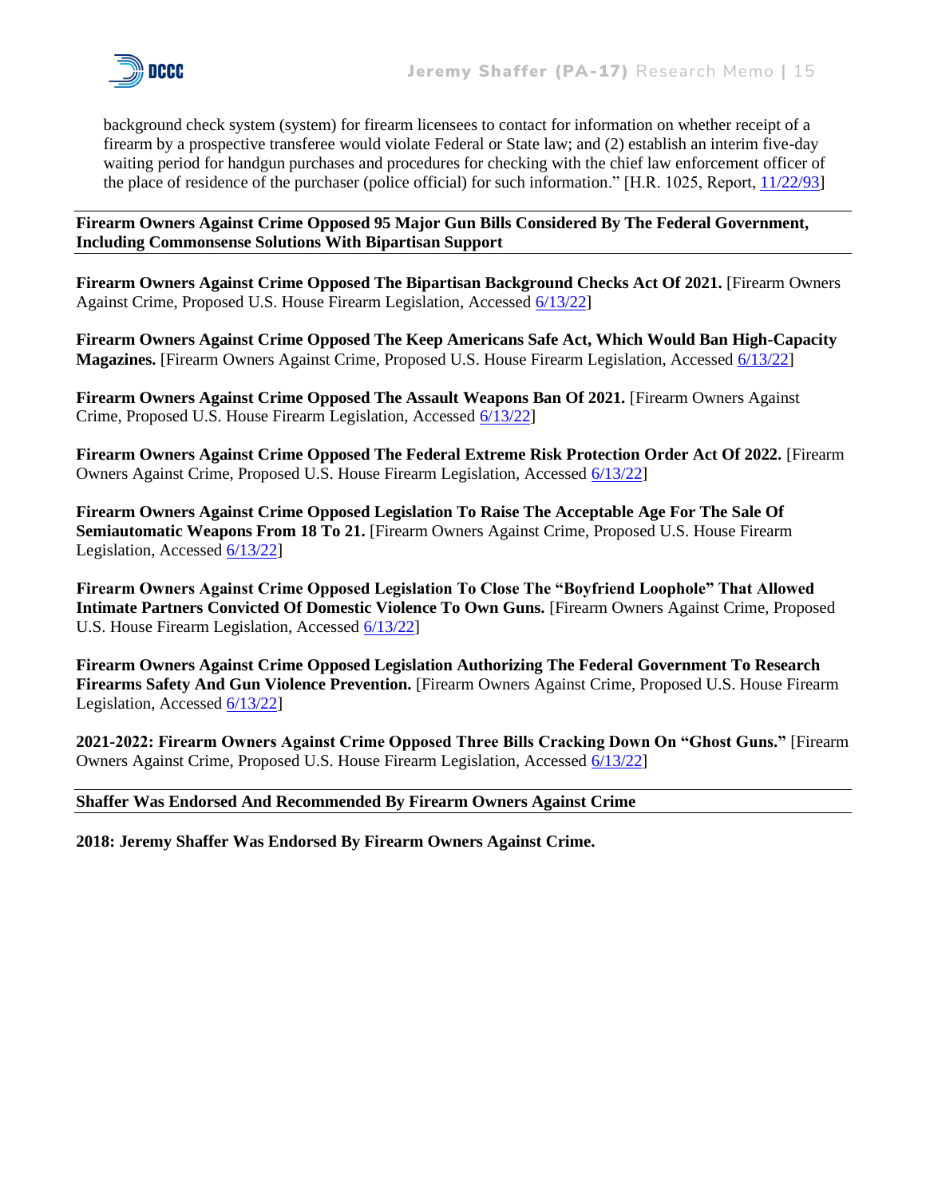background check system (system) for firearm licensees to contact for information on whether receipt of a firearm by a prospective transferee would violate Federal or State law; and (2) establish an interim five-day waiting period for handgun purchases and procedures for checking with the chief law enforcement officer of the place of residence of the purchaser (police official) for such information." [H.R. 1025, Report, 11/22/93]

**Firearm Owners Against Crime Opposed 95 Major Gun Bills Considered By The Federal Government, Including Commonsense Solutions With Bipartisan Support**

**Firearm Owners Against Crime Opposed The Bipartisan Background Checks Act Of 2021.** [Firearm Owners Against Crime, Proposed U.S. House Firearm Legislation, Accessed 6/13/22]

**Firearm Owners Against Crime Opposed The Keep Americans Safe Act, Which Would Ban High-Capacity Magazines.** [Firearm Owners Against Crime, Proposed U.S. House Firearm Legislation, Accessed 6/13/22]

**Firearm Owners Against Crime Opposed The Assault Weapons Ban Of 2021.** [Firearm Owners Against Crime, Proposed U.S. House Firearm Legislation, Accessed 6/13/22]

**Firearm Owners Against Crime Opposed The Federal Extreme Risk Protection Order Act Of 2022.** [Firearm Owners Against Crime, Proposed U.S. House Firearm Legislation, Accessed 6/13/22]

**Firearm Owners Against Crime Opposed Legislation To Raise The Acceptable Age For The Sale Of Semiautomatic Weapons From 18 To 21.** [Firearm Owners Against Crime, Proposed U.S. House Firearm Legislation, Accessed 6/13/22]

**Firearm Owners Against Crime Opposed Legislation To Close The "Boyfriend Loophole" That Allowed Intimate Partners Convicted Of Domestic Violence To Own Guns.** [Firearm Owners Against Crime, Proposed U.S. House Firearm Legislation, Accessed 6/13/22]

**Firearm Owners Against Crime Opposed Legislation Authorizing The Federal Government To Research Firearms Safety And Gun Violence Prevention.** [Firearm Owners Against Crime, Proposed U.S. House Firearm Legislation, Accessed 6/13/22]

**2021-2022: Firearm Owners Against Crime Opposed Three Bills Cracking Down On "Ghost Guns."** [Firearm Owners Against Crime, Proposed U.S. House Firearm Legislation, Accessed 6/13/22]

**Shaffer Was Endorsed And Recommended By Firearm Owners Against Crime**

**2018: Jeremy Shaffer Was Endorsed By Firearm Owners Against Crime.**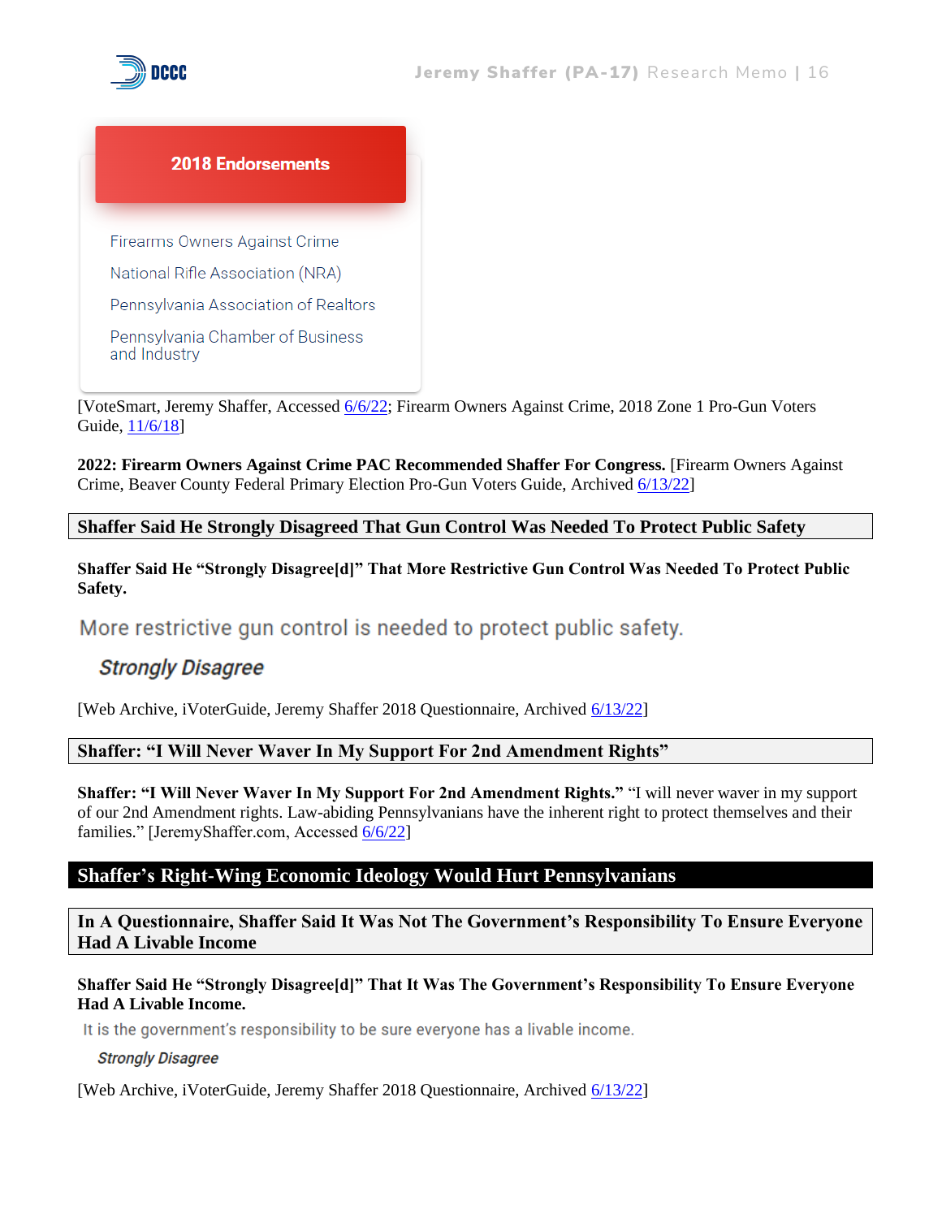**2018 Endorsements**

- Firearms Owners Against Crime
- National Rifle Association (NRA)
- Pennsylvania Association of Realtors
- Pennsylvania Chamber of Business and Industry

[VoteSmart, Jeremy Shaffer, Accessed 6/6/22; Firearm Owners Against Crime, 2018 Zone 1 Pro-Gun Voters Guide, 11/6/18]

**2022: Firearm Owners Against Crime PAC Recommended Shaffer For Congress.** [Firearm Owners Against Crime, Beaver County Federal Primary Election Pro-Gun Voters Guide, Archived 6/13/22]

### Shaffer Said He Strongly Disagreed That Gun Control Was Needed To Protect Public Safety

**Shaffer Said He "Strongly Disagree[d]" That More Restrictive Gun Control Was Needed To Protect Public Safety.**

More restrictive gun control is needed to protect public safety.

*Strongly Disagree*

[Web Archive, iVoterGuide, Jeremy Shaffer 2018 Questionnaire, Archived 6/13/22]

### Shaffer: "I Will Never Waver In My Support For 2nd Amendment Rights"

**Shaffer: "I Will Never Waver In My Support For 2nd Amendment Rights."** "I will never waver in my support of our 2nd Amendment rights. Law-abiding Pennsylvanians have the inherent right to protect themselves and their families." [JeremyShaffer.com, Accessed 6/6/22]

## Shaffer's Right-Wing Economic Ideology Would Hurt Pennsylvanians

### In A Questionnaire, Shaffer Said It Was Not The Government's Responsibility To Ensure Everyone Had A Livable Income

**Shaffer Said He "Strongly Disagree[d]" That It Was The Government's Responsibility To Ensure Everyone Had A Livable Income.**

It is the government's responsibility to be sure everyone has a livable income.

*Strongly Disagree*

[Web Archive, iVoterGuide, Jeremy Shaffer 2018 Questionnaire, Archived 6/13/22]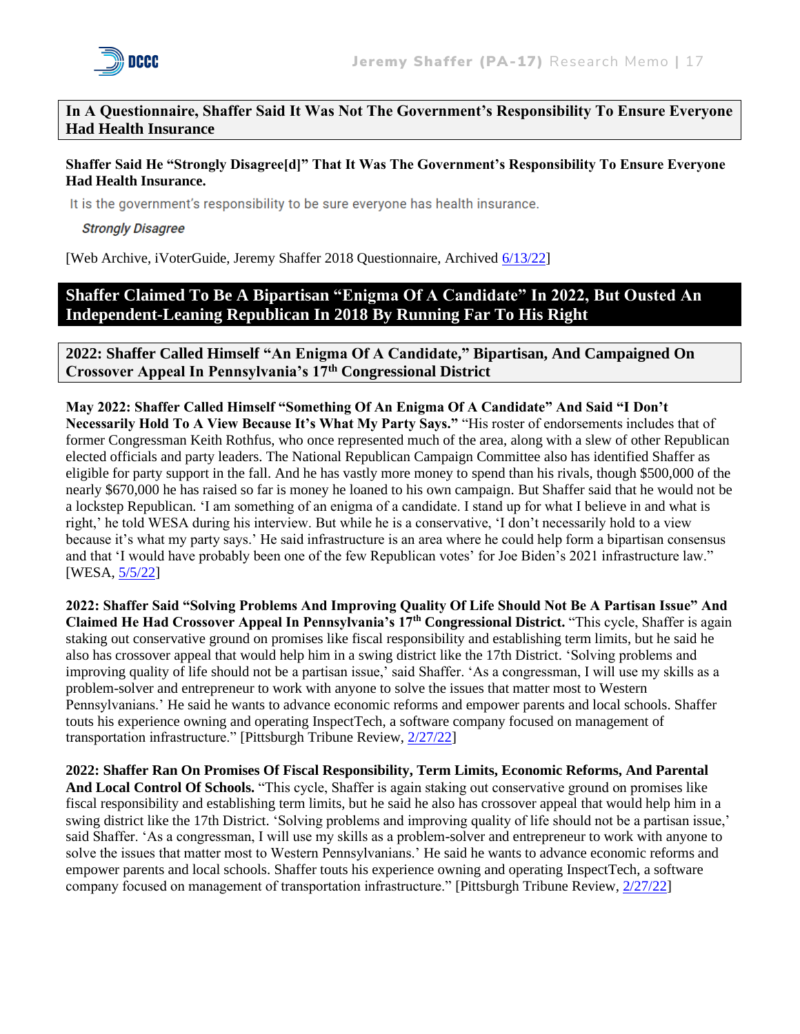### In A Questionnaire, Shaffer Said It Was Not The Government's Responsibility To Ensure Everyone Had Health Insurance

**Shaffer Said He "Strongly Disagree[d]" That It Was The Government's Responsibility To Ensure Everyone Had Health Insurance.**

It is the government's responsibility to be sure everyone has health insurance.

*Strongly Disagree*

[Web Archive, iVoterGuide, Jeremy Shaffer 2018 Questionnaire, Archived 6/13/22]

## Shaffer Claimed To Be A Bipartisan "Enigma Of A Candidate" In 2022, But Ousted An Independent-Leaning Republican In 2018 By Running Far To His Right

### 2022: Shaffer Called Himself "An Enigma Of A Candidate," Bipartisan, And Campaigned On Crossover Appeal In Pennsylvania's 17th Congressional District

**May 2022: Shaffer Called Himself "Something Of An Enigma Of A Candidate" And Said "I Don't Necessarily Hold To A View Because It's What My Party Says."** "His roster of endorsements includes that of former Congressman Keith Rothfus, who once represented much of the area, along with a slew of other Republican elected officials and party leaders. The National Republican Campaign Committee also has identified Shaffer as eligible for party support in the fall. And he has vastly more money to spend than his rivals, though $500,000 of the nearly $670,000 he has raised so far is money he loaned to his own campaign. But Shaffer said that he would not be a lockstep Republican. 'I am something of an enigma of a candidate. I stand up for what I believe in and what is right,' he told WESA during his interview. But while he is a conservative, 'I don't necessarily hold to a view because it's what my party says.' He said infrastructure is an area where he could help form a bipartisan consensus and that 'I would have probably been one of the few Republican votes' for Joe Biden's 2021 infrastructure law." [WESA, 5/5/22]

**2022: Shaffer Said "Solving Problems And Improving Quality Of Life Should Not Be A Partisan Issue" And Claimed He Had Crossover Appeal In Pennsylvania's 17th Congressional District.** "This cycle, Shaffer is again staking out conservative ground on promises like fiscal responsibility and establishing term limits, but he said he also has crossover appeal that would help him in a swing district like the 17th District. 'Solving problems and improving quality of life should not be a partisan issue,' said Shaffer. 'As a congressman, I will use my skills as a problem-solver and entrepreneur to work with anyone to solve the issues that matter most to Western Pennsylvanians.' He said he wants to advance economic reforms and empower parents and local schools. Shaffer touts his experience owning and operating InspectTech, a software company focused on management of transportation infrastructure." [Pittsburgh Tribune Review, 2/27/22]

**2022: Shaffer Ran On Promises Of Fiscal Responsibility, Term Limits, Economic Reforms, And Parental And Local Control Of Schools.** "This cycle, Shaffer is again staking out conservative ground on promises like fiscal responsibility and establishing term limits, but he said he also has crossover appeal that would help him in a swing district like the 17th District. 'Solving problems and improving quality of life should not be a partisan issue,' said Shaffer. 'As a congressman, I will use my skills as a problem-solver and entrepreneur to work with anyone to solve the issues that matter most to Western Pennsylvanians.' He said he wants to advance economic reforms and empower parents and local schools. Shaffer touts his experience owning and operating InspectTech, a software company focused on management of transportation infrastructure." [Pittsburgh Tribune Review, 2/27/22]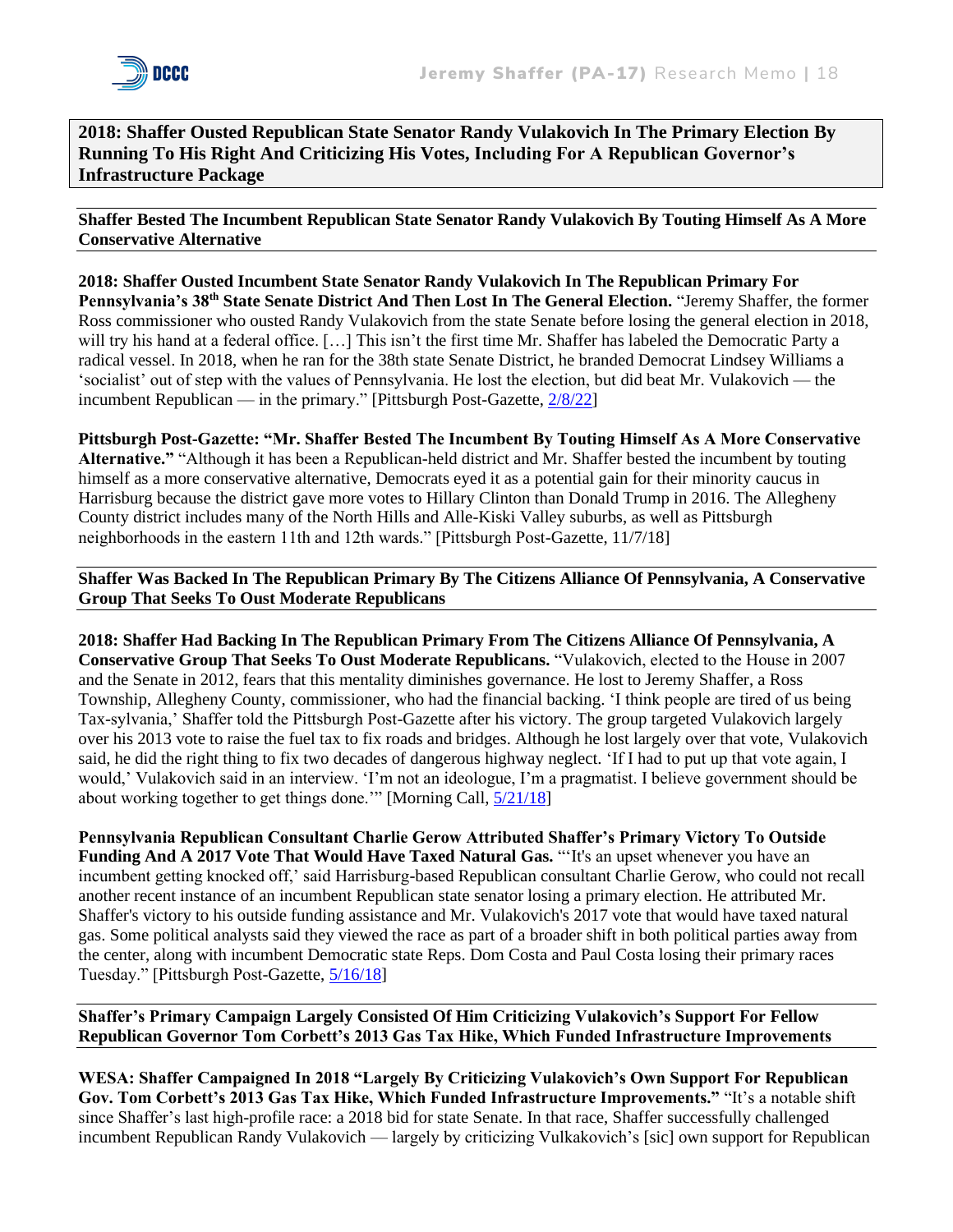## 2018: Shaffer Ousted Republican State Senator Randy Vulakovich In The Primary Election By Running To His Right And Criticizing His Votes, Including For A Republican Governor's Infrastructure Package

### Shaffer Bested The Incumbent Republican State Senator Randy Vulakovich By Touting Himself As A More Conservative Alternative

**2018: Shaffer Ousted Incumbent State Senator Randy Vulakovich In The Republican Primary For Pennsylvania's 38th State Senate District And Then Lost In The General Election.** "Jeremy Shaffer, the former Ross commissioner who ousted Randy Vulakovich from the state Senate before losing the general election in 2018, will try his hand at a federal office. […] This isn't the first time Mr. Shaffer has labeled the Democratic Party a radical vessel. In 2018, when he ran for the 38th state Senate District, he branded Democrat Lindsey Williams a 'socialist' out of step with the values of Pennsylvania. He lost the election, but did beat Mr. Vulakovich — the incumbent Republican — in the primary." [Pittsburgh Post-Gazette, 2/8/22]

**Pittsburgh Post-Gazette: "Mr. Shaffer Bested The Incumbent By Touting Himself As A More Conservative Alternative."** "Although it has been a Republican-held district and Mr. Shaffer bested the incumbent by touting himself as a more conservative alternative, Democrats eyed it as a potential gain for their minority caucus in Harrisburg because the district gave more votes to Hillary Clinton than Donald Trump in 2016. The Allegheny County district includes many of the North Hills and Alle-Kiski Valley suburbs, as well as Pittsburgh neighborhoods in the eastern 11th and 12th wards." [Pittsburgh Post-Gazette, 11/7/18]

### Shaffer Was Backed In The Republican Primary By The Citizens Alliance Of Pennsylvania, A Conservative Group That Seeks To Oust Moderate Republicans

**2018: Shaffer Had Backing In The Republican Primary From The Citizens Alliance Of Pennsylvania, A Conservative Group That Seeks To Oust Moderate Republicans.** "Vulakovich, elected to the House in 2007 and the Senate in 2012, fears that this mentality diminishes governance. He lost to Jeremy Shaffer, a Ross Township, Allegheny County, commissioner, who had the financial backing. 'I think people are tired of us being Tax-sylvania,' Shaffer told the Pittsburgh Post-Gazette after his victory. The group targeted Vulakovich largely over his 2013 vote to raise the fuel tax to fix roads and bridges. Although he lost largely over that vote, Vulakovich said, he did the right thing to fix two decades of dangerous highway neglect. 'If I had to put up that vote again, I would,' Vulakovich said in an interview. 'I'm not an ideologue, I'm a pragmatist. I believe government should be about working together to get things done.'" [Morning Call, 5/21/18]

**Pennsylvania Republican Consultant Charlie Gerow Attributed Shaffer's Primary Victory To Outside Funding And A 2017 Vote That Would Have Taxed Natural Gas.** "'It's an upset whenever you have an incumbent getting knocked off,' said Harrisburg-based Republican consultant Charlie Gerow, who could not recall another recent instance of an incumbent Republican state senator losing a primary election. He attributed Mr. Shaffer's victory to his outside funding assistance and Mr. Vulakovich's 2017 vote that would have taxed natural gas. Some political analysts said they viewed the race as part of a broader shift in both political parties away from the center, along with incumbent Democratic state Reps. Dom Costa and Paul Costa losing their primary races Tuesday." [Pittsburgh Post-Gazette, 5/16/18]

### Shaffer's Primary Campaign Largely Consisted Of Him Criticizing Vulakovich's Support For Fellow Republican Governor Tom Corbett's 2013 Gas Tax Hike, Which Funded Infrastructure Improvements

**WESA: Shaffer Campaigned In 2018 "Largely By Criticizing Vulakovich's Own Support For Republican Gov. Tom Corbett's 2013 Gas Tax Hike, Which Funded Infrastructure Improvements."** "It's a notable shift since Shaffer's last high-profile race: a 2018 bid for state Senate. In that race, Shaffer successfully challenged incumbent Republican Randy Vulakovich — largely by criticizing Vulkakovich's [sic] own support for Republican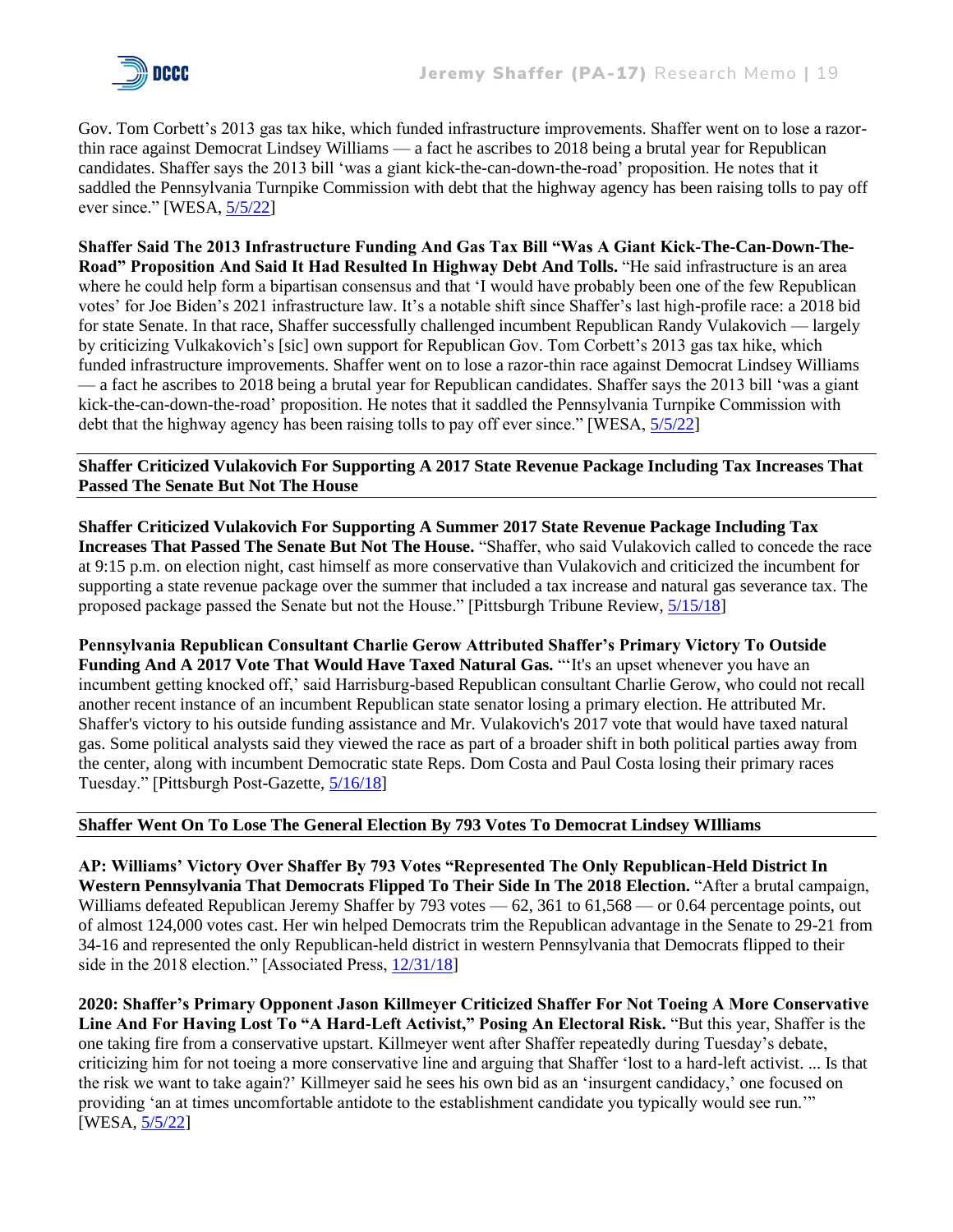Gov. Tom Corbett's 2013 gas tax hike, which funded infrastructure improvements. Shaffer went on to lose a razor-thin race against Democrat Lindsey Williams — a fact he ascribes to 2018 being a brutal year for Republican candidates. Shaffer says the 2013 bill 'was a giant kick-the-can-down-the-road' proposition. He notes that it saddled the Pennsylvania Turnpike Commission with debt that the highway agency has been raising tolls to pay off ever since." [WESA, [5/5/22]]

**Shaffer Said The 2013 Infrastructure Funding And Gas Tax Bill "Was A Giant Kick-The-Can-Down-The-Road" Proposition And Said It Had Resulted In Highway Debt And Tolls.** "He said infrastructure is an area where he could help form a bipartisan consensus and that 'I would have probably been one of the few Republican votes' for Joe Biden's 2021 infrastructure law. It's a notable shift since Shaffer's last high-profile race: a 2018 bid for state Senate. In that race, Shaffer successfully challenged incumbent Republican Randy Vulakovich — largely by criticizing Vulkakovich's [sic] own support for Republican Gov. Tom Corbett's 2013 gas tax hike, which funded infrastructure improvements. Shaffer went on to lose a razor-thin race against Democrat Lindsey Williams — a fact he ascribes to 2018 being a brutal year for Republican candidates. Shaffer says the 2013 bill 'was a giant kick-the-can-down-the-road' proposition. He notes that it saddled the Pennsylvania Turnpike Commission with debt that the highway agency has been raising tolls to pay off ever since." [WESA, [5/5/22]]

**Shaffer Criticized Vulakovich For Supporting A 2017 State Revenue Package Including Tax Increases That Passed The Senate But Not The House**

**Shaffer Criticized Vulakovich For Supporting A Summer 2017 State Revenue Package Including Tax Increases That Passed The Senate But Not The House.** "Shaffer, who said Vulakovich called to concede the race at 9:15 p.m. on election night, cast himself as more conservative than Vulakovich and criticized the incumbent for supporting a state revenue package over the summer that included a tax increase and natural gas severance tax. The proposed package passed the Senate but not the House." [Pittsburgh Tribune Review, [5/15/18]]

**Pennsylvania Republican Consultant Charlie Gerow Attributed Shaffer's Primary Victory To Outside Funding And A 2017 Vote That Would Have Taxed Natural Gas.** "'It's an upset whenever you have an incumbent getting knocked off,' said Harrisburg-based Republican consultant Charlie Gerow, who could not recall another recent instance of an incumbent Republican state senator losing a primary election. He attributed Mr. Shaffer's victory to his outside funding assistance and Mr. Vulakovich's 2017 vote that would have taxed natural gas. Some political analysts said they viewed the race as part of a broader shift in both political parties away from the center, along with incumbent Democratic state Reps. Dom Costa and Paul Costa losing their primary races Tuesday." [Pittsburgh Post-Gazette, [5/16/18]]

**Shaffer Went On To Lose The General Election By 793 Votes To Democrat Lindsey WIlliams**

**AP: Williams' Victory Over Shaffer By 793 Votes "Represented The Only Republican-Held District In Western Pennsylvania That Democrats Flipped To Their Side In The 2018 Election.** "After a brutal campaign, Williams defeated Republican Jeremy Shaffer by 793 votes — 62, 361 to 61,568 — or 0.64 percentage points, out of almost 124,000 votes cast. Her win helped Democrats trim the Republican advantage in the Senate to 29-21 from 34-16 and represented the only Republican-held district in western Pennsylvania that Democrats flipped to their side in the 2018 election." [Associated Press, [12/31/18]]

**2020: Shaffer's Primary Opponent Jason Killmeyer Criticized Shaffer For Not Toeing A More Conservative Line And For Having Lost To "A Hard-Left Activist," Posing An Electoral Risk.** "But this year, Shaffer is the one taking fire from a conservative upstart. Killmeyer went after Shaffer repeatedly during Tuesday's debate, criticizing him for not toeing a more conservative line and arguing that Shaffer 'lost to a hard-left activist. ... Is that the risk we want to take again?' Killmeyer said he sees his own bid as an 'insurgent candidacy,' one focused on providing 'an at times uncomfortable antidote to the establishment candidate you typically would see run.'" [WESA, [5/5/22]]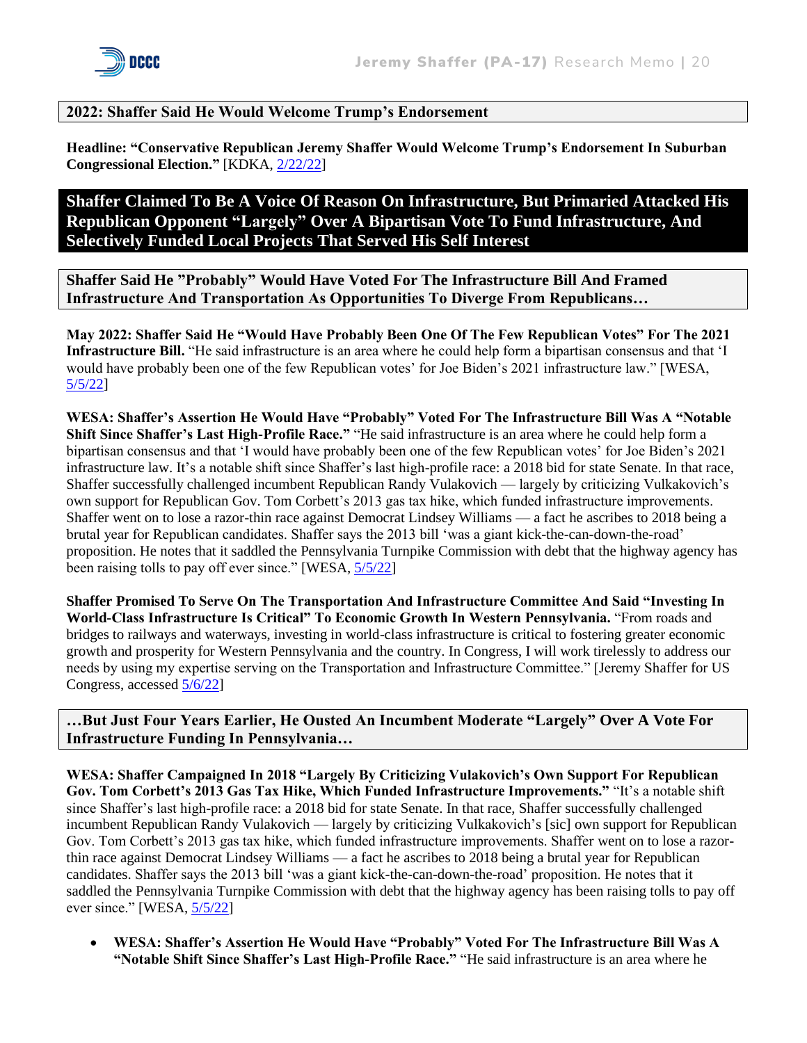**2022: Shaffer Said He Would Welcome Trump's Endorsement**

**Headline: "Conservative Republican Jeremy Shaffer Would Welcome Trump's Endorsement In Suburban Congressional Election."** [KDKA, 2/22/22]

## Shaffer Claimed To Be A Voice Of Reason On Infrastructure, But Primaried Attacked His Republican Opponent "Largely" Over A Bipartisan Vote To Fund Infrastructure, And Selectively Funded Local Projects That Served His Self Interest

**Shaffer Said He "Probably" Would Have Voted For The Infrastructure Bill And Framed Infrastructure And Transportation As Opportunities To Diverge From Republicans…**

**May 2022: Shaffer Said He "Would Have Probably Been One Of The Few Republican Votes" For The 2021 Infrastructure Bill.** "He said infrastructure is an area where he could help form a bipartisan consensus and that 'I would have probably been one of the few Republican votes' for Joe Biden's 2021 infrastructure law." [WESA, 5/5/22]

**WESA: Shaffer's Assertion He Would Have "Probably" Voted For The Infrastructure Bill Was A "Notable Shift Since Shaffer's Last High-Profile Race."** "He said infrastructure is an area where he could help form a bipartisan consensus and that 'I would have probably been one of the few Republican votes' for Joe Biden's 2021 infrastructure law. It's a notable shift since Shaffer's last high-profile race: a 2018 bid for state Senate. In that race, Shaffer successfully challenged incumbent Republican Randy Vulakovich — largely by criticizing Vulkakovich's own support for Republican Gov. Tom Corbett's 2013 gas tax hike, which funded infrastructure improvements. Shaffer went on to lose a razor-thin race against Democrat Lindsey Williams — a fact he ascribes to 2018 being a brutal year for Republican candidates. Shaffer says the 2013 bill 'was a giant kick-the-can-down-the-road' proposition. He notes that it saddled the Pennsylvania Turnpike Commission with debt that the highway agency has been raising tolls to pay off ever since." [WESA, 5/5/22]

**Shaffer Promised To Serve On The Transportation And Infrastructure Committee And Said "Investing In World-Class Infrastructure Is Critical" To Economic Growth In Western Pennsylvania.** "From roads and bridges to railways and waterways, investing in world-class infrastructure is critical to fostering greater economic growth and prosperity for Western Pennsylvania and the country. In Congress, I will work tirelessly to address our needs by using my expertise serving on the Transportation and Infrastructure Committee." [Jeremy Shaffer for US Congress, accessed 5/6/22]

**…But Just Four Years Earlier, He Ousted An Incumbent Moderate "Largely" Over A Vote For Infrastructure Funding In Pennsylvania…**

**WESA: Shaffer Campaigned In 2018 "Largely By Criticizing Vulakovich's Own Support For Republican Gov. Tom Corbett's 2013 Gas Tax Hike, Which Funded Infrastructure Improvements."** "It's a notable shift since Shaffer's last high-profile race: a 2018 bid for state Senate. In that race, Shaffer successfully challenged incumbent Republican Randy Vulakovich — largely by criticizing Vulkakovich's [sic] own support for Republican Gov. Tom Corbett's 2013 gas tax hike, which funded infrastructure improvements. Shaffer went on to lose a razor-thin race against Democrat Lindsey Williams — a fact he ascribes to 2018 being a brutal year for Republican candidates. Shaffer says the 2013 bill 'was a giant kick-the-can-down-the-road' proposition. He notes that it saddled the Pennsylvania Turnpike Commission with debt that the highway agency has been raising tolls to pay off ever since." [WESA, 5/5/22]

- **WESA: Shaffer's Assertion He Would Have "Probably" Voted For The Infrastructure Bill Was A "Notable Shift Since Shaffer's Last High-Profile Race."** "He said infrastructure is an area where he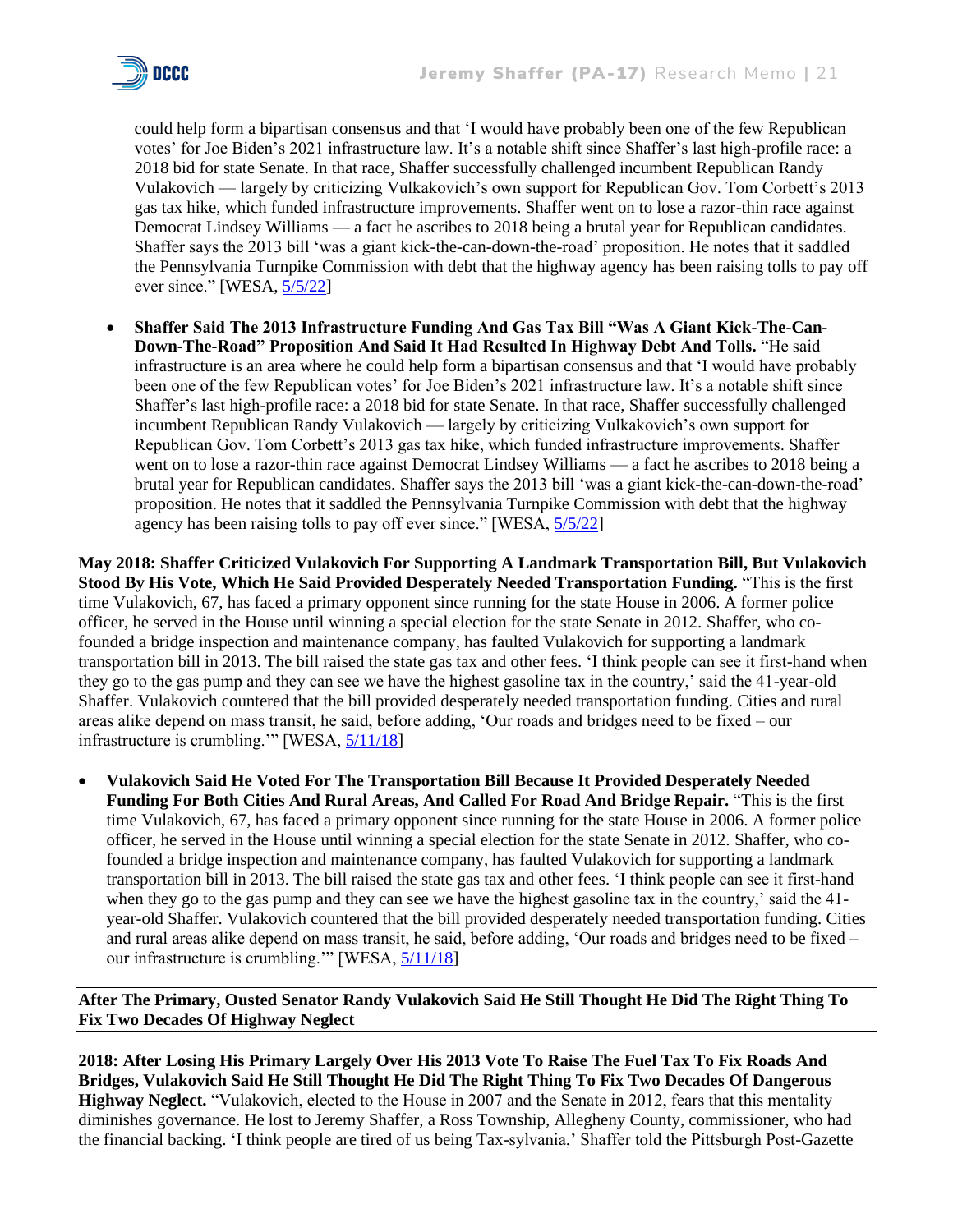could help form a bipartisan consensus and that 'I would have probably been one of the few Republican votes' for Joe Biden's 2021 infrastructure law. It's a notable shift since Shaffer's last high-profile race: a 2018 bid for state Senate. In that race, Shaffer successfully challenged incumbent Republican Randy Vulakovich — largely by criticizing Vulkakovich's own support for Republican Gov. Tom Corbett's 2013 gas tax hike, which funded infrastructure improvements. Shaffer went on to lose a razor-thin race against Democrat Lindsey Williams — a fact he ascribes to 2018 being a brutal year for Republican candidates. Shaffer says the 2013 bill 'was a giant kick-the-can-down-the-road' proposition. He notes that it saddled the Pennsylvania Turnpike Commission with debt that the highway agency has been raising tolls to pay off ever since." [WESA, 5/5/22]

- **Shaffer Said The 2013 Infrastructure Funding And Gas Tax Bill "Was A Giant Kick-The-Can-Down-The-Road" Proposition And Said It Had Resulted In Highway Debt And Tolls.** "He said infrastructure is an area where he could help form a bipartisan consensus and that 'I would have probably been one of the few Republican votes' for Joe Biden's 2021 infrastructure law. It's a notable shift since Shaffer's last high-profile race: a 2018 bid for state Senate. In that race, Shaffer successfully challenged incumbent Republican Randy Vulakovich — largely by criticizing Vulkakovich's own support for Republican Gov. Tom Corbett's 2013 gas tax hike, which funded infrastructure improvements. Shaffer went on to lose a razor-thin race against Democrat Lindsey Williams — a fact he ascribes to 2018 being a brutal year for Republican candidates. Shaffer says the 2013 bill 'was a giant kick-the-can-down-the-road' proposition. He notes that it saddled the Pennsylvania Turnpike Commission with debt that the highway agency has been raising tolls to pay off ever since." [WESA, 5/5/22]

**May 2018: Shaffer Criticized Vulakovich For Supporting A Landmark Transportation Bill, But Vulakovich Stood By His Vote, Which He Said Provided Desperately Needed Transportation Funding.** "This is the first time Vulakovich, 67, has faced a primary opponent since running for the state House in 2006. A former police officer, he served in the House until winning a special election for the state Senate in 2012. Shaffer, who co-founded a bridge inspection and maintenance company, has faulted Vulakovich for supporting a landmark transportation bill in 2013. The bill raised the state gas tax and other fees. 'I think people can see it first-hand when they go to the gas pump and they can see we have the highest gasoline tax in the country,' said the 41-year-old Shaffer. Vulakovich countered that the bill provided desperately needed transportation funding. Cities and rural areas alike depend on mass transit, he said, before adding, 'Our roads and bridges need to be fixed – our infrastructure is crumbling.'" [WESA, 5/11/18]

- **Vulakovich Said He Voted For The Transportation Bill Because It Provided Desperately Needed Funding For Both Cities And Rural Areas, And Called For Road And Bridge Repair.** "This is the first time Vulakovich, 67, has faced a primary opponent since running for the state House in 2006. A former police officer, he served in the House until winning a special election for the state Senate in 2012. Shaffer, who co-founded a bridge inspection and maintenance company, has faulted Vulakovich for supporting a landmark transportation bill in 2013. The bill raised the state gas tax and other fees. 'I think people can see it first-hand when they go to the gas pump and they can see we have the highest gasoline tax in the country,' said the 41-year-old Shaffer. Vulakovich countered that the bill provided desperately needed transportation funding. Cities and rural areas alike depend on mass transit, he said, before adding, 'Our roads and bridges need to be fixed – our infrastructure is crumbling.'" [WESA, 5/11/18]

### After The Primary, Ousted Senator Randy Vulakovich Said He Still Thought He Did The Right Thing To Fix Two Decades Of Highway Neglect

**2018: After Losing His Primary Largely Over His 2013 Vote To Raise The Fuel Tax To Fix Roads And Bridges, Vulakovich Said He Still Thought He Did The Right Thing To Fix Two Decades Of Dangerous Highway Neglect.** "Vulakovich, elected to the House in 2007 and the Senate in 2012, fears that this mentality diminishes governance. He lost to Jeremy Shaffer, a Ross Township, Allegheny County, commissioner, who had the financial backing. 'I think people are tired of us being Tax-sylvania,' Shaffer told the Pittsburgh Post-Gazette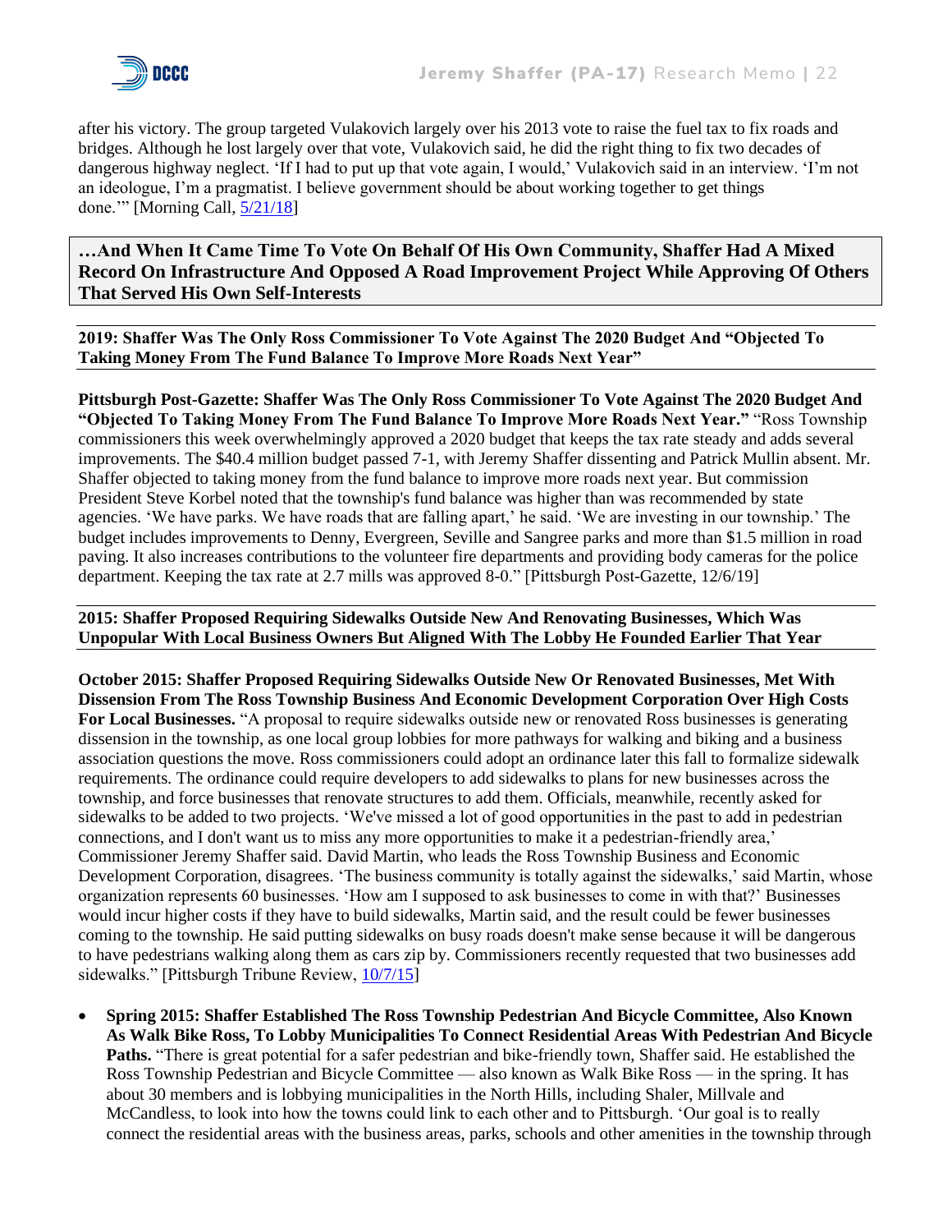after his victory. The group targeted Vulakovich largely over his 2013 vote to raise the fuel tax to fix roads and bridges. Although he lost largely over that vote, Vulakovich said, he did the right thing to fix two decades of dangerous highway neglect. 'If I had to put up that vote again, I would,' Vulakovich said in an interview. 'I'm not an ideologue, I'm a pragmatist. I believe government should be about working together to get things done.'" [Morning Call, 5/21/18]

## …And When It Came Time To Vote On Behalf Of His Own Community, Shaffer Had A Mixed Record On Infrastructure And Opposed A Road Improvement Project While Approving Of Others That Served His Own Self-Interests

### 2019: Shaffer Was The Only Ross Commissioner To Vote Against The 2020 Budget And "Objected To Taking Money From The Fund Balance To Improve More Roads Next Year"

**Pittsburgh Post-Gazette: Shaffer Was The Only Ross Commissioner To Vote Against The 2020 Budget And "Objected To Taking Money From The Fund Balance To Improve More Roads Next Year."** "Ross Township commissioners this week overwhelmingly approved a 2020 budget that keeps the tax rate steady and adds several improvements. The $40.4 million budget passed 7-1, with Jeremy Shaffer dissenting and Patrick Mullin absent. Mr. Shaffer objected to taking money from the fund balance to improve more roads next year. But commission President Steve Korbel noted that the township's fund balance was higher than was recommended by state agencies. 'We have parks. We have roads that are falling apart,' he said. 'We are investing in our township.' The budget includes improvements to Denny, Evergreen, Seville and Sangree parks and more than $1.5 million in road paving. It also increases contributions to the volunteer fire departments and providing body cameras for the police department. Keeping the tax rate at 2.7 mills was approved 8-0." [Pittsburgh Post-Gazette, 12/6/19]

### 2015: Shaffer Proposed Requiring Sidewalks Outside New And Renovating Businesses, Which Was Unpopular With Local Business Owners But Aligned With The Lobby He Founded Earlier That Year

**October 2015: Shaffer Proposed Requiring Sidewalks Outside New Or Renovated Businesses, Met With Dissension From The Ross Township Business And Economic Development Corporation Over High Costs For Local Businesses.** "A proposal to require sidewalks outside new or renovated Ross businesses is generating dissension in the township, as one local group lobbies for more pathways for walking and biking and a business association questions the move. Ross commissioners could adopt an ordinance later this fall to formalize sidewalk requirements. The ordinance could require developers to add sidewalks to plans for new businesses across the township, and force businesses that renovate structures to add them. Officials, meanwhile, recently asked for sidewalks to be added to two projects. 'We've missed a lot of good opportunities in the past to add in pedestrian connections, and I don't want us to miss any more opportunities to make it a pedestrian-friendly area,' Commissioner Jeremy Shaffer said. David Martin, who leads the Ross Township Business and Economic Development Corporation, disagrees. 'The business community is totally against the sidewalks,' said Martin, whose organization represents 60 businesses. 'How am I supposed to ask businesses to come in with that?' Businesses would incur higher costs if they have to build sidewalks, Martin said, and the result could be fewer businesses coming to the township. He said putting sidewalks on busy roads doesn't make sense because it will be dangerous to have pedestrians walking along them as cars zip by. Commissioners recently requested that two businesses add sidewalks." [Pittsburgh Tribune Review, 10/7/15]

- **Spring 2015: Shaffer Established The Ross Township Pedestrian And Bicycle Committee, Also Known As Walk Bike Ross, To Lobby Municipalities To Connect Residential Areas With Pedestrian And Bicycle Paths.** "There is great potential for a safer pedestrian and bike-friendly town, Shaffer said. He established the Ross Township Pedestrian and Bicycle Committee — also known as Walk Bike Ross — in the spring. It has about 30 members and is lobbying municipalities in the North Hills, including Shaler, Millvale and McCandless, to look into how the towns could link to each other and to Pittsburgh. 'Our goal is to really connect the residential areas with the business areas, parks, schools and other amenities in the township through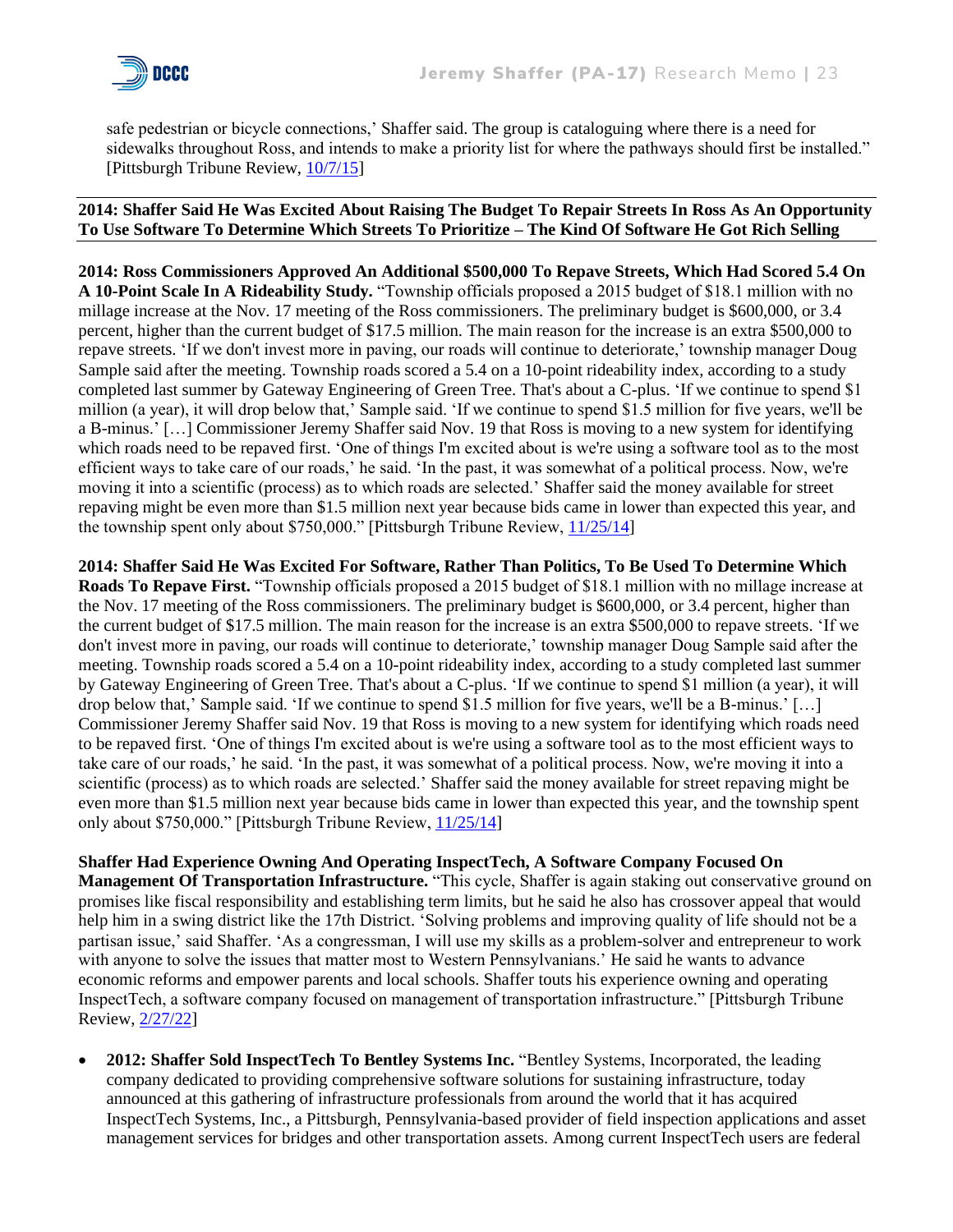safe pedestrian or bicycle connections,' Shaffer said. The group is cataloguing where there is a need for sidewalks throughout Ross, and intends to make a priority list for where the pathways should first be installed." [Pittsburgh Tribune Review, 10/7/15]

**2014: Shaffer Said He Was Excited About Raising The Budget To Repair Streets In Ross As An Opportunity To Use Software To Determine Which Streets To Prioritize – The Kind Of Software He Got Rich Selling**

**2014: Ross Commissioners Approved An Additional $500,000 To Repave Streets, Which Had Scored 5.4 On A 10-Point Scale In A Rideability Study.** "Township officials proposed a 2015 budget of $18.1 million with no millage increase at the Nov. 17 meeting of the Ross commissioners. The preliminary budget is $600,000, or 3.4 percent, higher than the current budget of $17.5 million. The main reason for the increase is an extra $500,000 to repave streets. 'If we don't invest more in paving, our roads will continue to deteriorate,' township manager Doug Sample said after the meeting. Township roads scored a 5.4 on a 10-point rideability index, according to a study completed last summer by Gateway Engineering of Green Tree. That's about a C-plus. 'If we continue to spend $1 million (a year), it will drop below that,' Sample said. 'If we continue to spend $1.5 million for five years, we'll be a B-minus.' […] Commissioner Jeremy Shaffer said Nov. 19 that Ross is moving to a new system for identifying which roads need to be repaved first. 'One of things I'm excited about is we're using a software tool as to the most efficient ways to take care of our roads,' he said. 'In the past, it was somewhat of a political process. Now, we're moving it into a scientific (process) as to which roads are selected.' Shaffer said the money available for street repaving might be even more than $1.5 million next year because bids came in lower than expected this year, and the township spent only about $750,000." [Pittsburgh Tribune Review, 11/25/14]

**2014: Shaffer Said He Was Excited For Software, Rather Than Politics, To Be Used To Determine Which Roads To Repave First.** "Township officials proposed a 2015 budget of $18.1 million with no millage increase at the Nov. 17 meeting of the Ross commissioners. The preliminary budget is $600,000, or 3.4 percent, higher than the current budget of $17.5 million. The main reason for the increase is an extra $500,000 to repave streets. 'If we don't invest more in paving, our roads will continue to deteriorate,' township manager Doug Sample said after the meeting. Township roads scored a 5.4 on a 10-point rideability index, according to a study completed last summer by Gateway Engineering of Green Tree. That's about a C-plus. 'If we continue to spend $1 million (a year), it will drop below that,' Sample said. 'If we continue to spend $1.5 million for five years, we'll be a B-minus.' […] Commissioner Jeremy Shaffer said Nov. 19 that Ross is moving to a new system for identifying which roads need to be repaved first. 'One of things I'm excited about is we're using a software tool as to the most efficient ways to take care of our roads,' he said. 'In the past, it was somewhat of a political process. Now, we're moving it into a scientific (process) as to which roads are selected.' Shaffer said the money available for street repaving might be even more than $1.5 million next year because bids came in lower than expected this year, and the township spent only about $750,000." [Pittsburgh Tribune Review, 11/25/14]

**Shaffer Had Experience Owning And Operating InspectTech, A Software Company Focused On Management Of Transportation Infrastructure.** "This cycle, Shaffer is again staking out conservative ground on promises like fiscal responsibility and establishing term limits, but he said he also has crossover appeal that would help him in a swing district like the 17th District. 'Solving problems and improving quality of life should not be a partisan issue,' said Shaffer. 'As a congressman, I will use my skills as a problem-solver and entrepreneur to work with anyone to solve the issues that matter most to Western Pennsylvanians.' He said he wants to advance economic reforms and empower parents and local schools. Shaffer touts his experience owning and operating InspectTech, a software company focused on management of transportation infrastructure." [Pittsburgh Tribune Review, 2/27/22]

- **2012: Shaffer Sold InspectTech To Bentley Systems Inc.** "Bentley Systems, Incorporated, the leading company dedicated to providing comprehensive software solutions for sustaining infrastructure, today announced at this gathering of infrastructure professionals from around the world that it has acquired InspectTech Systems, Inc., a Pittsburgh, Pennsylvania-based provider of field inspection applications and asset management services for bridges and other transportation assets. Among current InspectTech users are federal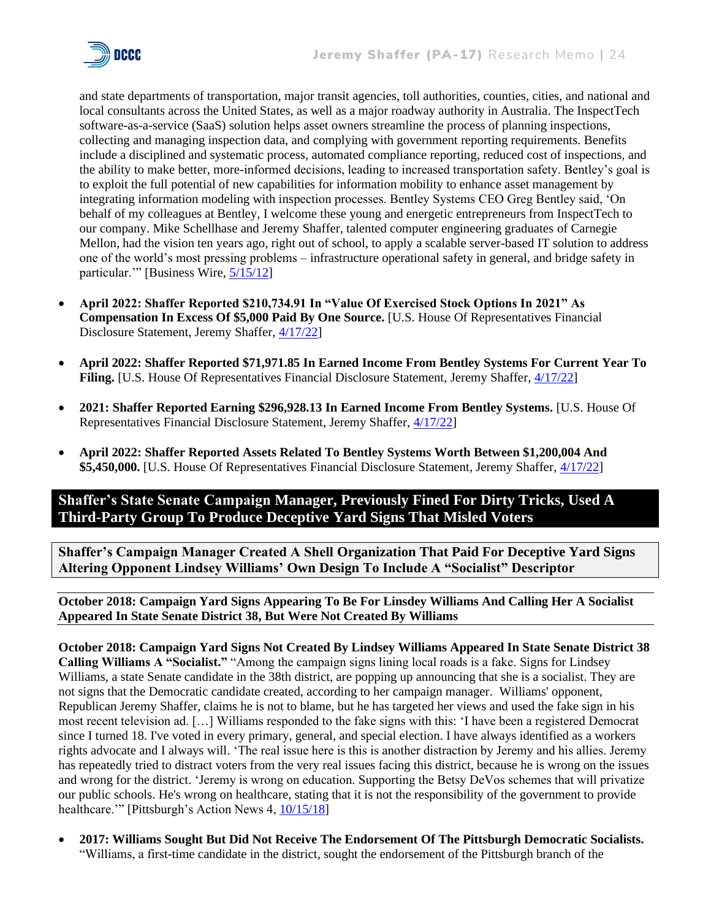and state departments of transportation, major transit agencies, toll authorities, counties, cities, and national and local consultants across the United States, as well as a major roadway authority in Australia. The InspectTech software-as-a-service (SaaS) solution helps asset owners streamline the process of planning inspections, collecting and managing inspection data, and complying with government reporting requirements. Benefits include a disciplined and systematic process, automated compliance reporting, reduced cost of inspections, and the ability to make better, more-informed decisions, leading to increased transportation safety. Bentley's goal is to exploit the full potential of new capabilities for information mobility to enhance asset management by integrating information modeling with inspection processes. Bentley Systems CEO Greg Bentley said, 'On behalf of my colleagues at Bentley, I welcome these young and energetic entrepreneurs from InspectTech to our company. Mike Schellhase and Jeremy Shaffer, talented computer engineering graduates of Carnegie Mellon, had the vision ten years ago, right out of school, to apply a scalable server-based IT solution to address one of the world's most pressing problems – infrastructure operational safety in general, and bridge safety in particular.'" [Business Wire, 5/15/12]

- **April 2022: Shaffer Reported $210,734.91 In "Value Of Exercised Stock Options In 2021" As Compensation In Excess Of $5,000 Paid By One Source.** [U.S. House Of Representatives Financial Disclosure Statement, Jeremy Shaffer, 4/17/22]

- **April 2022: Shaffer Reported $71,971.85 In Earned Income From Bentley Systems For Current Year To Filing.** [U.S. House Of Representatives Financial Disclosure Statement, Jeremy Shaffer, 4/17/22]

- **2021: Shaffer Reported Earning $296,928.13 In Earned Income From Bentley Systems.** [U.S. House Of Representatives Financial Disclosure Statement, Jeremy Shaffer, 4/17/22]

- **April 2022: Shaffer Reported Assets Related To Bentley Systems Worth Between $1,200,004 And $5,450,000.** [U.S. House Of Representatives Financial Disclosure Statement, Jeremy Shaffer, 4/17/22]

## Shaffer's State Senate Campaign Manager, Previously Fined For Dirty Tricks, Used A Third-Party Group To Produce Deceptive Yard Signs That Misled Voters

### Shaffer's Campaign Manager Created A Shell Organization That Paid For Deceptive Yard Signs Altering Opponent Lindsey Williams' Own Design To Include A "Socialist" Descriptor

#### October 2018: Campaign Yard Signs Appearing To Be For Linsdey Williams And Calling Her A Socialist Appeared In State Senate District 38, But Were Not Created By Williams

**October 2018: Campaign Yard Signs Not Created By Lindsey Williams Appeared In State Senate District 38 Calling Williams A "Socialist."** "Among the campaign signs lining local roads is a fake. Signs for Lindsey Williams, a state Senate candidate in the 38th district, are popping up announcing that she is a socialist. They are not signs that the Democratic candidate created, according to her campaign manager. Williams' opponent, Republican Jeremy Shaffer, claims he is not to blame, but he has targeted her views and used the fake sign in his most recent television ad. […] Williams responded to the fake signs with this: 'I have been a registered Democrat since I turned 18. I've voted in every primary, general, and special election. I have always identified as a workers rights advocate and I always will. 'The real issue here is this is another distraction by Jeremy and his allies. Jeremy has repeatedly tried to distract voters from the very real issues facing this district, because he is wrong on the issues and wrong for the district. 'Jeremy is wrong on education. Supporting the Betsy DeVos schemes that will privatize our public schools. He's wrong on healthcare, stating that it is not the responsibility of the government to provide healthcare.'" [Pittsburgh's Action News 4, 10/15/18]

- **2017: Williams Sought But Did Not Receive The Endorsement Of The Pittsburgh Democratic Socialists.** "Williams, a first-time candidate in the district, sought the endorsement of the Pittsburgh branch of the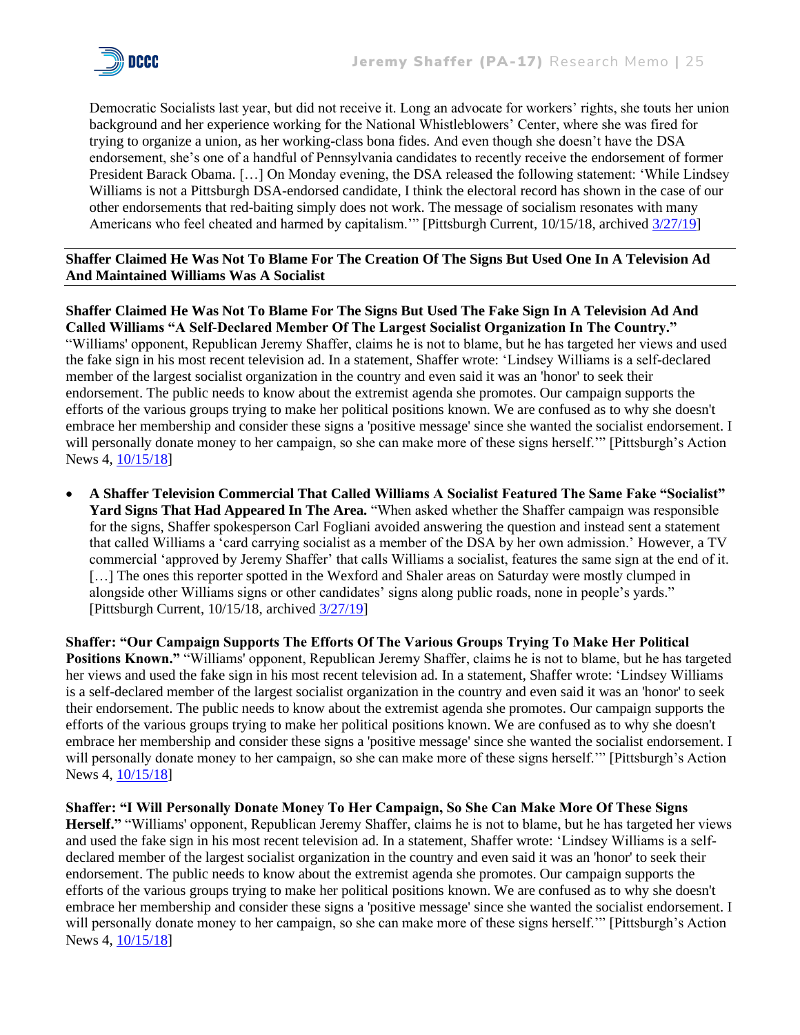Democratic Socialists last year, but did not receive it. Long an advocate for workers' rights, she touts her union background and her experience working for the National Whistleblowers' Center, where she was fired for trying to organize a union, as her working-class bona fides. And even though she doesn't have the DSA endorsement, she's one of a handful of Pennsylvania candidates to recently receive the endorsement of former President Barack Obama. […] On Monday evening, the DSA released the following statement: 'While Lindsey Williams is not a Pittsburgh DSA-endorsed candidate, I think the electoral record has shown in the case of our other endorsements that red-baiting simply does not work. The message of socialism resonates with many Americans who feel cheated and harmed by capitalism.'" [Pittsburgh Current, 10/15/18, archived 3/27/19]

---

**Shaffer Claimed He Was Not To Blame For The Creation Of The Signs But Used One In A Television Ad And Maintained Williams Was A Socialist**

---

**Shaffer Claimed He Was Not To Blame For The Signs But Used The Fake Sign In A Television Ad And Called Williams "A Self-Declared Member Of The Largest Socialist Organization In The Country."** "Williams' opponent, Republican Jeremy Shaffer, claims he is not to blame, but he has targeted her views and used the fake sign in his most recent television ad. In a statement, Shaffer wrote: 'Lindsey Williams is a self-declared member of the largest socialist organization in the country and even said it was an 'honor' to seek their endorsement. The public needs to know about the extremist agenda she promotes. Our campaign supports the efforts of the various groups trying to make her political positions known. We are confused as to why she doesn't embrace her membership and consider these signs a 'positive message' since she wanted the socialist endorsement. I will personally donate money to her campaign, so she can make more of these signs herself.'" [Pittsburgh's Action News 4, 10/15/18]

- **A Shaffer Television Commercial That Called Williams A Socialist Featured The Same Fake "Socialist" Yard Signs That Had Appeared In The Area.** "When asked whether the Shaffer campaign was responsible for the signs, Shaffer spokesperson Carl Fogliani avoided answering the question and instead sent a statement that called Williams a 'card carrying socialist as a member of the DSA by her own admission.' However, a TV commercial 'approved by Jeremy Shaffer' that calls Williams a socialist, features the same sign at the end of it. […] The ones this reporter spotted in the Wexford and Shaler areas on Saturday were mostly clumped in alongside other Williams signs or other candidates' signs along public roads, none in people's yards." [Pittsburgh Current, 10/15/18, archived 3/27/19]

**Shaffer: "Our Campaign Supports The Efforts Of The Various Groups Trying To Make Her Political Positions Known."** "Williams' opponent, Republican Jeremy Shaffer, claims he is not to blame, but he has targeted her views and used the fake sign in his most recent television ad. In a statement, Shaffer wrote: 'Lindsey Williams is a self-declared member of the largest socialist organization in the country and even said it was an 'honor' to seek their endorsement. The public needs to know about the extremist agenda she promotes. Our campaign supports the efforts of the various groups trying to make her political positions known. We are confused as to why she doesn't embrace her membership and consider these signs a 'positive message' since she wanted the socialist endorsement. I will personally donate money to her campaign, so she can make more of these signs herself.'" [Pittsburgh's Action News 4, 10/15/18]

**Shaffer: "I Will Personally Donate Money To Her Campaign, So She Can Make More Of These Signs Herself."** "Williams' opponent, Republican Jeremy Shaffer, claims he is not to blame, but he has targeted her views and used the fake sign in his most recent television ad. In a statement, Shaffer wrote: 'Lindsey Williams is a self-declared member of the largest socialist organization in the country and even said it was an 'honor' to seek their endorsement. The public needs to know about the extremist agenda she promotes. Our campaign supports the efforts of the various groups trying to make her political positions known. We are confused as to why she doesn't embrace her membership and consider these signs a 'positive message' since she wanted the socialist endorsement. I will personally donate money to her campaign, so she can make more of these signs herself.'" [Pittsburgh's Action News 4, 10/15/18]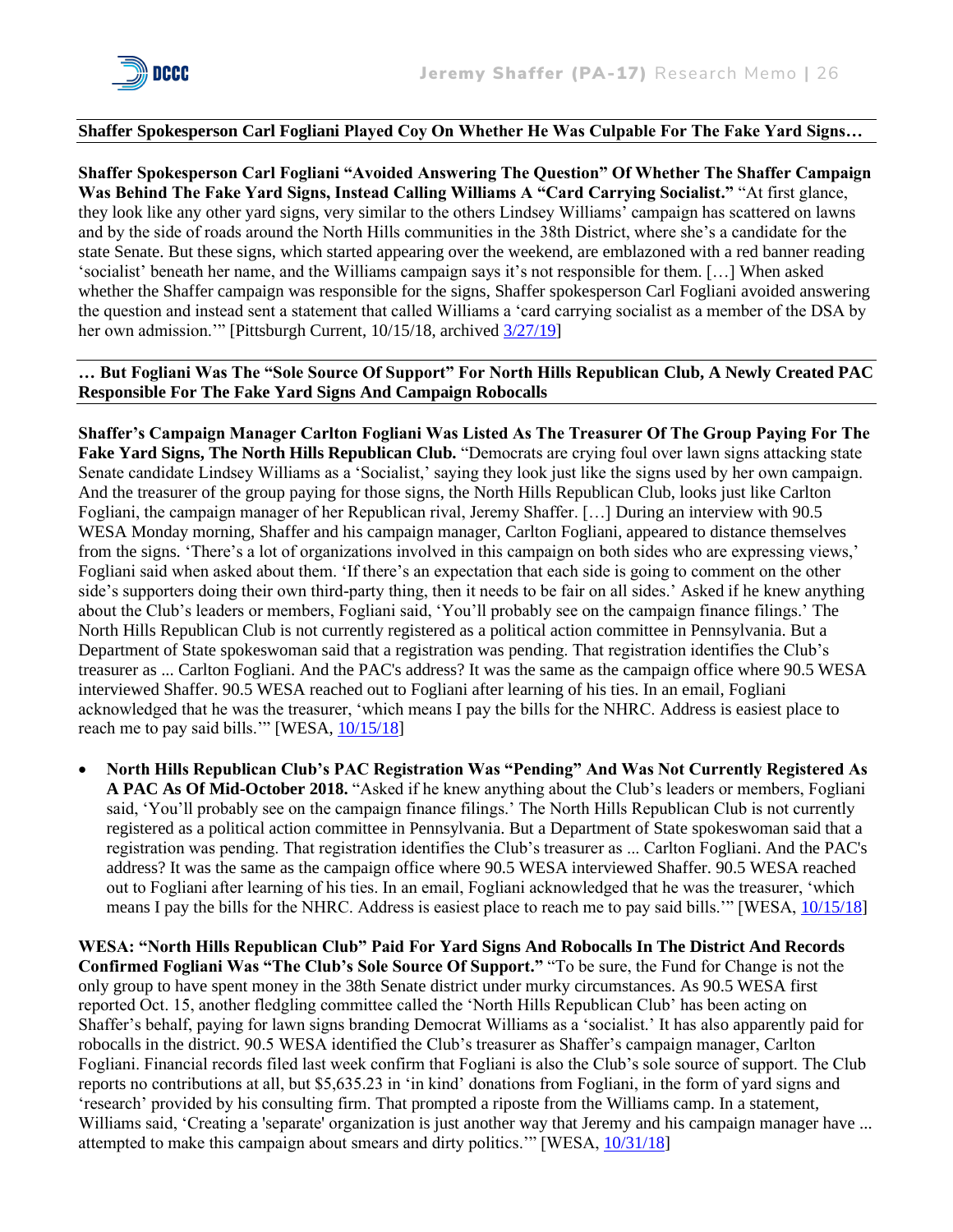**Shaffer Spokesperson Carl Fogliani Played Coy On Whether He Was Culpable For The Fake Yard Signs…**

**Shaffer Spokesperson Carl Fogliani "Avoided Answering The Question" Of Whether The Shaffer Campaign Was Behind The Fake Yard Signs, Instead Calling Williams A "Card Carrying Socialist."** "At first glance, they look like any other yard signs, very similar to the others Lindsey Williams' campaign has scattered on lawns and by the side of roads around the North Hills communities in the 38th District, where she's a candidate for the state Senate. But these signs, which started appearing over the weekend, are emblazoned with a red banner reading 'socialist' beneath her name, and the Williams campaign says it's not responsible for them. […] When asked whether the Shaffer campaign was responsible for the signs, Shaffer spokesperson Carl Fogliani avoided answering the question and instead sent a statement that called Williams a 'card carrying socialist as a member of the DSA by her own admission.'" [Pittsburgh Current, 10/15/18, archived 3/27/19]

**… But Fogliani Was The "Sole Source Of Support" For North Hills Republican Club, A Newly Created PAC Responsible For The Fake Yard Signs And Campaign Robocalls**

**Shaffer's Campaign Manager Carlton Fogliani Was Listed As The Treasurer Of The Group Paying For The Fake Yard Signs, The North Hills Republican Club.** "Democrats are crying foul over lawn signs attacking state Senate candidate Lindsey Williams as a 'Socialist,' saying they look just like the signs used by her own campaign. And the treasurer of the group paying for those signs, the North Hills Republican Club, looks just like Carlton Fogliani, the campaign manager of her Republican rival, Jeremy Shaffer. […] During an interview with 90.5 WESA Monday morning, Shaffer and his campaign manager, Carlton Fogliani, appeared to distance themselves from the signs. 'There's a lot of organizations involved in this campaign on both sides who are expressing views,' Fogliani said when asked about them. 'If there's an expectation that each side is going to comment on the other side's supporters doing their own third-party thing, then it needs to be fair on all sides.' Asked if he knew anything about the Club's leaders or members, Fogliani said, 'You'll probably see on the campaign finance filings.' The North Hills Republican Club is not currently registered as a political action committee in Pennsylvania. But a Department of State spokeswoman said that a registration was pending. That registration identifies the Club's treasurer as ... Carlton Fogliani. And the PAC's address? It was the same as the campaign office where 90.5 WESA interviewed Shaffer. 90.5 WESA reached out to Fogliani after learning of his ties. In an email, Fogliani acknowledged that he was the treasurer, 'which means I pay the bills for the NHRC. Address is easiest place to reach me to pay said bills.'" [WESA, 10/15/18]

- **North Hills Republican Club's PAC Registration Was "Pending" And Was Not Currently Registered As A PAC As Of Mid-October 2018.** "Asked if he knew anything about the Club's leaders or members, Fogliani said, 'You'll probably see on the campaign finance filings.' The North Hills Republican Club is not currently registered as a political action committee in Pennsylvania. But a Department of State spokeswoman said that a registration was pending. That registration identifies the Club's treasurer as ... Carlton Fogliani. And the PAC's address? It was the same as the campaign office where 90.5 WESA interviewed Shaffer. 90.5 WESA reached out to Fogliani after learning of his ties. In an email, Fogliani acknowledged that he was the treasurer, 'which means I pay the bills for the NHRC. Address is easiest place to reach me to pay said bills.'" [WESA, 10/15/18]

**WESA: "North Hills Republican Club" Paid For Yard Signs And Robocalls In The District And Records Confirmed Fogliani Was "The Club's Sole Source Of Support."** "To be sure, the Fund for Change is not the only group to have spent money in the 38th Senate district under murky circumstances. As 90.5 WESA first reported Oct. 15, another fledgling committee called the 'North Hills Republican Club' has been acting on Shaffer's behalf, paying for lawn signs branding Democrat Williams as a 'socialist.' It has also apparently paid for robocalls in the district. 90.5 WESA identified the Club's treasurer as Shaffer's campaign manager, Carlton Fogliani. Financial records filed last week confirm that Fogliani is also the Club's sole source of support. The Club reports no contributions at all, but $5,635.23 in 'in kind' donations from Fogliani, in the form of yard signs and 'research' provided by his consulting firm. That prompted a riposte from the Williams camp. In a statement, Williams said, 'Creating a 'separate' organization is just another way that Jeremy and his campaign manager have ... attempted to make this campaign about smears and dirty politics.'" [WESA, 10/31/18]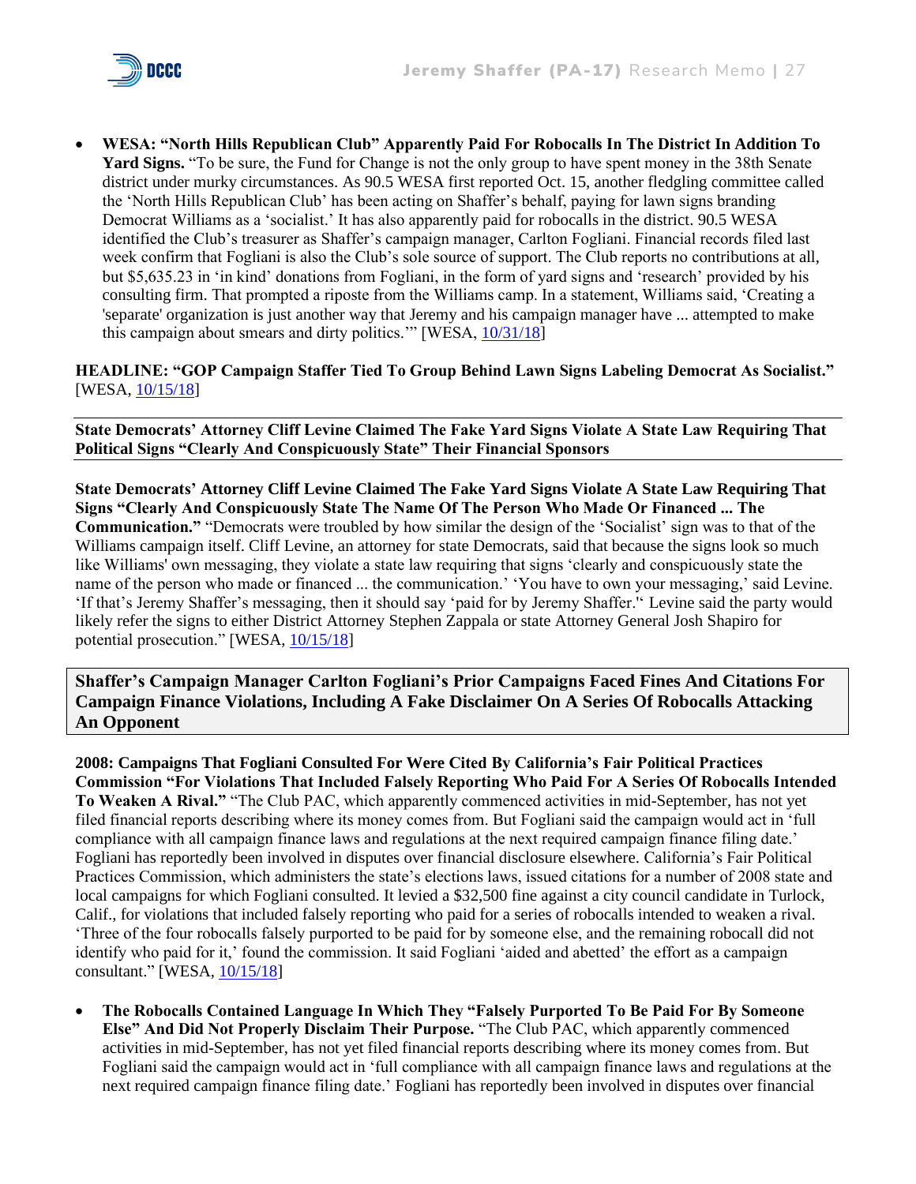- **WESA: "North Hills Republican Club" Apparently Paid For Robocalls In The District In Addition To Yard Signs.** "To be sure, the Fund for Change is not the only group to have spent money in the 38th Senate district under murky circumstances. As 90.5 WESA first reported Oct. 15, another fledgling committee called the 'North Hills Republican Club' has been acting on Shaffer's behalf, paying for lawn signs branding Democrat Williams as a 'socialist.' It has also apparently paid for robocalls in the district. 90.5 WESA identified the Club's treasurer as Shaffer's campaign manager, Carlton Fogliani. Financial records filed last week confirm that Fogliani is also the Club's sole source of support. The Club reports no contributions at all, but $5,635.23 in 'in kind' donations from Fogliani, in the form of yard signs and 'research' provided by his consulting firm. That prompted a riposte from the Williams camp. In a statement, Williams said, 'Creating a 'separate' organization is just another way that Jeremy and his campaign manager have ... attempted to make this campaign about smears and dirty politics.'" [WESA, 10/31/18]

**HEADLINE: "GOP Campaign Staffer Tied To Group Behind Lawn Signs Labeling Democrat As Socialist."** [WESA, 10/15/18]

---

**State Democrats' Attorney Cliff Levine Claimed The Fake Yard Signs Violate A State Law Requiring That Political Signs "Clearly And Conspicuously State" Their Financial Sponsors**

---

**State Democrats' Attorney Cliff Levine Claimed The Fake Yard Signs Violate A State Law Requiring That Signs "Clearly And Conspicuously State The Name Of The Person Who Made Or Financed ... The Communication."** "Democrats were troubled by how similar the design of the 'Socialist' sign was to that of the Williams campaign itself. Cliff Levine, an attorney for state Democrats, said that because the signs look so much like Williams' own messaging, they violate a state law requiring that signs 'clearly and conspicuously state the name of the person who made or financed ... the communication.' 'You have to own your messaging,' said Levine. 'If that's Jeremy Shaffer's messaging, then it should say 'paid for by Jeremy Shaffer.'' Levine said the party would likely refer the signs to either District Attorney Stephen Zappala or state Attorney General Josh Shapiro for potential prosecution." [WESA, 10/15/18]

**Shaffer's Campaign Manager Carlton Fogliani's Prior Campaigns Faced Fines And Citations For Campaign Finance Violations, Including A Fake Disclaimer On A Series Of Robocalls Attacking An Opponent**

**2008: Campaigns That Fogliani Consulted For Were Cited By California's Fair Political Practices Commission "For Violations That Included Falsely Reporting Who Paid For A Series Of Robocalls Intended To Weaken A Rival."** "The Club PAC, which apparently commenced activities in mid-September, has not yet filed financial reports describing where its money comes from. But Fogliani said the campaign would act in 'full compliance with all campaign finance laws and regulations at the next required campaign finance filing date.' Fogliani has reportedly been involved in disputes over financial disclosure elsewhere. California's Fair Political Practices Commission, which administers the state's elections laws, issued citations for a number of 2008 state and local campaigns for which Fogliani consulted. It levied a $32,500 fine against a city council candidate in Turlock, Calif., for violations that included falsely reporting who paid for a series of robocalls intended to weaken a rival. 'Three of the four robocalls falsely purported to be paid for by someone else, and the remaining robocall did not identify who paid for it,' found the commission. It said Fogliani 'aided and abetted' the effort as a campaign consultant." [WESA, 10/15/18]

- **The Robocalls Contained Language In Which They "Falsely Purported To Be Paid For By Someone Else" And Did Not Properly Disclaim Their Purpose.** "The Club PAC, which apparently commenced activities in mid-September, has not yet filed financial reports describing where its money comes from. But Fogliani said the campaign would act in 'full compliance with all campaign finance laws and regulations at the next required campaign finance filing date.' Fogliani has reportedly been involved in disputes over financial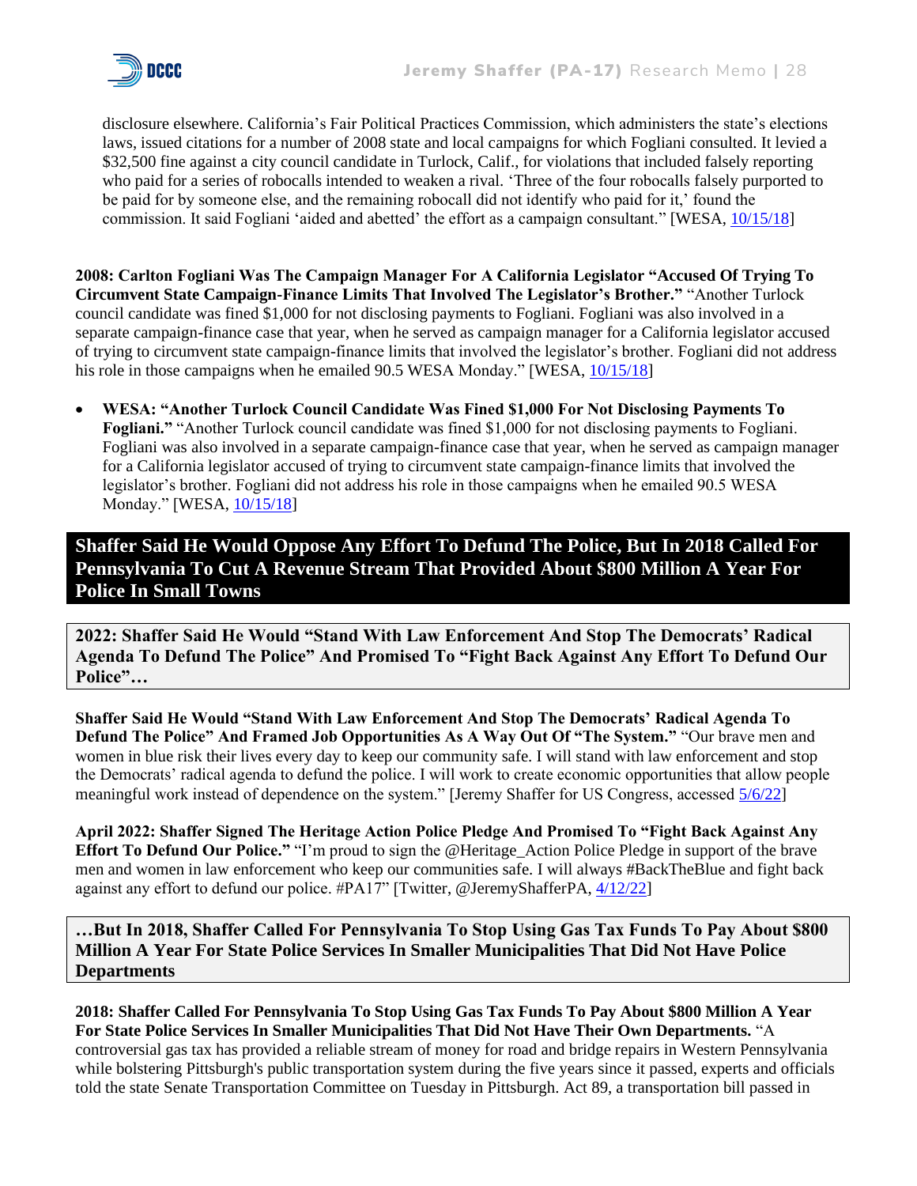disclosure elsewhere. California's Fair Political Practices Commission, which administers the state's elections laws, issued citations for a number of 2008 state and local campaigns for which Fogliani consulted. It levied a $32,500 fine against a city council candidate in Turlock, Calif., for violations that included falsely reporting who paid for a series of robocalls intended to weaken a rival. 'Three of the four robocalls falsely purported to be paid for by someone else, and the remaining robocall did not identify who paid for it,' found the commission. It said Fogliani 'aided and abetted' the effort as a campaign consultant." [WESA, 10/15/18]

**2008: Carlton Fogliani Was The Campaign Manager For A California Legislator "Accused Of Trying To Circumvent State Campaign-Finance Limits That Involved The Legislator's Brother."** "Another Turlock council candidate was fined $1,000 for not disclosing payments to Fogliani. Fogliani was also involved in a separate campaign-finance case that year, when he served as campaign manager for a California legislator accused of trying to circumvent state campaign-finance limits that involved the legislator's brother. Fogliani did not address his role in those campaigns when he emailed 90.5 WESA Monday." [WESA, 10/15/18]

- **WESA: "Another Turlock Council Candidate Was Fined $1,000 For Not Disclosing Payments To Fogliani."** "Another Turlock council candidate was fined $1,000 for not disclosing payments to Fogliani. Fogliani was also involved in a separate campaign-finance case that year, when he served as campaign manager for a California legislator accused of trying to circumvent state campaign-finance limits that involved the legislator's brother. Fogliani did not address his role in those campaigns when he emailed 90.5 WESA Monday." [WESA, 10/15/18]

## Shaffer Said He Would Oppose Any Effort To Defund The Police, But In 2018 Called For Pennsylvania To Cut A Revenue Stream That Provided About $800 Million A Year For Police In Small Towns

### 2022: Shaffer Said He Would "Stand With Law Enforcement And Stop The Democrats' Radical Agenda To Defund The Police" And Promised To "Fight Back Against Any Effort To Defund Our Police"…

**Shaffer Said He Would "Stand With Law Enforcement And Stop The Democrats' Radical Agenda To Defund The Police" And Framed Job Opportunities As A Way Out Of "The System."** "Our brave men and women in blue risk their lives every day to keep our community safe. I will stand with law enforcement and stop the Democrats' radical agenda to defund the police. I will work to create economic opportunities that allow people meaningful work instead of dependence on the system." [Jeremy Shaffer for US Congress, accessed 5/6/22]

**April 2022: Shaffer Signed The Heritage Action Police Pledge And Promised To "Fight Back Against Any Effort To Defund Our Police."** "I'm proud to sign the @Heritage_Action Police Pledge in support of the brave men and women in law enforcement who keep our communities safe. I will always #BackTheBlue and fight back against any effort to defund our police. #PA17" [Twitter, @JeremyShafferPA, 4/12/22]

### …But In 2018, Shaffer Called For Pennsylvania To Stop Using Gas Tax Funds To Pay About $800 Million A Year For State Police Services In Smaller Municipalities That Did Not Have Police Departments

**2018: Shaffer Called For Pennsylvania To Stop Using Gas Tax Funds To Pay About $800 Million A Year For State Police Services In Smaller Municipalities That Did Not Have Their Own Departments.** "A controversial gas tax has provided a reliable stream of money for road and bridge repairs in Western Pennsylvania while bolstering Pittsburgh's public transportation system during the five years since it passed, experts and officials told the state Senate Transportation Committee on Tuesday in Pittsburgh. Act 89, a transportation bill passed in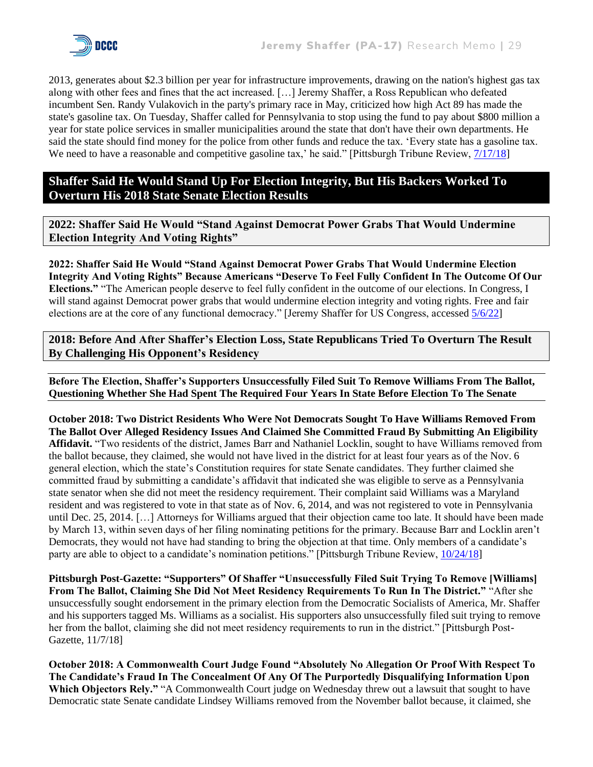2013, generates about $2.3 billion per year for infrastructure improvements, drawing on the nation's highest gas tax along with other fees and fines that the act increased. […] Jeremy Shaffer, a Ross Republican who defeated incumbent Sen. Randy Vulakovich in the party's primary race in May, criticized how high Act 89 has made the state's gasoline tax. On Tuesday, Shaffer called for Pennsylvania to stop using the fund to pay about $800 million a year for state police services in smaller municipalities around the state that don't have their own departments. He said the state should find money for the police from other funds and reduce the tax. 'Every state has a gasoline tax. We need to have a reasonable and competitive gasoline tax,' he said." [Pittsburgh Tribune Review, 7/17/18]

## Shaffer Said He Would Stand Up For Election Integrity, But His Backers Worked To Overturn His 2018 State Senate Election Results

### 2022: Shaffer Said He Would "Stand Against Democrat Power Grabs That Would Undermine Election Integrity And Voting Rights"

**2022: Shaffer Said He Would "Stand Against Democrat Power Grabs That Would Undermine Election Integrity And Voting Rights" Because Americans "Deserve To Feel Fully Confident In The Outcome Of Our Elections."** "The American people deserve to feel fully confident in the outcome of our elections. In Congress, I will stand against Democrat power grabs that would undermine election integrity and voting rights. Free and fair elections are at the core of any functional democracy." [Jeremy Shaffer for US Congress, accessed 5/6/22]

### 2018: Before And After Shaffer's Election Loss, State Republicans Tried To Overturn The Result By Challenging His Opponent's Residency

#### Before The Election, Shaffer's Supporters Unsuccessfully Filed Suit To Remove Williams From The Ballot, Questioning Whether She Had Spent The Required Four Years In State Before Election To The Senate

**October 2018: Two District Residents Who Were Not Democrats Sought To Have Williams Removed From The Ballot Over Alleged Residency Issues And Claimed She Committed Fraud By Submitting An Eligibility Affidavit.** "Two residents of the district, James Barr and Nathaniel Locklin, sought to have Williams removed from the ballot because, they claimed, she would not have lived in the district for at least four years as of the Nov. 6 general election, which the state's Constitution requires for state Senate candidates. They further claimed she committed fraud by submitting a candidate's affidavit that indicated she was eligible to serve as a Pennsylvania state senator when she did not meet the residency requirement. Their complaint said Williams was a Maryland resident and was registered to vote in that state as of Nov. 6, 2014, and was not registered to vote in Pennsylvania until Dec. 25, 2014. […] Attorneys for Williams argued that their objection came too late. It should have been made by March 13, within seven days of her filing nominating petitions for the primary. Because Barr and Locklin aren't Democrats, they would not have had standing to bring the objection at that time. Only members of a candidate's party are able to object to a candidate's nomination petitions." [Pittsburgh Tribune Review, 10/24/18]

**Pittsburgh Post-Gazette: "Supporters" Of Shaffer "Unsuccessfully Filed Suit Trying To Remove [Williams] From The Ballot, Claiming She Did Not Meet Residency Requirements To Run In The District."** "After she unsuccessfully sought endorsement in the primary election from the Democratic Socialists of America, Mr. Shaffer and his supporters tagged Ms. Williams as a socialist. His supporters also unsuccessfully filed suit trying to remove her from the ballot, claiming she did not meet residency requirements to run in the district." [Pittsburgh Post-Gazette, 11/7/18]

**October 2018: A Commonwealth Court Judge Found "Absolutely No Allegation Or Proof With Respect To The Candidate's Fraud In The Concealment Of Any Of The Purportedly Disqualifying Information Upon Which Objectors Rely."** "A Commonwealth Court judge on Wednesday threw out a lawsuit that sought to have Democratic state Senate candidate Lindsey Williams removed from the November ballot because, it claimed, she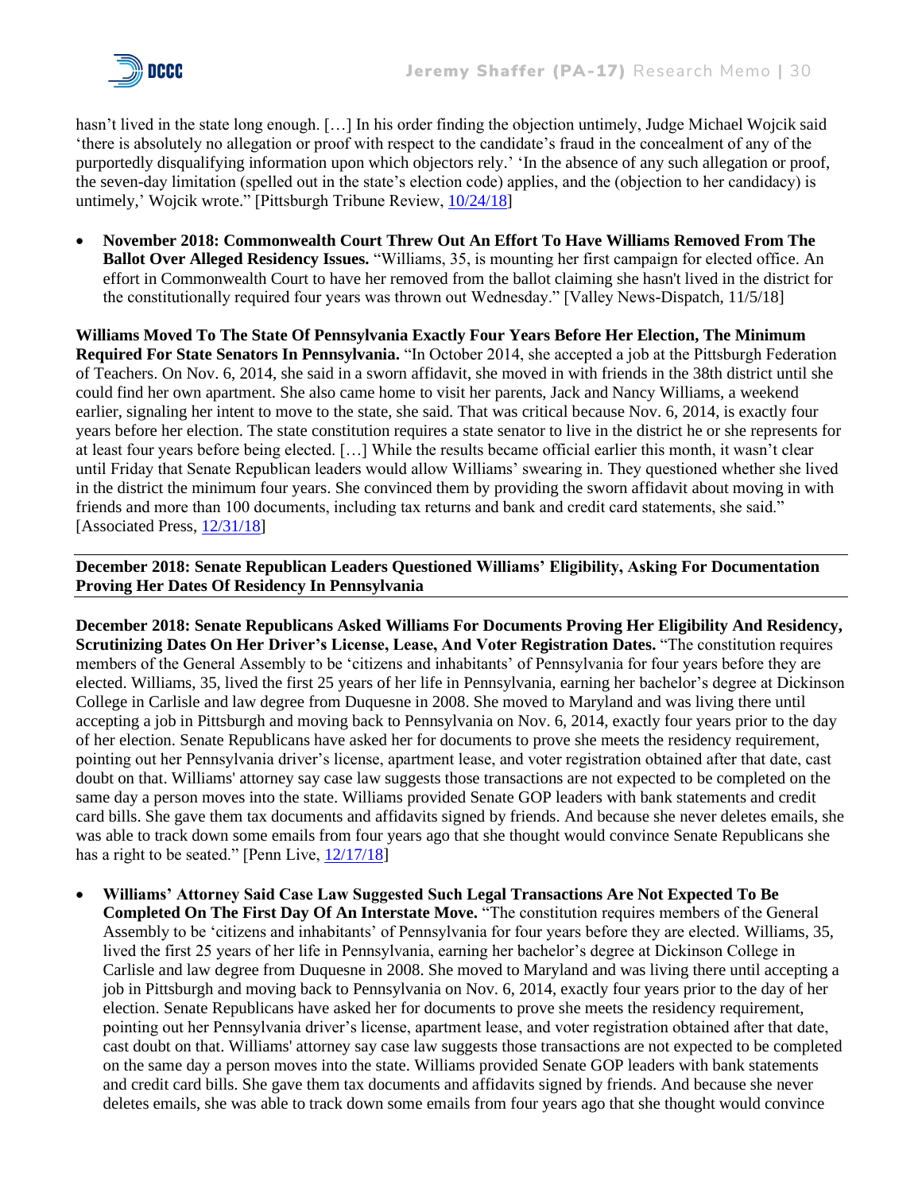hasn't lived in the state long enough. […] In his order finding the objection untimely, Judge Michael Wojcik said 'there is absolutely no allegation or proof with respect to the candidate's fraud in the concealment of any of the purportedly disqualifying information upon which objectors rely.' 'In the absence of any such allegation or proof, the seven-day limitation (spelled out in the state's election code) applies, and the (objection to her candidacy) is untimely,' Wojcik wrote." [Pittsburgh Tribune Review, 10/24/18]

- **November 2018: Commonwealth Court Threw Out An Effort To Have Williams Removed From The Ballot Over Alleged Residency Issues.** "Williams, 35, is mounting her first campaign for elected office. An effort in Commonwealth Court to have her removed from the ballot claiming she hasn't lived in the district for the constitutionally required four years was thrown out Wednesday." [Valley News-Dispatch, 11/5/18]

**Williams Moved To The State Of Pennsylvania Exactly Four Years Before Her Election, The Minimum Required For State Senators In Pennsylvania.** "In October 2014, she accepted a job at the Pittsburgh Federation of Teachers. On Nov. 6, 2014, she said in a sworn affidavit, she moved in with friends in the 38th district until she could find her own apartment. She also came home to visit her parents, Jack and Nancy Williams, a weekend earlier, signaling her intent to move to the state, she said. That was critical because Nov. 6, 2014, is exactly four years before her election. The state constitution requires a state senator to live in the district he or she represents for at least four years before being elected. […] While the results became official earlier this month, it wasn't clear until Friday that Senate Republican leaders would allow Williams' swearing in. They questioned whether she lived in the district the minimum four years. She convinced them by providing the sworn affidavit about moving in with friends and more than 100 documents, including tax returns and bank and credit card statements, she said." [Associated Press, 12/31/18]

---

**December 2018: Senate Republican Leaders Questioned Williams' Eligibility, Asking For Documentation Proving Her Dates Of Residency In Pennsylvania**

---

**December 2018: Senate Republicans Asked Williams For Documents Proving Her Eligibility And Residency, Scrutinizing Dates On Her Driver's License, Lease, And Voter Registration Dates.** "The constitution requires members of the General Assembly to be 'citizens and inhabitants' of Pennsylvania for four years before they are elected. Williams, 35, lived the first 25 years of her life in Pennsylvania, earning her bachelor's degree at Dickinson College in Carlisle and law degree from Duquesne in 2008. She moved to Maryland and was living there until accepting a job in Pittsburgh and moving back to Pennsylvania on Nov. 6, 2014, exactly four years prior to the day of her election. Senate Republicans have asked her for documents to prove she meets the residency requirement, pointing out her Pennsylvania driver's license, apartment lease, and voter registration obtained after that date, cast doubt on that. Williams' attorney say case law suggests those transactions are not expected to be completed on the same day a person moves into the state. Williams provided Senate GOP leaders with bank statements and credit card bills. She gave them tax documents and affidavits signed by friends. And because she never deletes emails, she was able to track down some emails from four years ago that she thought would convince Senate Republicans she has a right to be seated." [Penn Live, 12/17/18]

- **Williams' Attorney Said Case Law Suggested Such Legal Transactions Are Not Expected To Be Completed On The First Day Of An Interstate Move.** "The constitution requires members of the General Assembly to be 'citizens and inhabitants' of Pennsylvania for four years before they are elected. Williams, 35, lived the first 25 years of her life in Pennsylvania, earning her bachelor's degree at Dickinson College in Carlisle and law degree from Duquesne in 2008. She moved to Maryland and was living there until accepting a job in Pittsburgh and moving back to Pennsylvania on Nov. 6, 2014, exactly four years prior to the day of her election. Senate Republicans have asked her for documents to prove she meets the residency requirement, pointing out her Pennsylvania driver's license, apartment lease, and voter registration obtained after that date, cast doubt on that. Williams' attorney say case law suggests those transactions are not expected to be completed on the same day a person moves into the state. Williams provided Senate GOP leaders with bank statements and credit card bills. She gave them tax documents and affidavits signed by friends. And because she never deletes emails, she was able to track down some emails from four years ago that she thought would convince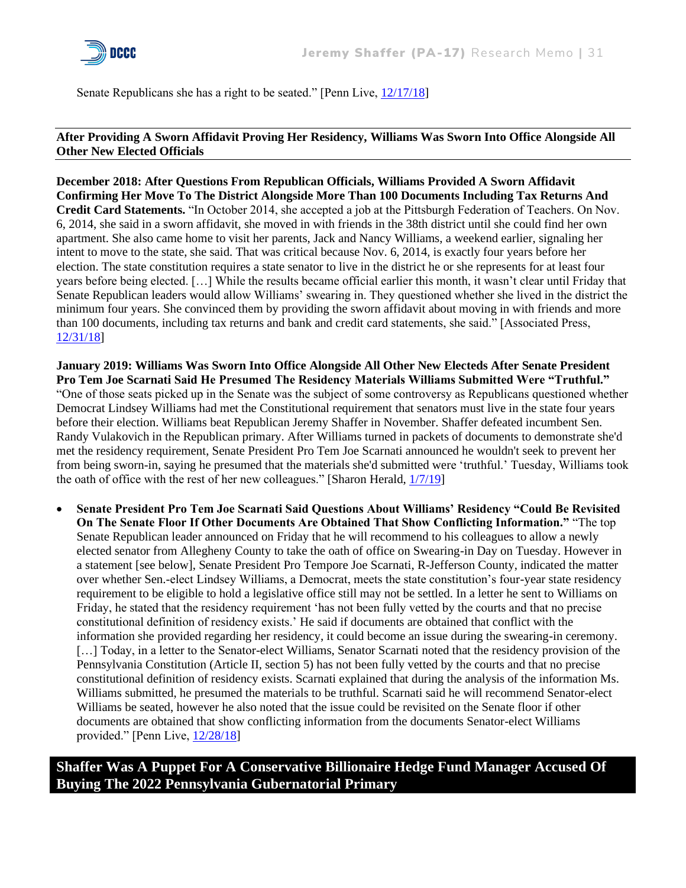Senate Republicans she has a right to be seated." [Penn Live, 12/17/18]

### After Providing A Sworn Affidavit Proving Her Residency, Williams Was Sworn Into Office Alongside All Other New Elected Officials

**December 2018: After Questions From Republican Officials, Williams Provided A Sworn Affidavit Confirming Her Move To The District Alongside More Than 100 Documents Including Tax Returns And Credit Card Statements.** "In October 2014, she accepted a job at the Pittsburgh Federation of Teachers. On Nov. 6, 2014, she said in a sworn affidavit, she moved in with friends in the 38th district until she could find her own apartment. She also came home to visit her parents, Jack and Nancy Williams, a weekend earlier, signaling her intent to move to the state, she said. That was critical because Nov. 6, 2014, is exactly four years before her election. The state constitution requires a state senator to live in the district he or she represents for at least four years before being elected. […] While the results became official earlier this month, it wasn't clear until Friday that Senate Republican leaders would allow Williams' swearing in. They questioned whether she lived in the district the minimum four years. She convinced them by providing the sworn affidavit about moving in with friends and more than 100 documents, including tax returns and bank and credit card statements, she said." [Associated Press, 12/31/18]

**January 2019: Williams Was Sworn Into Office Alongside All Other New Electeds After Senate President Pro Tem Joe Scarnati Said He Presumed The Residency Materials Williams Submitted Were "Truthful."** "One of those seats picked up in the Senate was the subject of some controversy as Republicans questioned whether Democrat Lindsey Williams had met the Constitutional requirement that senators must live in the state four years before their election. Williams beat Republican Jeremy Shaffer in November. Shaffer defeated incumbent Sen. Randy Vulakovich in the Republican primary. After Williams turned in packets of documents to demonstrate she'd met the residency requirement, Senate President Pro Tem Joe Scarnati announced he wouldn't seek to prevent her from being sworn-in, saying he presumed that the materials she'd submitted were 'truthful.' Tuesday, Williams took the oath of office with the rest of her new colleagues." [Sharon Herald, 1/7/19]

- **Senate President Pro Tem Joe Scarnati Said Questions About Williams' Residency "Could Be Revisited On The Senate Floor If Other Documents Are Obtained That Show Conflicting Information."** "The top Senate Republican leader announced on Friday that he will recommend to his colleagues to allow a newly elected senator from Allegheny County to take the oath of office on Swearing-in Day on Tuesday. However in a statement [see below], Senate President Pro Tempore Joe Scarnati, R-Jefferson County, indicated the matter over whether Sen.-elect Lindsey Williams, a Democrat, meets the state constitution's four-year state residency requirement to be eligible to hold a legislative office still may not be settled. In a letter he sent to Williams on Friday, he stated that the residency requirement 'has not been fully vetted by the courts and that no precise constitutional definition of residency exists.' He said if documents are obtained that conflict with the information she provided regarding her residency, it could become an issue during the swearing-in ceremony. […] Today, in a letter to the Senator-elect Williams, Senator Scarnati noted that the residency provision of the Pennsylvania Constitution (Article II, section 5) has not been fully vetted by the courts and that no precise constitutional definition of residency exists. Scarnati explained that during the analysis of the information Ms. Williams submitted, he presumed the materials to be truthful. Scarnati said he will recommend Senator-elect Williams be seated, however he also noted that the issue could be revisited on the Senate floor if other documents are obtained that show conflicting information from the documents Senator-elect Williams provided." [Penn Live, 12/28/18]

## Shaffer Was A Puppet For A Conservative Billionaire Hedge Fund Manager Accused Of Buying The 2022 Pennsylvania Gubernatorial Primary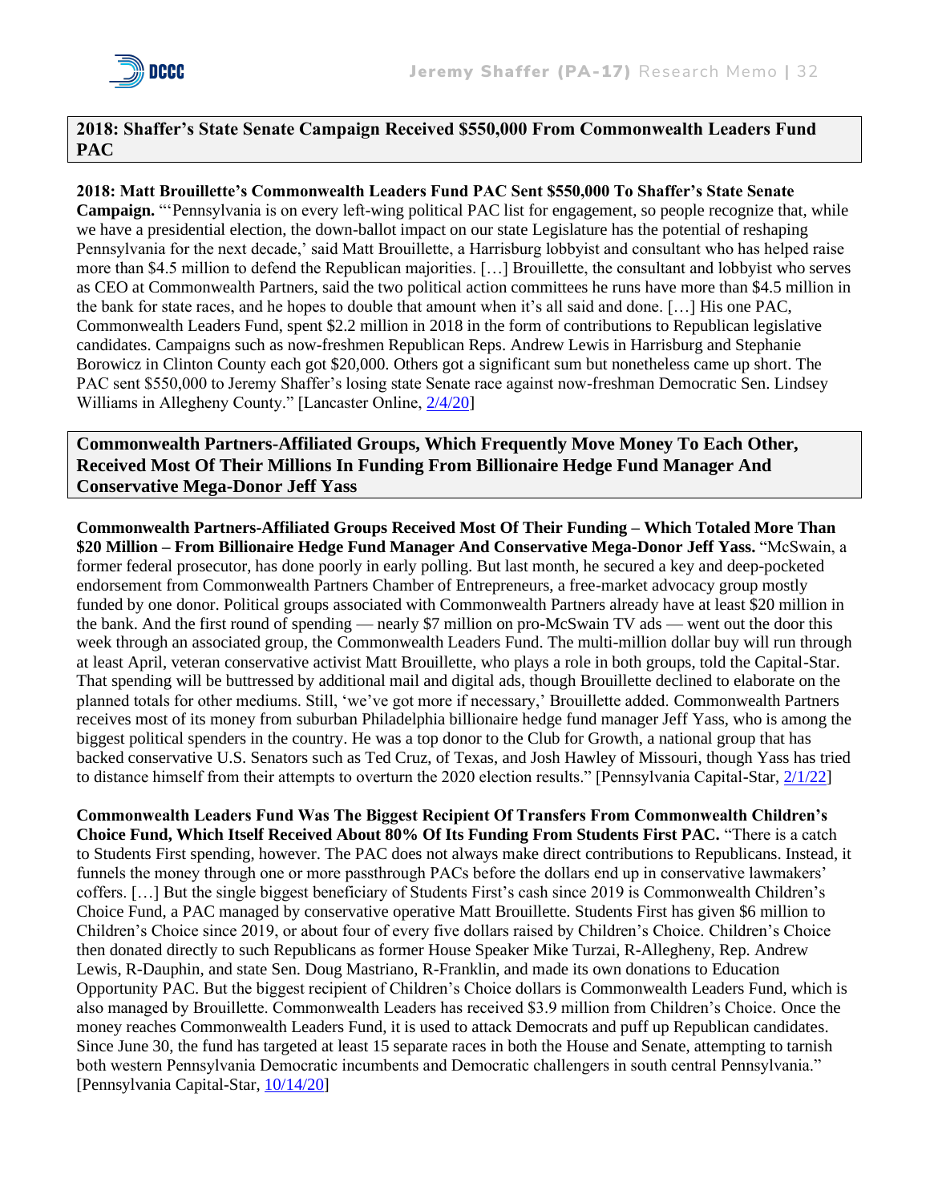## 2018: Shaffer's State Senate Campaign Received $550,000 From Commonwealth Leaders Fund PAC

**2018: Matt Brouillette's Commonwealth Leaders Fund PAC Sent $550,000 To Shaffer's State Senate Campaign.** "'Pennsylvania is on every left-wing political PAC list for engagement, so people recognize that, while we have a presidential election, the down-ballot impact on our state Legislature has the potential of reshaping Pennsylvania for the next decade,' said Matt Brouillette, a Harrisburg lobbyist and consultant who has helped raise more than $4.5 million to defend the Republican majorities. […] Brouillette, the consultant and lobbyist who serves as CEO at Commonwealth Partners, said the two political action committees he runs have more than $4.5 million in the bank for state races, and he hopes to double that amount when it's all said and done. […] His one PAC, Commonwealth Leaders Fund, spent $2.2 million in 2018 in the form of contributions to Republican legislative candidates. Campaigns such as now-freshmen Republican Reps. Andrew Lewis in Harrisburg and Stephanie Borowicz in Clinton County each got $20,000. Others got a significant sum but nonetheless came up short. The PAC sent $550,000 to Jeremy Shaffer's losing state Senate race against now-freshman Democratic Sen. Lindsey Williams in Allegheny County." [Lancaster Online, 2/4/20]

## Commonwealth Partners-Affiliated Groups, Which Frequently Move Money To Each Other, Received Most Of Their Millions In Funding From Billionaire Hedge Fund Manager And Conservative Mega-Donor Jeff Yass

**Commonwealth Partners-Affiliated Groups Received Most Of Their Funding – Which Totaled More Than $20 Million – From Billionaire Hedge Fund Manager And Conservative Mega-Donor Jeff Yass.** "McSwain, a former federal prosecutor, has done poorly in early polling. But last month, he secured a key and deep-pocketed endorsement from Commonwealth Partners Chamber of Entrepreneurs, a free-market advocacy group mostly funded by one donor. Political groups associated with Commonwealth Partners already have at least $20 million in the bank. And the first round of spending — nearly $7 million on pro-McSwain TV ads — went out the door this week through an associated group, the Commonwealth Leaders Fund. The multi-million dollar buy will run through at least April, veteran conservative activist Matt Brouillette, who plays a role in both groups, told the Capital-Star. That spending will be buttressed by additional mail and digital ads, though Brouillette declined to elaborate on the planned totals for other mediums. Still, 'we've got more if necessary,' Brouillette added. Commonwealth Partners receives most of its money from suburban Philadelphia billionaire hedge fund manager Jeff Yass, who is among the biggest political spenders in the country. He was a top donor to the Club for Growth, a national group that has backed conservative U.S. Senators such as Ted Cruz, of Texas, and Josh Hawley of Missouri, though Yass has tried to distance himself from their attempts to overturn the 2020 election results." [Pennsylvania Capital-Star, 2/1/22]

**Commonwealth Leaders Fund Was The Biggest Recipient Of Transfers From Commonwealth Children's Choice Fund, Which Itself Received About 80% Of Its Funding From Students First PAC.** "There is a catch to Students First spending, however. The PAC does not always make direct contributions to Republicans. Instead, it funnels the money through one or more passthrough PACs before the dollars end up in conservative lawmakers' coffers. […] But the single biggest beneficiary of Students First's cash since 2019 is Commonwealth Children's Choice Fund, a PAC managed by conservative operative Matt Brouillette. Students First has given $6 million to Children's Choice since 2019, or about four of every five dollars raised by Children's Choice. Children's Choice then donated directly to such Republicans as former House Speaker Mike Turzai, R-Allegheny, Rep. Andrew Lewis, R-Dauphin, and state Sen. Doug Mastriano, R-Franklin, and made its own donations to Education Opportunity PAC. But the biggest recipient of Children's Choice dollars is Commonwealth Leaders Fund, which is also managed by Brouillette. Commonwealth Leaders has received $3.9 million from Children's Choice. Once the money reaches Commonwealth Leaders Fund, it is used to attack Democrats and puff up Republican candidates. Since June 30, the fund has targeted at least 15 separate races in both the House and Senate, attempting to tarnish both western Pennsylvania Democratic incumbents and Democratic challengers in south central Pennsylvania." [Pennsylvania Capital-Star, 10/14/20]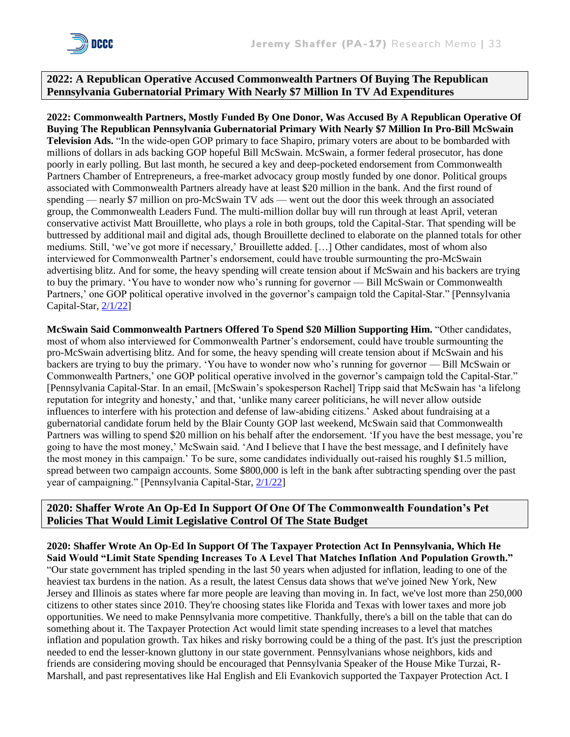## 2022: A Republican Operative Accused Commonwealth Partners Of Buying The Republican Pennsylvania Gubernatorial Primary With Nearly $7 Million In TV Ad Expenditures

**2022: Commonwealth Partners, Mostly Funded By One Donor, Was Accused By A Republican Operative Of Buying The Republican Pennsylvania Gubernatorial Primary With Nearly $7 Million In Pro-Bill McSwain Television Ads.** "In the wide-open GOP primary to face Shapiro, primary voters are about to be bombarded with millions of dollars in ads backing GOP hopeful Bill McSwain. McSwain, a former federal prosecutor, has done poorly in early polling. But last month, he secured a key and deep-pocketed endorsement from Commonwealth Partners Chamber of Entrepreneurs, a free-market advocacy group mostly funded by one donor. Political groups associated with Commonwealth Partners already have at least $20 million in the bank. And the first round of spending — nearly $7 million on pro-McSwain TV ads — went out the door this week through an associated group, the Commonwealth Leaders Fund. The multi-million dollar buy will run through at least April, veteran conservative activist Matt Brouillette, who plays a role in both groups, told the Capital-Star. That spending will be buttressed by additional mail and digital ads, though Brouillette declined to elaborate on the planned totals for other mediums. Still, 'we've got more if necessary,' Brouillette added. […] Other candidates, most of whom also interviewed for Commonwealth Partner's endorsement, could have trouble surmounting the pro-McSwain advertising blitz. And for some, the heavy spending will create tension about if McSwain and his backers are trying to buy the primary. 'You have to wonder now who's running for governor — Bill McSwain or Commonwealth Partners,' one GOP political operative involved in the governor's campaign told the Capital-Star." [Pennsylvania Capital-Star, 2/1/22]

**McSwain Said Commonwealth Partners Offered To Spend $20 Million Supporting Him.** "Other candidates, most of whom also interviewed for Commonwealth Partner's endorsement, could have trouble surmounting the pro-McSwain advertising blitz. And for some, the heavy spending will create tension about if McSwain and his backers are trying to buy the primary. 'You have to wonder now who's running for governor — Bill McSwain or Commonwealth Partners,' one GOP political operative involved in the governor's campaign told the Capital-Star." [Pennsylvania Capital-Star. In an email, [McSwain's spokesperson Rachel] Tripp said that McSwain has 'a lifelong reputation for integrity and honesty,' and that, 'unlike many career politicians, he will never allow outside influences to interfere with his protection and defense of law-abiding citizens.' Asked about fundraising at a gubernatorial candidate forum held by the Blair County GOP last weekend, McSwain said that Commonwealth Partners was willing to spend $20 million on his behalf after the endorsement. 'If you have the best message, you're going to have the most money,' McSwain said. 'And I believe that I have the best message, and I definitely have the most money in this campaign.' To be sure, some candidates individually out-raised his roughly $1.5 million, spread between two campaign accounts. Some $800,000 is left in the bank after subtracting spending over the past year of campaigning." [Pennsylvania Capital-Star, 2/1/22]

## 2020: Shaffer Wrote An Op-Ed In Support Of One Of The Commonwealth Foundation's Pet Policies That Would Limit Legislative Control Of The State Budget

**2020: Shaffer Wrote An Op-Ed In Support Of The Taxpayer Protection Act In Pennsylvania, Which He Said Would "Limit State Spending Increases To A Level That Matches Inflation And Population Growth."** "Our state government has tripled spending in the last 50 years when adjusted for inflation, leading to one of the heaviest tax burdens in the nation. As a result, the latest Census data shows that we've joined New York, New Jersey and Illinois as states where far more people are leaving than moving in. In fact, we've lost more than 250,000 citizens to other states since 2010. They're choosing states like Florida and Texas with lower taxes and more job opportunities. We need to make Pennsylvania more competitive. Thankfully, there's a bill on the table that can do something about it. The Taxpayer Protection Act would limit state spending increases to a level that matches inflation and population growth. Tax hikes and risky borrowing could be a thing of the past. It's just the prescription needed to end the lesser-known gluttony in our state government. Pennsylvanians whose neighbors, kids and friends are considering moving should be encouraged that Pennsylvania Speaker of the House Mike Turzai, R-Marshall, and past representatives like Hal English and Eli Evankovich supported the Taxpayer Protection Act. I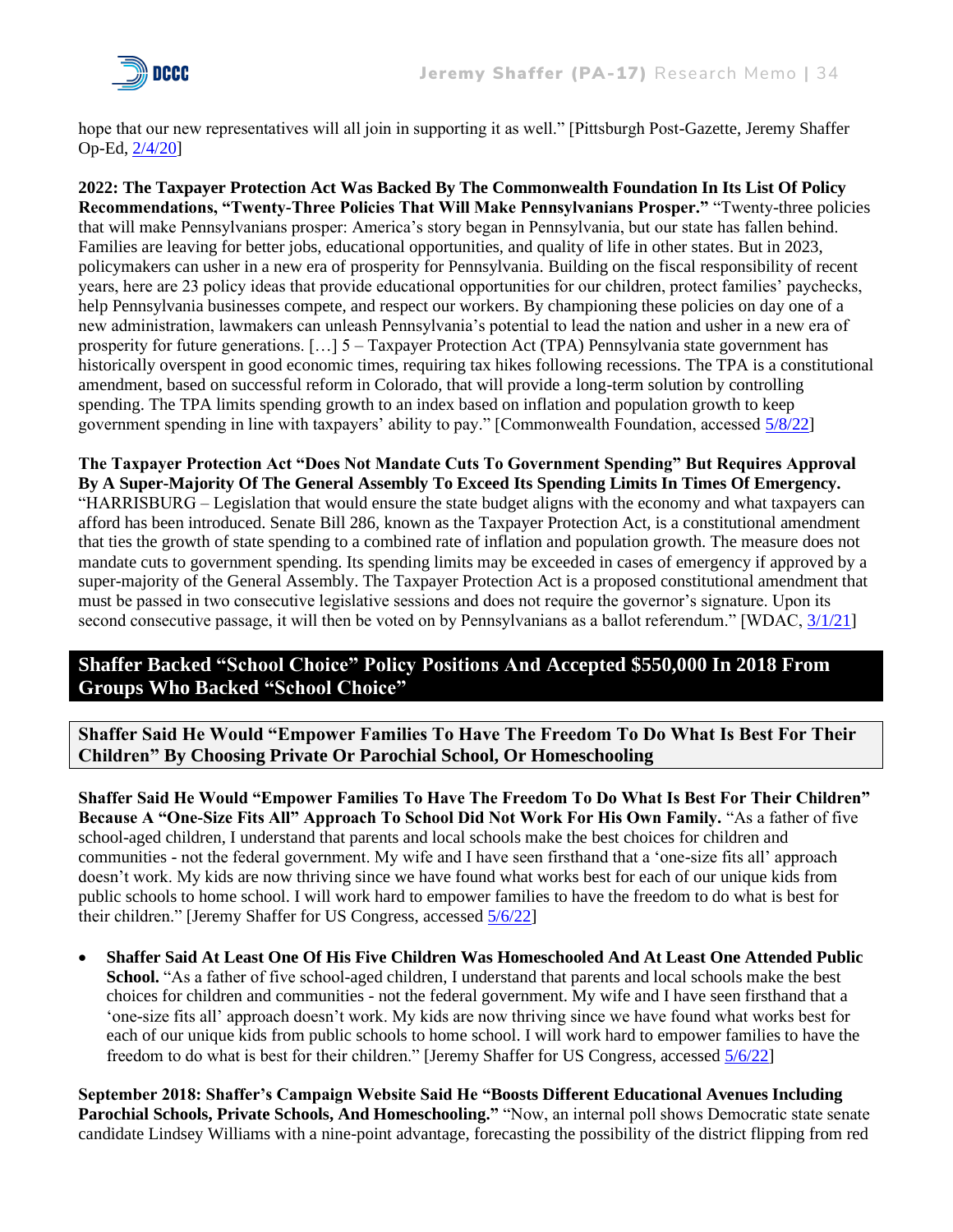hope that our new representatives will all join in supporting it as well." [Pittsburgh Post-Gazette, Jeremy Shaffer Op-Ed, 2/4/20]

**2022: The Taxpayer Protection Act Was Backed By The Commonwealth Foundation In Its List Of Policy Recommendations, "Twenty-Three Policies That Will Make Pennsylvanians Prosper."** "Twenty-three policies that will make Pennsylvanians prosper: America's story began in Pennsylvania, but our state has fallen behind. Families are leaving for better jobs, educational opportunities, and quality of life in other states. But in 2023, policymakers can usher in a new era of prosperity for Pennsylvania. Building on the fiscal responsibility of recent years, here are 23 policy ideas that provide educational opportunities for our children, protect families' paychecks, help Pennsylvania businesses compete, and respect our workers. By championing these policies on day one of a new administration, lawmakers can unleash Pennsylvania's potential to lead the nation and usher in a new era of prosperity for future generations. […] 5 – Taxpayer Protection Act (TPA) Pennsylvania state government has historically overspent in good economic times, requiring tax hikes following recessions. The TPA is a constitutional amendment, based on successful reform in Colorado, that will provide a long-term solution by controlling spending. The TPA limits spending growth to an index based on inflation and population growth to keep government spending in line with taxpayers' ability to pay." [Commonwealth Foundation, accessed 5/8/22]

**The Taxpayer Protection Act "Does Not Mandate Cuts To Government Spending" But Requires Approval By A Super-Majority Of The General Assembly To Exceed Its Spending Limits In Times Of Emergency.** "HARRISBURG – Legislation that would ensure the state budget aligns with the economy and what taxpayers can afford has been introduced. Senate Bill 286, known as the Taxpayer Protection Act, is a constitutional amendment that ties the growth of state spending to a combined rate of inflation and population growth. The measure does not mandate cuts to government spending. Its spending limits may be exceeded in cases of emergency if approved by a super-majority of the General Assembly. The Taxpayer Protection Act is a proposed constitutional amendment that must be passed in two consecutive legislative sessions and does not require the governor's signature. Upon its second consecutive passage, it will then be voted on by Pennsylvanians as a ballot referendum." [WDAC, 3/1/21]

## Shaffer Backed "School Choice" Policy Positions And Accepted $550,000 In 2018 From Groups Who Backed "School Choice"

### Shaffer Said He Would "Empower Families To Have The Freedom To Do What Is Best For Their Children" By Choosing Private Or Parochial School, Or Homeschooling

**Shaffer Said He Would "Empower Families To Have The Freedom To Do What Is Best For Their Children" Because A "One-Size Fits All" Approach To School Did Not Work For His Own Family.** "As a father of five school-aged children, I understand that parents and local schools make the best choices for children and communities - not the federal government. My wife and I have seen firsthand that a 'one-size fits all' approach doesn't work. My kids are now thriving since we have found what works best for each of our unique kids from public schools to home school. I will work hard to empower families to have the freedom to do what is best for their children." [Jeremy Shaffer for US Congress, accessed 5/6/22]

- **Shaffer Said At Least One Of His Five Children Was Homeschooled And At Least One Attended Public School.** "As a father of five school-aged children, I understand that parents and local schools make the best choices for children and communities - not the federal government. My wife and I have seen firsthand that a 'one-size fits all' approach doesn't work. My kids are now thriving since we have found what works best for each of our unique kids from public schools to home school. I will work hard to empower families to have the freedom to do what is best for their children." [Jeremy Shaffer for US Congress, accessed 5/6/22]

**September 2018: Shaffer's Campaign Website Said He "Boosts Different Educational Avenues Including Parochial Schools, Private Schools, And Homeschooling."** "Now, an internal poll shows Democratic state senate candidate Lindsey Williams with a nine-point advantage, forecasting the possibility of the district flipping from red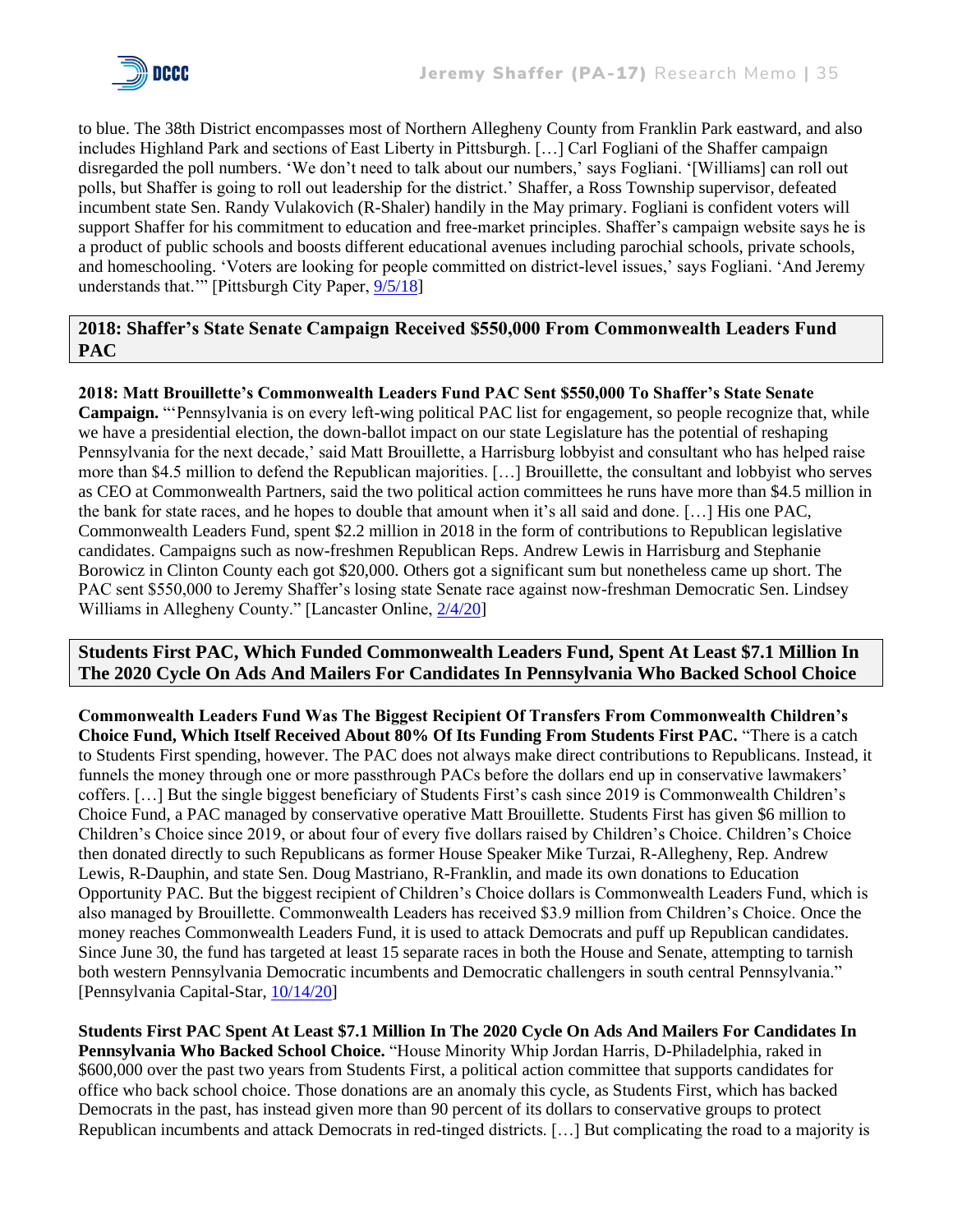to blue. The 38th District encompasses most of Northern Allegheny County from Franklin Park eastward, and also includes Highland Park and sections of East Liberty in Pittsburgh. […] Carl Fogliani of the Shaffer campaign disregarded the poll numbers. 'We don't need to talk about our numbers,' says Fogliani. '[Williams] can roll out polls, but Shaffer is going to roll out leadership for the district.' Shaffer, a Ross Township supervisor, defeated incumbent state Sen. Randy Vulakovich (R-Shaler) handily in the May primary. Fogliani is confident voters will support Shaffer for his commitment to education and free-market principles. Shaffer's campaign website says he is a product of public schools and boosts different educational avenues including parochial schools, private schools, and homeschooling. 'Voters are looking for people committed on district-level issues,' says Fogliani. 'And Jeremy understands that.'" [Pittsburgh City Paper, 9/5/18]

## 2018: Shaffer's State Senate Campaign Received $550,000 From Commonwealth Leaders Fund PAC

**2018: Matt Brouillette's Commonwealth Leaders Fund PAC Sent $550,000 To Shaffer's State Senate Campaign.** "'Pennsylvania is on every left-wing political PAC list for engagement, so people recognize that, while we have a presidential election, the down-ballot impact on our state Legislature has the potential of reshaping Pennsylvania for the next decade,' said Matt Brouillette, a Harrisburg lobbyist and consultant who has helped raise more than $4.5 million to defend the Republican majorities. […] Brouillette, the consultant and lobbyist who serves as CEO at Commonwealth Partners, said the two political action committees he runs have more than $4.5 million in the bank for state races, and he hopes to double that amount when it's all said and done. […] His one PAC, Commonwealth Leaders Fund, spent $2.2 million in 2018 in the form of contributions to Republican legislative candidates. Campaigns such as now-freshmen Republican Reps. Andrew Lewis in Harrisburg and Stephanie Borowicz in Clinton County each got $20,000. Others got a significant sum but nonetheless came up short. The PAC sent $550,000 to Jeremy Shaffer's losing state Senate race against now-freshman Democratic Sen. Lindsey Williams in Allegheny County." [Lancaster Online, 2/4/20]

## Students First PAC, Which Funded Commonwealth Leaders Fund, Spent At Least $7.1 Million In The 2020 Cycle On Ads And Mailers For Candidates In Pennsylvania Who Backed School Choice

**Commonwealth Leaders Fund Was The Biggest Recipient Of Transfers From Commonwealth Children's Choice Fund, Which Itself Received About 80% Of Its Funding From Students First PAC.** "There is a catch to Students First spending, however. The PAC does not always make direct contributions to Republicans. Instead, it funnels the money through one or more passthrough PACs before the dollars end up in conservative lawmakers' coffers. […] But the single biggest beneficiary of Students First's cash since 2019 is Commonwealth Children's Choice Fund, a PAC managed by conservative operative Matt Brouillette. Students First has given $6 million to Children's Choice since 2019, or about four of every five dollars raised by Children's Choice. Children's Choice then donated directly to such Republicans as former House Speaker Mike Turzai, R-Allegheny, Rep. Andrew Lewis, R-Dauphin, and state Sen. Doug Mastriano, R-Franklin, and made its own donations to Education Opportunity PAC. But the biggest recipient of Children's Choice dollars is Commonwealth Leaders Fund, which is also managed by Brouillette. Commonwealth Leaders has received $3.9 million from Children's Choice. Once the money reaches Commonwealth Leaders Fund, it is used to attack Democrats and puff up Republican candidates. Since June 30, the fund has targeted at least 15 separate races in both the House and Senate, attempting to tarnish both western Pennsylvania Democratic incumbents and Democratic challengers in south central Pennsylvania." [Pennsylvania Capital-Star, 10/14/20]

**Students First PAC Spent At Least $7.1 Million In The 2020 Cycle On Ads And Mailers For Candidates In Pennsylvania Who Backed School Choice.** "House Minority Whip Jordan Harris, D-Philadelphia, raked in $600,000 over the past two years from Students First, a political action committee that supports candidates for office who back school choice. Those donations are an anomaly this cycle, as Students First, which has backed Democrats in the past, has instead given more than 90 percent of its dollars to conservative groups to protect Republican incumbents and attack Democrats in red-tinged districts. […] But complicating the road to a majority is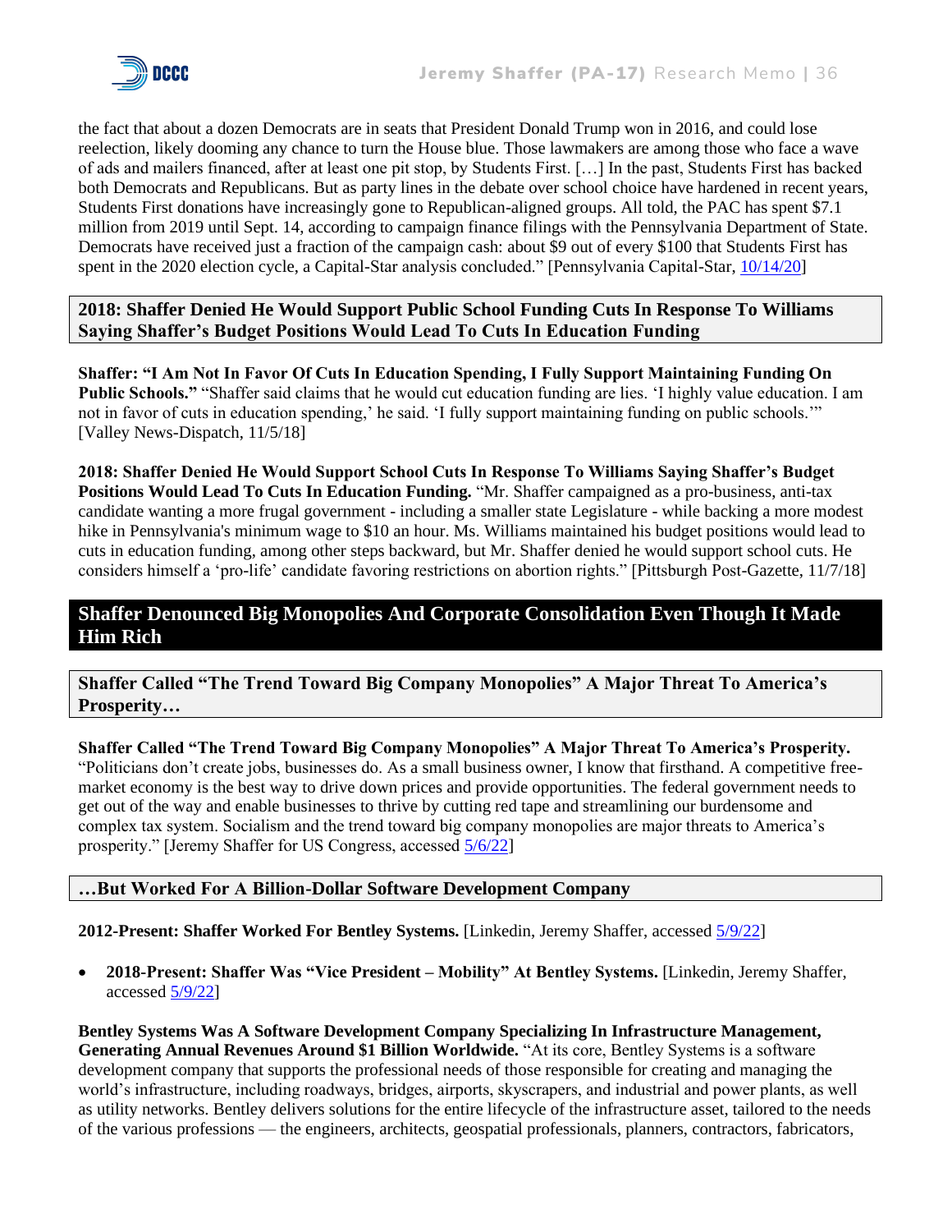the fact that about a dozen Democrats are in seats that President Donald Trump won in 2016, and could lose reelection, likely dooming any chance to turn the House blue. Those lawmakers are among those who face a wave of ads and mailers financed, after at least one pit stop, by Students First. […] In the past, Students First has backed both Democrats and Republicans. But as party lines in the debate over school choice have hardened in recent years, Students First donations have increasingly gone to Republican-aligned groups. All told, the PAC has spent $7.1 million from 2019 until Sept. 14, according to campaign finance filings with the Pennsylvania Department of State. Democrats have received just a fraction of the campaign cash: about $9 out of every $100 that Students First has spent in the 2020 election cycle, a Capital-Star analysis concluded." [Pennsylvania Capital-Star, 10/14/20]

### 2018: Shaffer Denied He Would Support Public School Funding Cuts In Response To Williams Saying Shaffer's Budget Positions Would Lead To Cuts In Education Funding

**Shaffer: "I Am Not In Favor Of Cuts In Education Spending, I Fully Support Maintaining Funding On Public Schools."** "Shaffer said claims that he would cut education funding are lies. 'I highly value education. I am not in favor of cuts in education spending,' he said. 'I fully support maintaining funding on public schools.'" [Valley News-Dispatch, 11/5/18]

**2018: Shaffer Denied He Would Support School Cuts In Response To Williams Saying Shaffer's Budget Positions Would Lead To Cuts In Education Funding.** "Mr. Shaffer campaigned as a pro-business, anti-tax candidate wanting a more frugal government - including a smaller state Legislature - while backing a more modest hike in Pennsylvania's minimum wage to $10 an hour. Ms. Williams maintained his budget positions would lead to cuts in education funding, among other steps backward, but Mr. Shaffer denied he would support school cuts. He considers himself a 'pro-life' candidate favoring restrictions on abortion rights." [Pittsburgh Post-Gazette, 11/7/18]

## Shaffer Denounced Big Monopolies And Corporate Consolidation Even Though It Made Him Rich

### Shaffer Called "The Trend Toward Big Company Monopolies" A Major Threat To America's Prosperity…

**Shaffer Called "The Trend Toward Big Company Monopolies" A Major Threat To America's Prosperity.** "Politicians don't create jobs, businesses do. As a small business owner, I know that firsthand. A competitive free-market economy is the best way to drive down prices and provide opportunities. The federal government needs to get out of the way and enable businesses to thrive by cutting red tape and streamlining our burdensome and complex tax system. Socialism and the trend toward big company monopolies are major threats to America's prosperity." [Jeremy Shaffer for US Congress, accessed 5/6/22]

### …But Worked For A Billion-Dollar Software Development Company

**2012-Present: Shaffer Worked For Bentley Systems.** [Linkedin, Jeremy Shaffer, accessed 5/9/22]

- **2018-Present: Shaffer Was "Vice President – Mobility" At Bentley Systems.** [Linkedin, Jeremy Shaffer, accessed 5/9/22]

**Bentley Systems Was A Software Development Company Specializing In Infrastructure Management, Generating Annual Revenues Around $1 Billion Worldwide.** "At its core, Bentley Systems is a software development company that supports the professional needs of those responsible for creating and managing the world's infrastructure, including roadways, bridges, airports, skyscrapers, and industrial and power plants, as well as utility networks. Bentley delivers solutions for the entire lifecycle of the infrastructure asset, tailored to the needs of the various professions — the engineers, architects, geospatial professionals, planners, contractors, fabricators,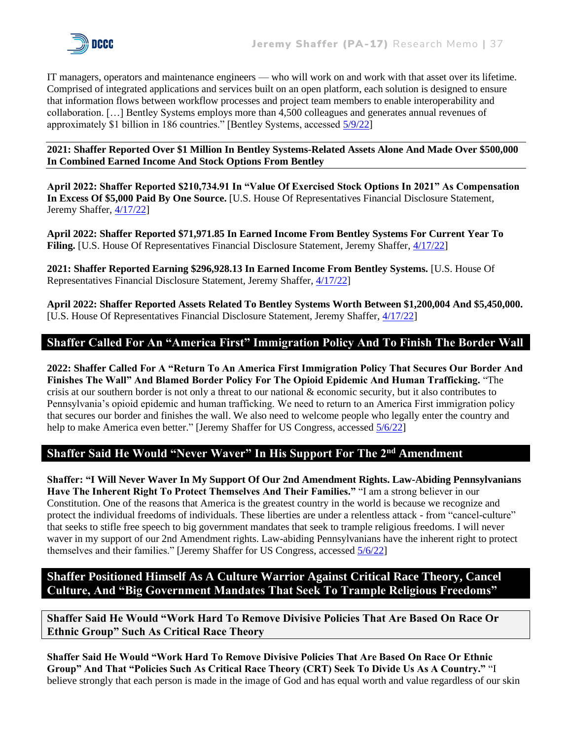IT managers, operators and maintenance engineers — who will work on and work with that asset over its lifetime. Comprised of integrated applications and services built on an open platform, each solution is designed to ensure that information flows between workflow processes and project team members to enable interoperability and collaboration. […] Bentley Systems employs more than 4,500 colleagues and generates annual revenues of approximately $1 billion in 186 countries." [Bentley Systems, accessed 5/9/22]

### 2021: Shaffer Reported Over $1 Million In Bentley Systems-Related Assets Alone And Made Over $500,000 In Combined Earned Income And Stock Options From Bentley

**April 2022: Shaffer Reported $210,734.91 In "Value Of Exercised Stock Options In 2021" As Compensation In Excess Of $5,000 Paid By One Source.** [U.S. House Of Representatives Financial Disclosure Statement, Jeremy Shaffer, 4/17/22]

**April 2022: Shaffer Reported $71,971.85 In Earned Income From Bentley Systems For Current Year To Filing.** [U.S. House Of Representatives Financial Disclosure Statement, Jeremy Shaffer, 4/17/22]

**2021: Shaffer Reported Earning $296,928.13 In Earned Income From Bentley Systems.** [U.S. House Of Representatives Financial Disclosure Statement, Jeremy Shaffer, 4/17/22]

**April 2022: Shaffer Reported Assets Related To Bentley Systems Worth Between $1,200,004 And $5,450,000.** [U.S. House Of Representatives Financial Disclosure Statement, Jeremy Shaffer, 4/17/22]

## Shaffer Called For An "America First" Immigration Policy And To Finish The Border Wall

**2022: Shaffer Called For A "Return To An America First Immigration Policy That Secures Our Border And Finishes The Wall" And Blamed Border Policy For The Opioid Epidemic And Human Trafficking.** "The crisis at our southern border is not only a threat to our national & economic security, but it also contributes to Pennsylvania's opioid epidemic and human trafficking. We need to return to an America First immigration policy that secures our border and finishes the wall. We also need to welcome people who legally enter the country and help to make America even better." [Jeremy Shaffer for US Congress, accessed 5/6/22]

## Shaffer Said He Would "Never Waver" In His Support For The 2nd Amendment

**Shaffer: "I Will Never Waver In My Support Of Our 2nd Amendment Rights. Law-Abiding Pennsylvanians Have The Inherent Right To Protect Themselves And Their Families."** "I am a strong believer in our Constitution. One of the reasons that America is the greatest country in the world is because we recognize and protect the individual freedoms of individuals. These liberties are under a relentless attack - from "cancel-culture" that seeks to stifle free speech to big government mandates that seek to trample religious freedoms. I will never waver in my support of our 2nd Amendment rights. Law-abiding Pennsylvanians have the inherent right to protect themselves and their families." [Jeremy Shaffer for US Congress, accessed 5/6/22]

## Shaffer Positioned Himself As A Culture Warrior Against Critical Race Theory, Cancel Culture, And "Big Government Mandates That Seek To Trample Religious Freedoms"

### Shaffer Said He Would "Work Hard To Remove Divisive Policies That Are Based On Race Or Ethnic Group" Such As Critical Race Theory

**Shaffer Said He Would "Work Hard To Remove Divisive Policies That Are Based On Race Or Ethnic Group" And That "Policies Such As Critical Race Theory (CRT) Seek To Divide Us As A Country."** "I believe strongly that each person is made in the image of God and has equal worth and value regardless of our skin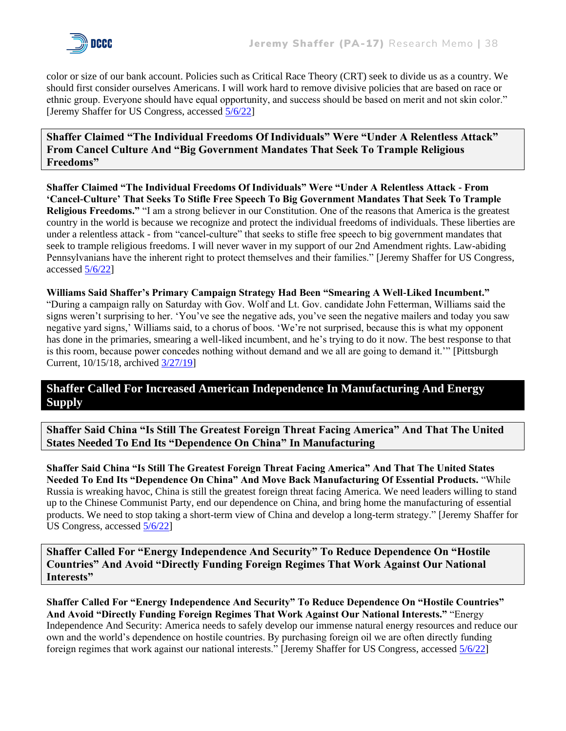color or size of our bank account. Policies such as Critical Race Theory (CRT) seek to divide us as a country. We should first consider ourselves Americans. I will work hard to remove divisive policies that are based on race or ethnic group. Everyone should have equal opportunity, and success should be based on merit and not skin color." [Jeremy Shaffer for US Congress, accessed 5/6/22]

### Shaffer Claimed "The Individual Freedoms Of Individuals" Were "Under A Relentless Attack" From Cancel Culture And "Big Government Mandates That Seek To Trample Religious Freedoms"

**Shaffer Claimed "The Individual Freedoms Of Individuals" Were "Under A Relentless Attack - From 'Cancel-Culture' That Seeks To Stifle Free Speech To Big Government Mandates That Seek To Trample Religious Freedoms."** "I am a strong believer in our Constitution. One of the reasons that America is the greatest country in the world is because we recognize and protect the individual freedoms of individuals. These liberties are under a relentless attack - from "cancel-culture" that seeks to stifle free speech to big government mandates that seek to trample religious freedoms. I will never waver in my support of our 2nd Amendment rights. Law-abiding Pennsylvanians have the inherent right to protect themselves and their families." [Jeremy Shaffer for US Congress, accessed 5/6/22]

**Williams Said Shaffer's Primary Campaign Strategy Had Been "Smearing A Well-Liked Incumbent."** "During a campaign rally on Saturday with Gov. Wolf and Lt. Gov. candidate John Fetterman, Williams said the signs weren't surprising to her. 'You've see the negative ads, you've seen the negative mailers and today you saw negative yard signs,' Williams said, to a chorus of boos. 'We're not surprised, because this is what my opponent has done in the primaries, smearing a well-liked incumbent, and he's trying to do it now. The best response to that is this room, because power concedes nothing without demand and we all are going to demand it.'" [Pittsburgh Current, 10/15/18, archived 3/27/19]

## Shaffer Called For Increased American Independence In Manufacturing And Energy Supply

### Shaffer Said China "Is Still The Greatest Foreign Threat Facing America" And That The United States Needed To End Its "Dependence On China" In Manufacturing

**Shaffer Said China "Is Still The Greatest Foreign Threat Facing America" And That The United States Needed To End Its "Dependence On China" And Move Back Manufacturing Of Essential Products.** "While Russia is wreaking havoc, China is still the greatest foreign threat facing America. We need leaders willing to stand up to the Chinese Communist Party, end our dependence on China, and bring home the manufacturing of essential products. We need to stop taking a short-term view of China and develop a long-term strategy." [Jeremy Shaffer for US Congress, accessed 5/6/22]

### Shaffer Called For "Energy Independence And Security" To Reduce Dependence On "Hostile Countries" And Avoid "Directly Funding Foreign Regimes That Work Against Our National Interests"

**Shaffer Called For "Energy Independence And Security" To Reduce Dependence On "Hostile Countries" And Avoid "Directly Funding Foreign Regimes That Work Against Our National Interests."** "Energy Independence And Security: America needs to safely develop our immense natural energy resources and reduce our own and the world's dependence on hostile countries. By purchasing foreign oil we are often directly funding foreign regimes that work against our national interests." [Jeremy Shaffer for US Congress, accessed 5/6/22]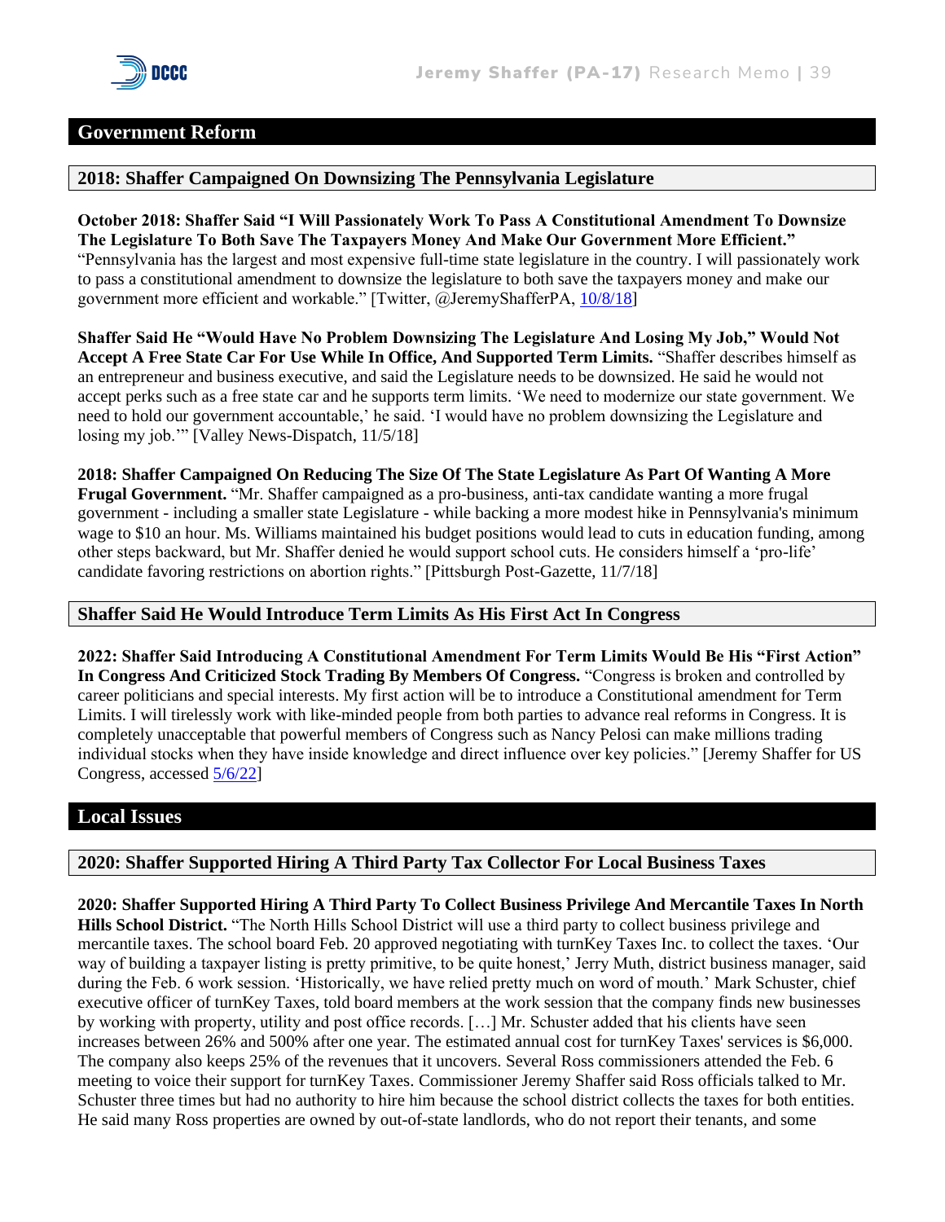## Government Reform

### 2018: Shaffer Campaigned On Downsizing The Pennsylvania Legislature

**October 2018: Shaffer Said "I Will Passionately Work To Pass A Constitutional Amendment To Downsize The Legislature To Both Save The Taxpayers Money And Make Our Government More Efficient."** "Pennsylvania has the largest and most expensive full-time state legislature in the country. I will passionately work to pass a constitutional amendment to downsize the legislature to both save the taxpayers money and make our government more efficient and workable." [Twitter, @JeremyShafferPA, 10/8/18]

**Shaffer Said He "Would Have No Problem Downsizing The Legislature And Losing My Job," Would Not Accept A Free State Car For Use While In Office, And Supported Term Limits.** "Shaffer describes himself as an entrepreneur and business executive, and said the Legislature needs to be downsized. He said he would not accept perks such as a free state car and he supports term limits. 'We need to modernize our state government. We need to hold our government accountable,' he said. 'I would have no problem downsizing the Legislature and losing my job.'" [Valley News-Dispatch, 11/5/18]

**2018: Shaffer Campaigned On Reducing The Size Of The State Legislature As Part Of Wanting A More Frugal Government.** "Mr. Shaffer campaigned as a pro-business, anti-tax candidate wanting a more frugal government - including a smaller state Legislature - while backing a more modest hike in Pennsylvania's minimum wage to $10 an hour. Ms. Williams maintained his budget positions would lead to cuts in education funding, among other steps backward, but Mr. Shaffer denied he would support school cuts. He considers himself a 'pro-life' candidate favoring restrictions on abortion rights." [Pittsburgh Post-Gazette, 11/7/18]

### Shaffer Said He Would Introduce Term Limits As His First Act In Congress

**2022: Shaffer Said Introducing A Constitutional Amendment For Term Limits Would Be His "First Action" In Congress And Criticized Stock Trading By Members Of Congress.** "Congress is broken and controlled by career politicians and special interests. My first action will be to introduce a Constitutional amendment for Term Limits. I will tirelessly work with like-minded people from both parties to advance real reforms in Congress. It is completely unacceptable that powerful members of Congress such as Nancy Pelosi can make millions trading individual stocks when they have inside knowledge and direct influence over key policies." [Jeremy Shaffer for US Congress, accessed 5/6/22]

## Local Issues

### 2020: Shaffer Supported Hiring A Third Party Tax Collector For Local Business Taxes

**2020: Shaffer Supported Hiring A Third Party To Collect Business Privilege And Mercantile Taxes In North Hills School District.** "The North Hills School District will use a third party to collect business privilege and mercantile taxes. The school board Feb. 20 approved negotiating with turnKey Taxes Inc. to collect the taxes. 'Our way of building a taxpayer listing is pretty primitive, to be quite honest,' Jerry Muth, district business manager, said during the Feb. 6 work session. 'Historically, we have relied pretty much on word of mouth.' Mark Schuster, chief executive officer of turnKey Taxes, told board members at the work session that the company finds new businesses by working with property, utility and post office records. […] Mr. Schuster added that his clients have seen increases between 26% and 500% after one year. The estimated annual cost for turnKey Taxes' services is $6,000. The company also keeps 25% of the revenues that it uncovers. Several Ross commissioners attended the Feb. 6 meeting to voice their support for turnKey Taxes. Commissioner Jeremy Shaffer said Ross officials talked to Mr. Schuster three times but had no authority to hire him because the school district collects the taxes for both entities. He said many Ross properties are owned by out-of-state landlords, who do not report their tenants, and some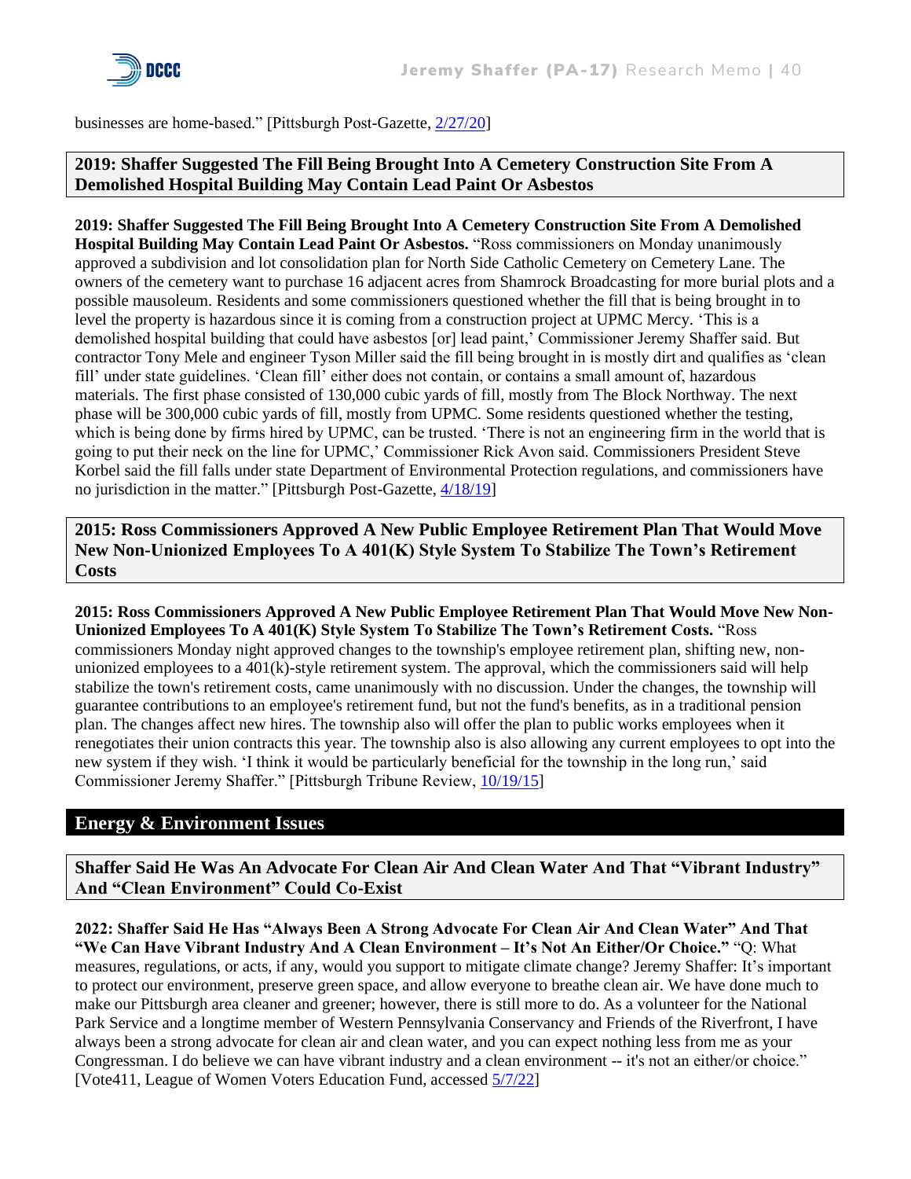businesses are home-based." [Pittsburgh Post-Gazette, 2/27/20]

### 2019: Shaffer Suggested The Fill Being Brought Into A Cemetery Construction Site From A Demolished Hospital Building May Contain Lead Paint Or Asbestos

**2019: Shaffer Suggested The Fill Being Brought Into A Cemetery Construction Site From A Demolished Hospital Building May Contain Lead Paint Or Asbestos.** "Ross commissioners on Monday unanimously approved a subdivision and lot consolidation plan for North Side Catholic Cemetery on Cemetery Lane. The owners of the cemetery want to purchase 16 adjacent acres from Shamrock Broadcasting for more burial plots and a possible mausoleum. Residents and some commissioners questioned whether the fill that is being brought in to level the property is hazardous since it is coming from a construction project at UPMC Mercy. 'This is a demolished hospital building that could have asbestos [or] lead paint,' Commissioner Jeremy Shaffer said. But contractor Tony Mele and engineer Tyson Miller said the fill being brought in is mostly dirt and qualifies as 'clean fill' under state guidelines. 'Clean fill' either does not contain, or contains a small amount of, hazardous materials. The first phase consisted of 130,000 cubic yards of fill, mostly from The Block Northway. The next phase will be 300,000 cubic yards of fill, mostly from UPMC. Some residents questioned whether the testing, which is being done by firms hired by UPMC, can be trusted. 'There is not an engineering firm in the world that is going to put their neck on the line for UPMC,' Commissioner Rick Avon said. Commissioners President Steve Korbel said the fill falls under state Department of Environmental Protection regulations, and commissioners have no jurisdiction in the matter." [Pittsburgh Post-Gazette, 4/18/19]

### 2015: Ross Commissioners Approved A New Public Employee Retirement Plan That Would Move New Non-Unionized Employees To A 401(K) Style System To Stabilize The Town's Retirement Costs

**2015: Ross Commissioners Approved A New Public Employee Retirement Plan That Would Move New Non-Unionized Employees To A 401(K) Style System To Stabilize The Town's Retirement Costs.** "Ross commissioners Monday night approved changes to the township's employee retirement plan, shifting new, non-unionized employees to a 401(k)-style retirement system. The approval, which the commissioners said will help stabilize the town's retirement costs, came unanimously with no discussion. Under the changes, the township will guarantee contributions to an employee's retirement fund, but not the fund's benefits, as in a traditional pension plan. The changes affect new hires. The township also will offer the plan to public works employees when it renegotiates their union contracts this year. The township also is also allowing any current employees to opt into the new system if they wish. 'I think it would be particularly beneficial for the township in the long run,' said Commissioner Jeremy Shaffer." [Pittsburgh Tribune Review, 10/19/15]

## Energy & Environment Issues

### Shaffer Said He Was An Advocate For Clean Air And Clean Water And That "Vibrant Industry" And "Clean Environment" Could Co-Exist

**2022: Shaffer Said He Has "Always Been A Strong Advocate For Clean Air And Clean Water" And That "We Can Have Vibrant Industry And A Clean Environment – It's Not An Either/Or Choice."** "Q: What measures, regulations, or acts, if any, would you support to mitigate climate change? Jeremy Shaffer: It's important to protect our environment, preserve green space, and allow everyone to breathe clean air. We have done much to make our Pittsburgh area cleaner and greener; however, there is still more to do. As a volunteer for the National Park Service and a longtime member of Western Pennsylvania Conservancy and Friends of the Riverfront, I have always been a strong advocate for clean air and clean water, and you can expect nothing less from me as your Congressman. I do believe we can have vibrant industry and a clean environment -- it's not an either/or choice." [Vote411, League of Women Voters Education Fund, accessed 5/7/22]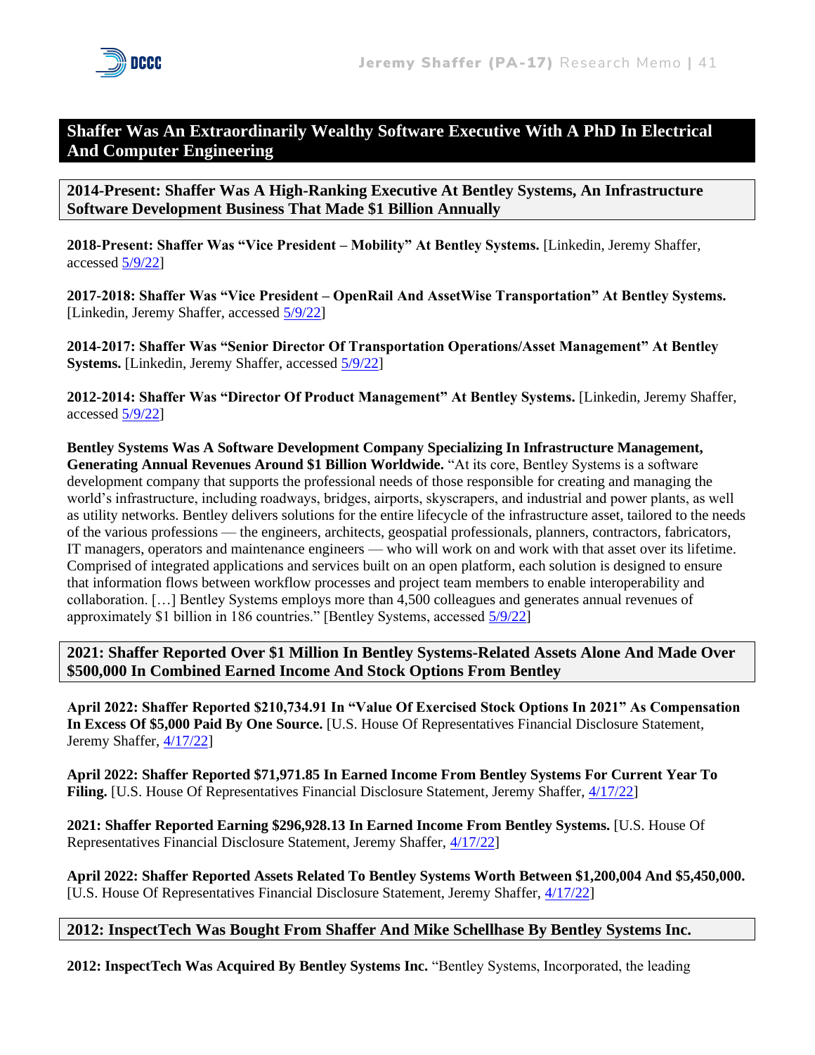## Shaffer Was An Extraordinarily Wealthy Software Executive With A PhD In Electrical And Computer Engineering

### 2014-Present: Shaffer Was A High-Ranking Executive At Bentley Systems, An Infrastructure Software Development Business That Made $1 Billion Annually

**2018-Present: Shaffer Was "Vice President – Mobility" At Bentley Systems.** [Linkedin, Jeremy Shaffer, accessed 5/9/22]

**2017-2018: Shaffer Was "Vice President – OpenRail And AssetWise Transportation" At Bentley Systems.** [Linkedin, Jeremy Shaffer, accessed 5/9/22]

**2014-2017: Shaffer Was "Senior Director Of Transportation Operations/Asset Management" At Bentley Systems.** [Linkedin, Jeremy Shaffer, accessed 5/9/22]

**2012-2014: Shaffer Was "Director Of Product Management" At Bentley Systems.** [Linkedin, Jeremy Shaffer, accessed 5/9/22]

**Bentley Systems Was A Software Development Company Specializing In Infrastructure Management, Generating Annual Revenues Around $1 Billion Worldwide.** "At its core, Bentley Systems is a software development company that supports the professional needs of those responsible for creating and managing the world's infrastructure, including roadways, bridges, airports, skyscrapers, and industrial and power plants, as well as utility networks. Bentley delivers solutions for the entire lifecycle of the infrastructure asset, tailored to the needs of the various professions — the engineers, architects, geospatial professionals, planners, contractors, fabricators, IT managers, operators and maintenance engineers — who will work on and work with that asset over its lifetime. Comprised of integrated applications and services built on an open platform, each solution is designed to ensure that information flows between workflow processes and project team members to enable interoperability and collaboration. […] Bentley Systems employs more than 4,500 colleagues and generates annual revenues of approximately $1 billion in 186 countries." [Bentley Systems, accessed 5/9/22]

### 2021: Shaffer Reported Over $1 Million In Bentley Systems-Related Assets Alone And Made Over $500,000 In Combined Earned Income And Stock Options From Bentley

**April 2022: Shaffer Reported $210,734.91 In "Value Of Exercised Stock Options In 2021" As Compensation In Excess Of $5,000 Paid By One Source.** [U.S. House Of Representatives Financial Disclosure Statement, Jeremy Shaffer, 4/17/22]

**April 2022: Shaffer Reported $71,971.85 In Earned Income From Bentley Systems For Current Year To Filing.** [U.S. House Of Representatives Financial Disclosure Statement, Jeremy Shaffer, 4/17/22]

**2021: Shaffer Reported Earning $296,928.13 In Earned Income From Bentley Systems.** [U.S. House Of Representatives Financial Disclosure Statement, Jeremy Shaffer, 4/17/22]

**April 2022: Shaffer Reported Assets Related To Bentley Systems Worth Between $1,200,004 And $5,450,000.** [U.S. House Of Representatives Financial Disclosure Statement, Jeremy Shaffer, 4/17/22]

### 2012: InspectTech Was Bought From Shaffer And Mike Schellhase By Bentley Systems Inc.

**2012: InspectTech Was Acquired By Bentley Systems Inc.** "Bentley Systems, Incorporated, the leading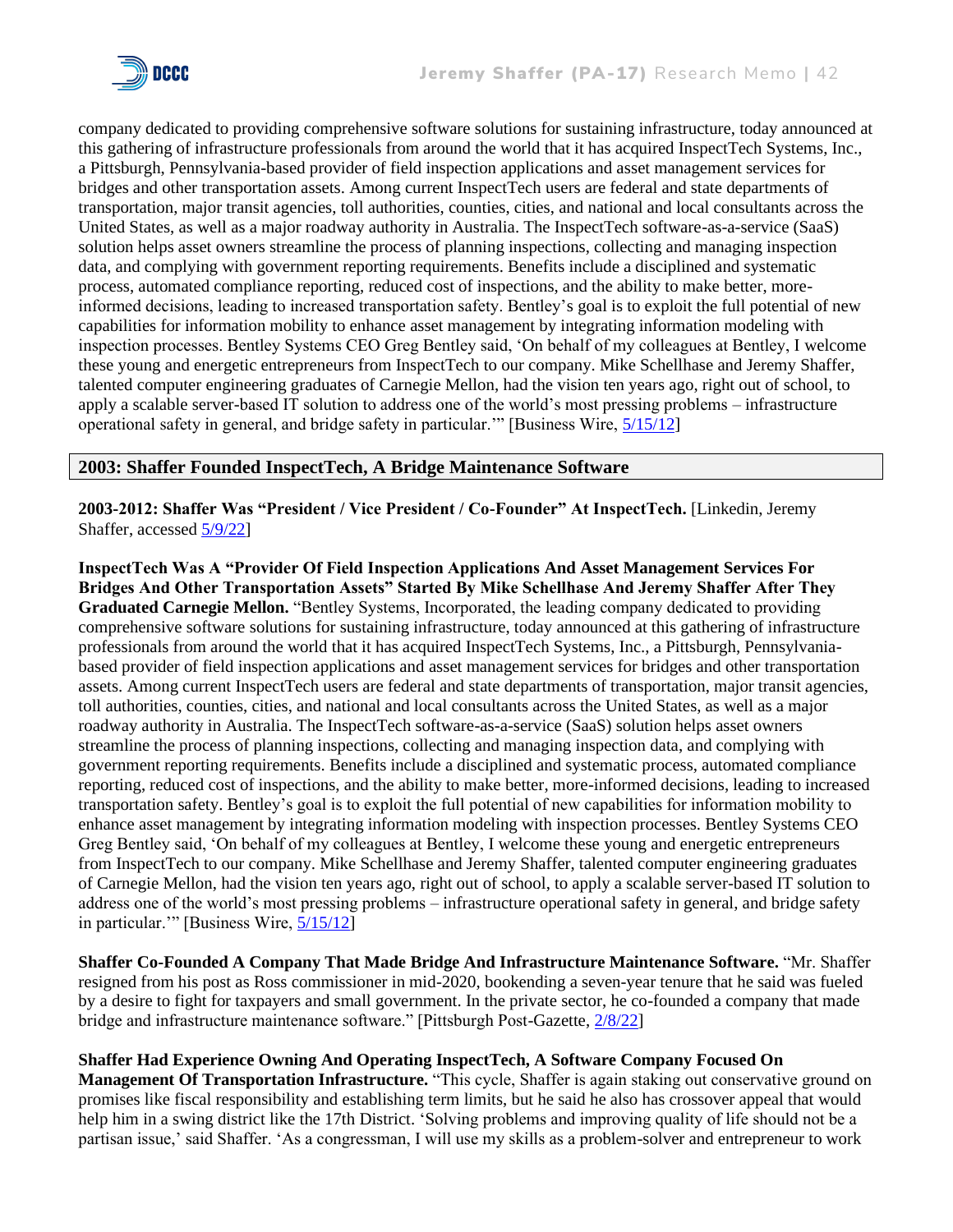company dedicated to providing comprehensive software solutions for sustaining infrastructure, today announced at this gathering of infrastructure professionals from around the world that it has acquired InspectTech Systems, Inc., a Pittsburgh, Pennsylvania-based provider of field inspection applications and asset management services for bridges and other transportation assets. Among current InspectTech users are federal and state departments of transportation, major transit agencies, toll authorities, counties, cities, and national and local consultants across the United States, as well as a major roadway authority in Australia. The InspectTech software-as-a-service (SaaS) solution helps asset owners streamline the process of planning inspections, collecting and managing inspection data, and complying with government reporting requirements. Benefits include a disciplined and systematic process, automated compliance reporting, reduced cost of inspections, and the ability to make better, more-informed decisions, leading to increased transportation safety. Bentley's goal is to exploit the full potential of new capabilities for information mobility to enhance asset management by integrating information modeling with inspection processes. Bentley Systems CEO Greg Bentley said, 'On behalf of my colleagues at Bentley, I welcome these young and energetic entrepreneurs from InspectTech to our company. Mike Schellhase and Jeremy Shaffer, talented computer engineering graduates of Carnegie Mellon, had the vision ten years ago, right out of school, to apply a scalable server-based IT solution to address one of the world's most pressing problems – infrastructure operational safety in general, and bridge safety in particular.'" [Business Wire, 5/15/12]

## 2003: Shaffer Founded InspectTech, A Bridge Maintenance Software

**2003-2012: Shaffer Was "President / Vice President / Co-Founder" At InspectTech.** [Linkedin, Jeremy Shaffer, accessed 5/9/22]

**InspectTech Was A "Provider Of Field Inspection Applications And Asset Management Services For Bridges And Other Transportation Assets" Started By Mike Schellhase And Jeremy Shaffer After They Graduated Carnegie Mellon.** "Bentley Systems, Incorporated, the leading company dedicated to providing comprehensive software solutions for sustaining infrastructure, today announced at this gathering of infrastructure professionals from around the world that it has acquired InspectTech Systems, Inc., a Pittsburgh, Pennsylvania-based provider of field inspection applications and asset management services for bridges and other transportation assets. Among current InspectTech users are federal and state departments of transportation, major transit agencies, toll authorities, counties, cities, and national and local consultants across the United States, as well as a major roadway authority in Australia. The InspectTech software-as-a-service (SaaS) solution helps asset owners streamline the process of planning inspections, collecting and managing inspection data, and complying with government reporting requirements. Benefits include a disciplined and systematic process, automated compliance reporting, reduced cost of inspections, and the ability to make better, more-informed decisions, leading to increased transportation safety. Bentley's goal is to exploit the full potential of new capabilities for information mobility to enhance asset management by integrating information modeling with inspection processes. Bentley Systems CEO Greg Bentley said, 'On behalf of my colleagues at Bentley, I welcome these young and energetic entrepreneurs from InspectTech to our company. Mike Schellhase and Jeremy Shaffer, talented computer engineering graduates of Carnegie Mellon, had the vision ten years ago, right out of school, to apply a scalable server-based IT solution to address one of the world's most pressing problems – infrastructure operational safety in general, and bridge safety in particular.'" [Business Wire, 5/15/12]

**Shaffer Co-Founded A Company That Made Bridge And Infrastructure Maintenance Software.** "Mr. Shaffer resigned from his post as Ross commissioner in mid-2020, bookending a seven-year tenure that he said was fueled by a desire to fight for taxpayers and small government. In the private sector, he co-founded a company that made bridge and infrastructure maintenance software." [Pittsburgh Post-Gazette, 2/8/22]

**Shaffer Had Experience Owning And Operating InspectTech, A Software Company Focused On Management Of Transportation Infrastructure.** "This cycle, Shaffer is again staking out conservative ground on promises like fiscal responsibility and establishing term limits, but he said he also has crossover appeal that would help him in a swing district like the 17th District. 'Solving problems and improving quality of life should not be a partisan issue,' said Shaffer. 'As a congressman, I will use my skills as a problem-solver and entrepreneur to work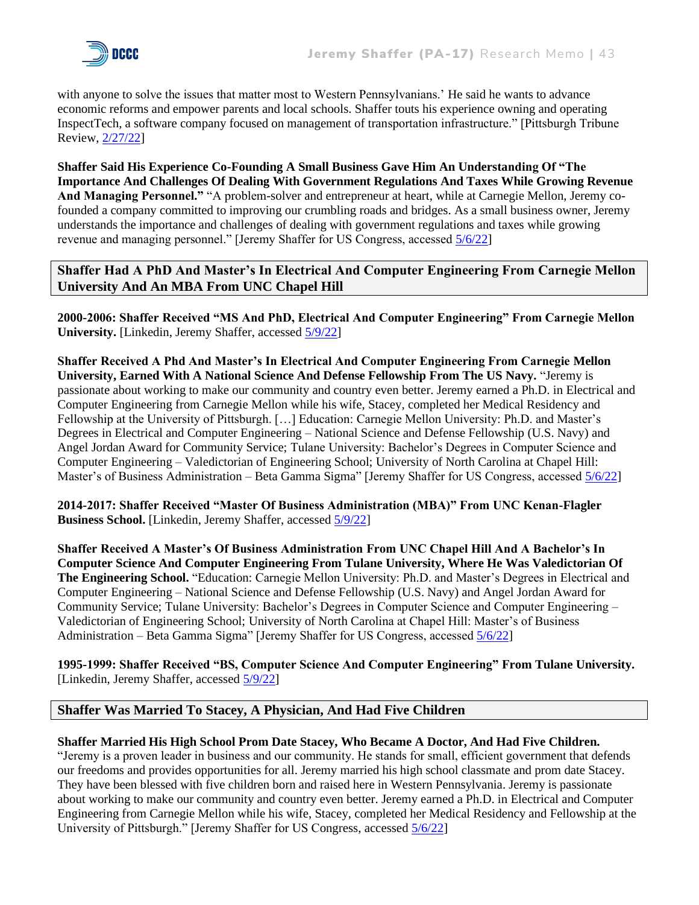with anyone to solve the issues that matter most to Western Pennsylvanians.' He said he wants to advance economic reforms and empower parents and local schools. Shaffer touts his experience owning and operating InspectTech, a software company focused on management of transportation infrastructure." [Pittsburgh Tribune Review, 2/27/22]

**Shaffer Said His Experience Co-Founding A Small Business Gave Him An Understanding Of "The Importance And Challenges Of Dealing With Government Regulations And Taxes While Growing Revenue And Managing Personnel."** "A problem-solver and entrepreneur at heart, while at Carnegie Mellon, Jeremy co-founded a company committed to improving our crumbling roads and bridges. As a small business owner, Jeremy understands the importance and challenges of dealing with government regulations and taxes while growing revenue and managing personnel." [Jeremy Shaffer for US Congress, accessed 5/6/22]

## Shaffer Had A PhD And Master's In Electrical And Computer Engineering From Carnegie Mellon University And An MBA From UNC Chapel Hill

**2000-2006: Shaffer Received "MS And PhD, Electrical And Computer Engineering" From Carnegie Mellon University.** [Linkedin, Jeremy Shaffer, accessed 5/9/22]

**Shaffer Received A Phd And Master's In Electrical And Computer Engineering From Carnegie Mellon University, Earned With A National Science And Defense Fellowship From The US Navy.** "Jeremy is passionate about working to make our community and country even better. Jeremy earned a Ph.D. in Electrical and Computer Engineering from Carnegie Mellon while his wife, Stacey, completed her Medical Residency and Fellowship at the University of Pittsburgh. […] Education: Carnegie Mellon University: Ph.D. and Master's Degrees in Electrical and Computer Engineering – National Science and Defense Fellowship (U.S. Navy) and Angel Jordan Award for Community Service; Tulane University: Bachelor's Degrees in Computer Science and Computer Engineering – Valedictorian of Engineering School; University of North Carolina at Chapel Hill: Master's of Business Administration – Beta Gamma Sigma" [Jeremy Shaffer for US Congress, accessed 5/6/22]

**2014-2017: Shaffer Received "Master Of Business Administration (MBA)" From UNC Kenan-Flagler Business School.** [Linkedin, Jeremy Shaffer, accessed 5/9/22]

**Shaffer Received A Master's Of Business Administration From UNC Chapel Hill And A Bachelor's In Computer Science And Computer Engineering From Tulane University, Where He Was Valedictorian Of The Engineering School.** "Education: Carnegie Mellon University: Ph.D. and Master's Degrees in Electrical and Computer Engineering – National Science and Defense Fellowship (U.S. Navy) and Angel Jordan Award for Community Service; Tulane University: Bachelor's Degrees in Computer Science and Computer Engineering – Valedictorian of Engineering School; University of North Carolina at Chapel Hill: Master's of Business Administration – Beta Gamma Sigma" [Jeremy Shaffer for US Congress, accessed 5/6/22]

**1995-1999: Shaffer Received "BS, Computer Science And Computer Engineering" From Tulane University.** [Linkedin, Jeremy Shaffer, accessed 5/9/22]

## Shaffer Was Married To Stacey, A Physician, And Had Five Children

**Shaffer Married His High School Prom Date Stacey, Who Became A Doctor, And Had Five Children.** "Jeremy is a proven leader in business and our community. He stands for small, efficient government that defends our freedoms and provides opportunities for all. Jeremy married his high school classmate and prom date Stacey. They have been blessed with five children born and raised here in Western Pennsylvania. Jeremy is passionate about working to make our community and country even better. Jeremy earned a Ph.D. in Electrical and Computer Engineering from Carnegie Mellon while his wife, Stacey, completed her Medical Residency and Fellowship at the University of Pittsburgh." [Jeremy Shaffer for US Congress, accessed 5/6/22]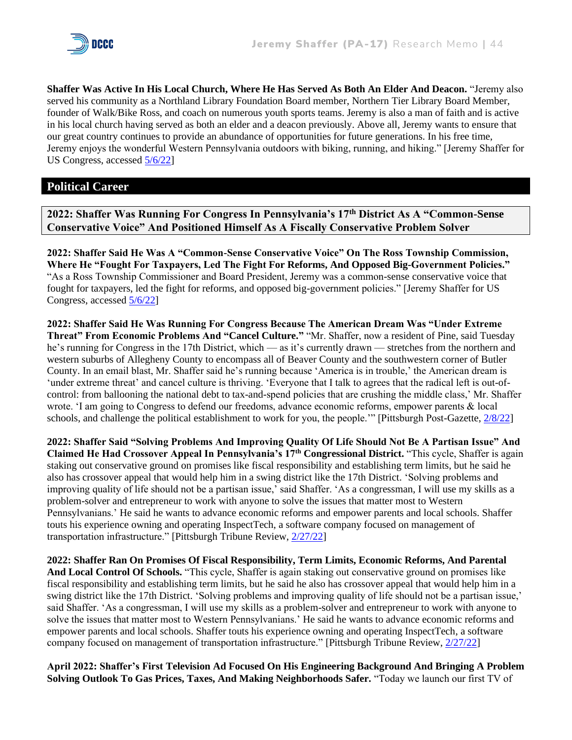**Shaffer Was Active In His Local Church, Where He Has Served As Both An Elder And Deacon.** "Jeremy also served his community as a Northland Library Foundation Board member, Northern Tier Library Board Member, founder of Walk/Bike Ross, and coach on numerous youth sports teams. Jeremy is also a man of faith and is active in his local church having served as both an elder and a deacon previously. Above all, Jeremy wants to ensure that our great country continues to provide an abundance of opportunities for future generations. In his free time, Jeremy enjoys the wonderful Western Pennsylvania outdoors with biking, running, and hiking." [Jeremy Shaffer for US Congress, accessed 5/6/22]

## Political Career

### 2022: Shaffer Was Running For Congress In Pennsylvania's 17th District As A "Common-Sense Conservative Voice" And Positioned Himself As A Fiscally Conservative Problem Solver

**2022: Shaffer Said He Was A "Common-Sense Conservative Voice" On The Ross Township Commission, Where He "Fought For Taxpayers, Led The Fight For Reforms, And Opposed Big-Government Policies."** "As a Ross Township Commissioner and Board President, Jeremy was a common-sense conservative voice that fought for taxpayers, led the fight for reforms, and opposed big-government policies." [Jeremy Shaffer for US Congress, accessed 5/6/22]

**2022: Shaffer Said He Was Running For Congress Because The American Dream Was "Under Extreme Threat" From Economic Problems And "Cancel Culture."** "Mr. Shaffer, now a resident of Pine, said Tuesday he's running for Congress in the 17th District, which — as it's currently drawn — stretches from the northern and western suburbs of Allegheny County to encompass all of Beaver County and the southwestern corner of Butler County. In an email blast, Mr. Shaffer said he's running because 'America is in trouble,' the American dream is 'under extreme threat' and cancel culture is thriving. 'Everyone that I talk to agrees that the radical left is out-of-control: from ballooning the national debt to tax-and-spend policies that are crushing the middle class,' Mr. Shaffer wrote. 'I am going to Congress to defend our freedoms, advance economic reforms, empower parents & local schools, and challenge the political establishment to work for you, the people.'" [Pittsburgh Post-Gazette, 2/8/22]

**2022: Shaffer Said "Solving Problems And Improving Quality Of Life Should Not Be A Partisan Issue" And Claimed He Had Crossover Appeal In Pennsylvania's 17th Congressional District.** "This cycle, Shaffer is again staking out conservative ground on promises like fiscal responsibility and establishing term limits, but he said he also has crossover appeal that would help him in a swing district like the 17th District. 'Solving problems and improving quality of life should not be a partisan issue,' said Shaffer. 'As a congressman, I will use my skills as a problem-solver and entrepreneur to work with anyone to solve the issues that matter most to Western Pennsylvanians.' He said he wants to advance economic reforms and empower parents and local schools. Shaffer touts his experience owning and operating InspectTech, a software company focused on management of transportation infrastructure." [Pittsburgh Tribune Review, 2/27/22]

**2022: Shaffer Ran On Promises Of Fiscal Responsibility, Term Limits, Economic Reforms, And Parental And Local Control Of Schools.** "This cycle, Shaffer is again staking out conservative ground on promises like fiscal responsibility and establishing term limits, but he said he also has crossover appeal that would help him in a swing district like the 17th District. 'Solving problems and improving quality of life should not be a partisan issue,' said Shaffer. 'As a congressman, I will use my skills as a problem-solver and entrepreneur to work with anyone to solve the issues that matter most to Western Pennsylvanians.' He said he wants to advance economic reforms and empower parents and local schools. Shaffer touts his experience owning and operating InspectTech, a software company focused on management of transportation infrastructure." [Pittsburgh Tribune Review, 2/27/22]

**April 2022: Shaffer's First Television Ad Focused On His Engineering Background And Bringing A Problem Solving Outlook To Gas Prices, Taxes, And Making Neighborhoods Safer.** "Today we launch our first TV of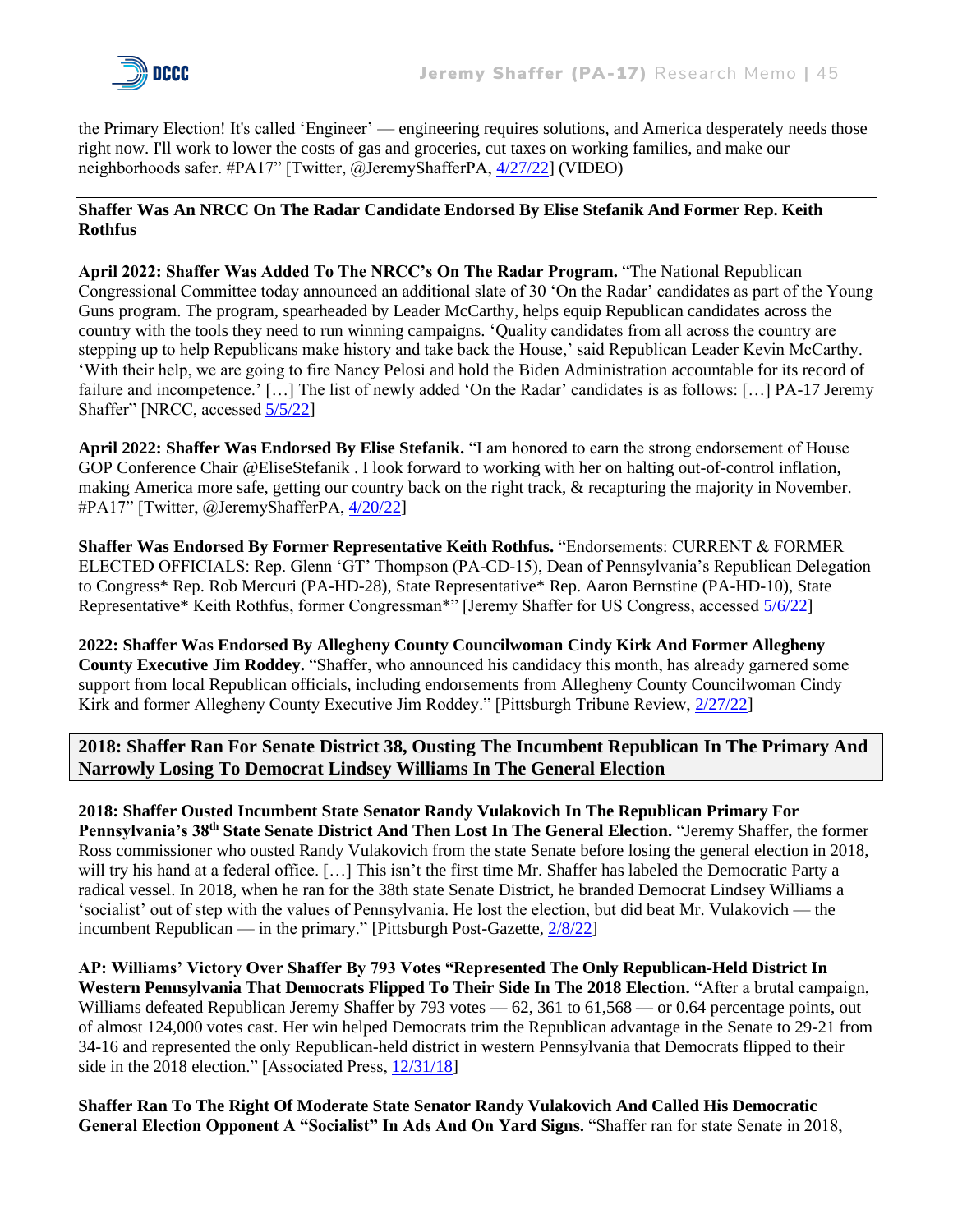the Primary Election! It's called 'Engineer' — engineering requires solutions, and America desperately needs those right now. I'll work to lower the costs of gas and groceries, cut taxes on working families, and make our neighborhoods safer. #PA17" [Twitter, @JeremyShafferPA, 4/27/22] (VIDEO)

**Shaffer Was An NRCC On The Radar Candidate Endorsed By Elise Stefanik And Former Rep. Keith Rothfus**

**April 2022: Shaffer Was Added To The NRCC's On The Radar Program.** "The National Republican Congressional Committee today announced an additional slate of 30 'On the Radar' candidates as part of the Young Guns program. The program, spearheaded by Leader McCarthy, helps equip Republican candidates across the country with the tools they need to run winning campaigns. 'Quality candidates from all across the country are stepping up to help Republicans make history and take back the House,' said Republican Leader Kevin McCarthy. 'With their help, we are going to fire Nancy Pelosi and hold the Biden Administration accountable for its record of failure and incompetence.' […] The list of newly added 'On the Radar' candidates is as follows: […] PA-17 Jeremy Shaffer" [NRCC, accessed 5/5/22]

**April 2022: Shaffer Was Endorsed By Elise Stefanik.** "I am honored to earn the strong endorsement of House GOP Conference Chair @EliseStefanik . I look forward to working with her on halting out-of-control inflation, making America more safe, getting our country back on the right track, & recapturing the majority in November. #PA17" [Twitter, @JeremyShafferPA, 4/20/22]

**Shaffer Was Endorsed By Former Representative Keith Rothfus.** "Endorsements: CURRENT & FORMER ELECTED OFFICIALS: Rep. Glenn 'GT' Thompson (PA-CD-15), Dean of Pennsylvania's Republican Delegation to Congress* Rep. Rob Mercuri (PA-HD-28), State Representative* Rep. Aaron Bernstine (PA-HD-10), State Representative* Keith Rothfus, former Congressman*" [Jeremy Shaffer for US Congress, accessed 5/6/22]

**2022: Shaffer Was Endorsed By Allegheny County Councilwoman Cindy Kirk And Former Allegheny County Executive Jim Roddey.** "Shaffer, who announced his candidacy this month, has already garnered some support from local Republican officials, including endorsements from Allegheny County Councilwoman Cindy Kirk and former Allegheny County Executive Jim Roddey." [Pittsburgh Tribune Review, 2/27/22]

## 2018: Shaffer Ran For Senate District 38, Ousting The Incumbent Republican In The Primary And Narrowly Losing To Democrat Lindsey Williams In The General Election

**2018: Shaffer Ousted Incumbent State Senator Randy Vulakovich In The Republican Primary For Pennsylvania's 38th State Senate District And Then Lost In The General Election.** "Jeremy Shaffer, the former Ross commissioner who ousted Randy Vulakovich from the state Senate before losing the general election in 2018, will try his hand at a federal office. […] This isn't the first time Mr. Shaffer has labeled the Democratic Party a radical vessel. In 2018, when he ran for the 38th state Senate District, he branded Democrat Lindsey Williams a 'socialist' out of step with the values of Pennsylvania. He lost the election, but did beat Mr. Vulakovich — the incumbent Republican — in the primary." [Pittsburgh Post-Gazette, 2/8/22]

**AP: Williams' Victory Over Shaffer By 793 Votes "Represented The Only Republican-Held District In Western Pennsylvania That Democrats Flipped To Their Side In The 2018 Election.** "After a brutal campaign, Williams defeated Republican Jeremy Shaffer by 793 votes — 62, 361 to 61,568 — or 0.64 percentage points, out of almost 124,000 votes cast. Her win helped Democrats trim the Republican advantage in the Senate to 29-21 from 34-16 and represented the only Republican-held district in western Pennsylvania that Democrats flipped to their side in the 2018 election." [Associated Press, 12/31/18]

**Shaffer Ran To The Right Of Moderate State Senator Randy Vulakovich And Called His Democratic General Election Opponent A "Socialist" In Ads And On Yard Signs.** "Shaffer ran for state Senate in 2018,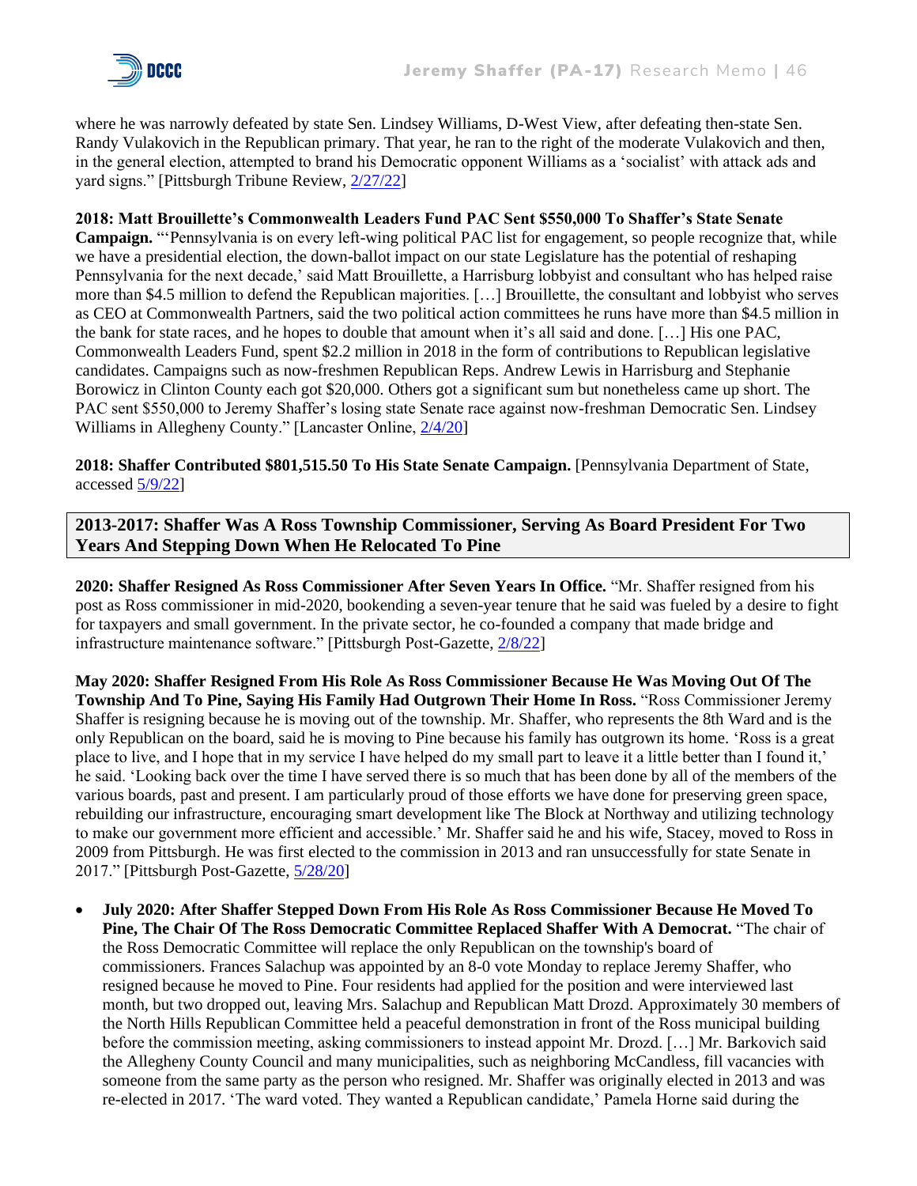where he was narrowly defeated by state Sen. Lindsey Williams, D-West View, after defeating then-state Sen. Randy Vulakovich in the Republican primary. That year, he ran to the right of the moderate Vulakovich and then, in the general election, attempted to brand his Democratic opponent Williams as a 'socialist' with attack ads and yard signs." [Pittsburgh Tribune Review, 2/27/22]

**2018: Matt Brouillette's Commonwealth Leaders Fund PAC Sent $550,000 To Shaffer's State Senate Campaign.** "'Pennsylvania is on every left-wing political PAC list for engagement, so people recognize that, while we have a presidential election, the down-ballot impact on our state Legislature has the potential of reshaping Pennsylvania for the next decade,' said Matt Brouillette, a Harrisburg lobbyist and consultant who has helped raise more than $4.5 million to defend the Republican majorities. […] Brouillette, the consultant and lobbyist who serves as CEO at Commonwealth Partners, said the two political action committees he runs have more than $4.5 million in the bank for state races, and he hopes to double that amount when it's all said and done. […] His one PAC, Commonwealth Leaders Fund, spent $2.2 million in 2018 in the form of contributions to Republican legislative candidates. Campaigns such as now-freshmen Republican Reps. Andrew Lewis in Harrisburg and Stephanie Borowicz in Clinton County each got $20,000. Others got a significant sum but nonetheless came up short. The PAC sent $550,000 to Jeremy Shaffer's losing state Senate race against now-freshman Democratic Sen. Lindsey Williams in Allegheny County." [Lancaster Online, 2/4/20]

**2018: Shaffer Contributed $801,515.50 To His State Senate Campaign.** [Pennsylvania Department of State, accessed 5/9/22]

## 2013-2017: Shaffer Was A Ross Township Commissioner, Serving As Board President For Two Years And Stepping Down When He Relocated To Pine

**2020: Shaffer Resigned As Ross Commissioner After Seven Years In Office.** "Mr. Shaffer resigned from his post as Ross commissioner in mid-2020, bookending a seven-year tenure that he said was fueled by a desire to fight for taxpayers and small government. In the private sector, he co-founded a company that made bridge and infrastructure maintenance software." [Pittsburgh Post-Gazette, 2/8/22]

**May 2020: Shaffer Resigned From His Role As Ross Commissioner Because He Was Moving Out Of The Township And To Pine, Saying His Family Had Outgrown Their Home In Ross.** "Ross Commissioner Jeremy Shaffer is resigning because he is moving out of the township. Mr. Shaffer, who represents the 8th Ward and is the only Republican on the board, said he is moving to Pine because his family has outgrown its home. 'Ross is a great place to live, and I hope that in my service I have helped do my small part to leave it a little better than I found it,' he said. 'Looking back over the time I have served there is so much that has been done by all of the members of the various boards, past and present. I am particularly proud of those efforts we have done for preserving green space, rebuilding our infrastructure, encouraging smart development like The Block at Northway and utilizing technology to make our government more efficient and accessible.' Mr. Shaffer said he and his wife, Stacey, moved to Ross in 2009 from Pittsburgh. He was first elected to the commission in 2013 and ran unsuccessfully for state Senate in 2017." [Pittsburgh Post-Gazette, 5/28/20]

- **July 2020: After Shaffer Stepped Down From His Role As Ross Commissioner Because He Moved To Pine, The Chair Of The Ross Democratic Committee Replaced Shaffer With A Democrat.** "The chair of the Ross Democratic Committee will replace the only Republican on the township's board of commissioners. Frances Salachup was appointed by an 8-0 vote Monday to replace Jeremy Shaffer, who resigned because he moved to Pine. Four residents had applied for the position and were interviewed last month, but two dropped out, leaving Mrs. Salachup and Republican Matt Drozd. Approximately 30 members of the North Hills Republican Committee held a peaceful demonstration in front of the Ross municipal building before the commission meeting, asking commissioners to instead appoint Mr. Drozd. […] Mr. Barkovich said the Allegheny County Council and many municipalities, such as neighboring McCandless, fill vacancies with someone from the same party as the person who resigned. Mr. Shaffer was originally elected in 2013 and was re-elected in 2017. 'The ward voted. They wanted a Republican candidate,' Pamela Horne said during the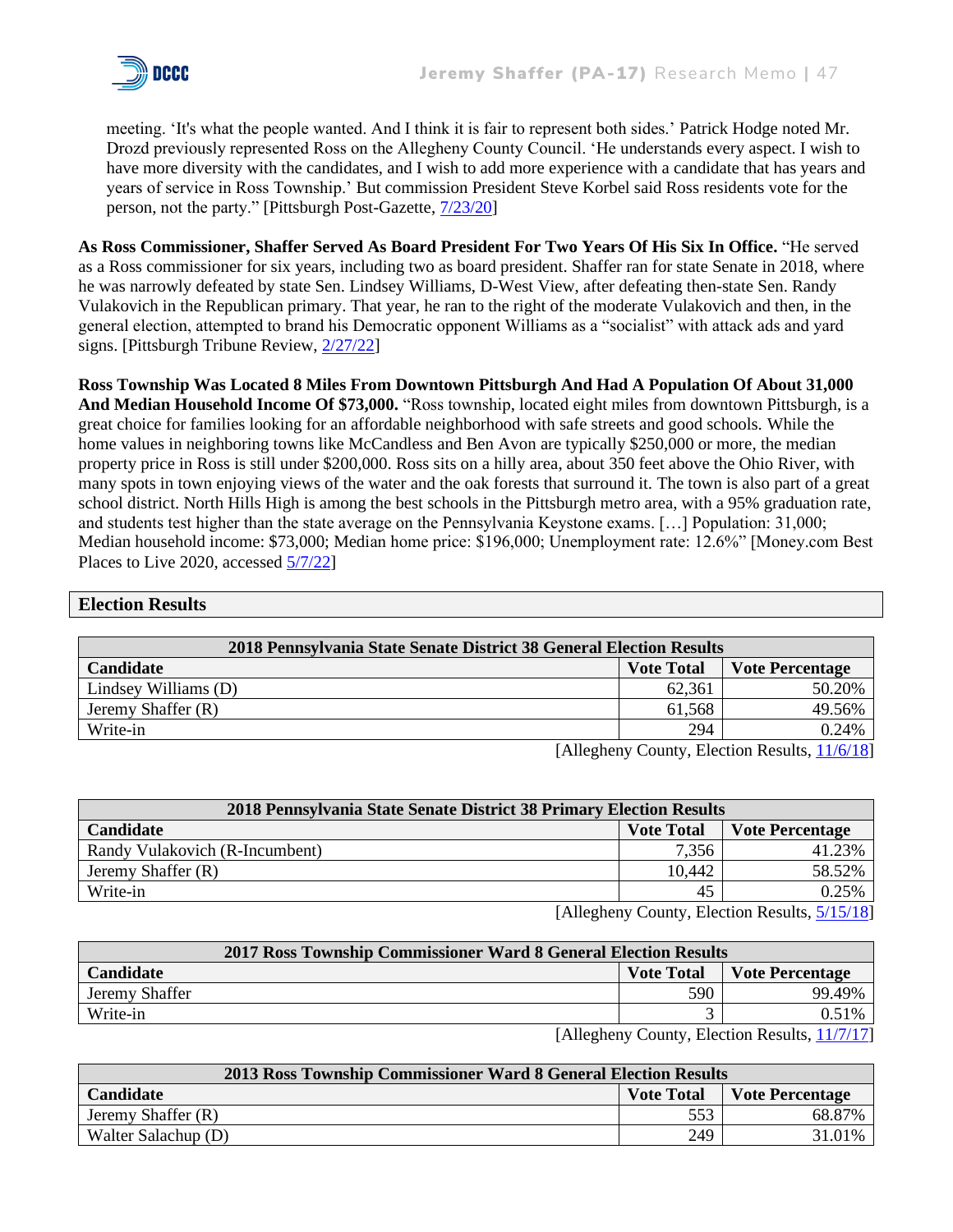meeting. 'It's what the people wanted. And I think it is fair to represent both sides.' Patrick Hodge noted Mr. Drozd previously represented Ross on the Allegheny County Council. 'He understands every aspect. I wish to have more diversity with the candidates, and I wish to add more experience with a candidate that has years and years of service in Ross Township.' But commission President Steve Korbel said Ross residents vote for the person, not the party." [Pittsburgh Post-Gazette, 7/23/20]

**As Ross Commissioner, Shaffer Served As Board President For Two Years Of His Six In Office.** "He served as a Ross commissioner for six years, including two as board president. Shaffer ran for state Senate in 2018, where he was narrowly defeated by state Sen. Lindsey Williams, D-West View, after defeating then-state Sen. Randy Vulakovich in the Republican primary. That year, he ran to the right of the moderate Vulakovich and then, in the general election, attempted to brand his Democratic opponent Williams as a "socialist" with attack ads and yard signs. [Pittsburgh Tribune Review, 2/27/22]

**Ross Township Was Located 8 Miles From Downtown Pittsburgh And Had A Population Of About 31,000 And Median Household Income Of $73,000.** "Ross township, located eight miles from downtown Pittsburgh, is a great choice for families looking for an affordable neighborhood with safe streets and good schools. While the home values in neighboring towns like McCandless and Ben Avon are typically $250,000 or more, the median property price in Ross is still under $200,000. Ross sits on a hilly area, about 350 feet above the Ohio River, with many spots in town enjoying views of the water and the oak forests that surround it. The town is also part of a great school district. North Hills High is among the best schools in the Pittsburgh metro area, with a 95% graduation rate, and students test higher than the state average on the Pennsylvania Keystone exams. […] Population: 31,000; Median household income: $73,000; Median home price: $196,000; Unemployment rate: 12.6%" [Money.com Best Places to Live 2020, accessed 5/7/22]

## Election Results

| 2018 Pennsylvania State Senate District 38 General Election Results | | |
|---|---|---|
| **Candidate** | **Vote Total** | **Vote Percentage** |
| Lindsey Williams (D) | 62,361 | 50.20% |
| Jeremy Shaffer (R) | 61,568 | 49.56% |
| Write-in | 294 | 0.24% |

[Allegheny County, Election Results, 11/6/18]

| 2018 Pennsylvania State Senate District 38 Primary Election Results | | |
|---|---|---|
| **Candidate** | **Vote Total** | **Vote Percentage** |
| Randy Vulakovich (R-Incumbent) | 7,356 | 41.23% |
| Jeremy Shaffer (R) | 10,442 | 58.52% |
| Write-in | 45 | 0.25% |

[Allegheny County, Election Results, 5/15/18]

| 2017 Ross Township Commissioner Ward 8 General Election Results | | |
|---|---|---|
| **Candidate** | **Vote Total** | **Vote Percentage** |
| Jeremy Shaffer | 590 | 99.49% |
| Write-in | 3 | 0.51% |

[Allegheny County, Election Results, 11/7/17]

| 2013 Ross Township Commissioner Ward 8 General Election Results | | |
|---|---|---|
| **Candidate** | **Vote Total** | **Vote Percentage** |
| Jeremy Shaffer (R) | 553 | 68.87% |
| Walter Salachup (D) | 249 | 31.01% |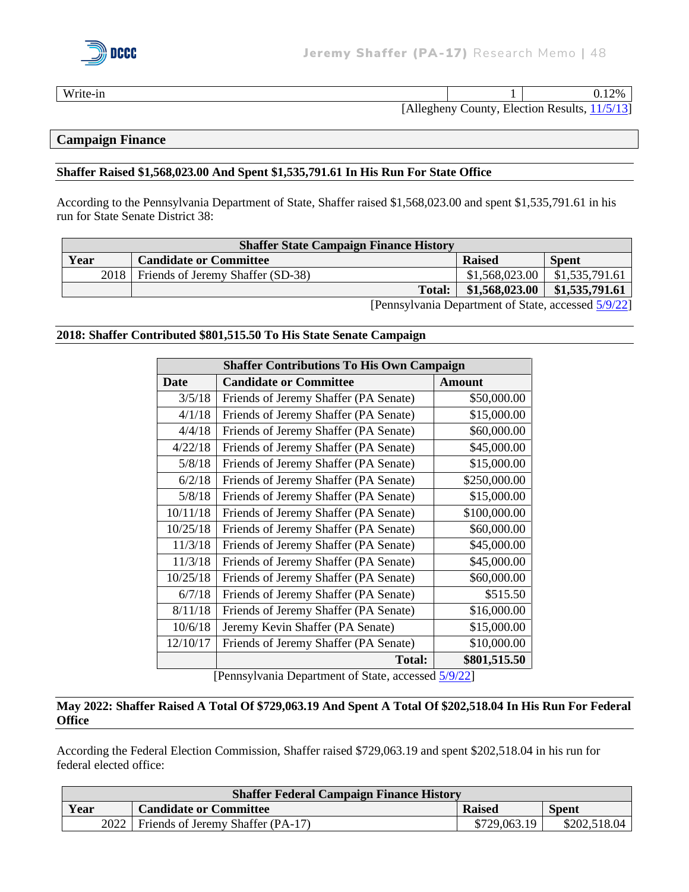| Write-in | 1 | 0.12% |
|---|---|---|

[Allegheny County, Election Results, 11/5/13]

## Campaign Finance

### Shaffer Raised $1,568,023.00 And Spent $1,535,791.61 In His Run For State Office

According to the Pennsylvania Department of State, Shaffer raised $1,568,023.00 and spent $1,535,791.61 in his run for State Senate District 38:

| Shaffer State Campaign Finance History | | | |
|---|---|---|---|
| **Year** | **Candidate or Committee** | **Raised** | **Spent** |
| 2018 | Friends of Jeremy Shaffer (SD-38) | $1,568,023.00 | $1,535,791.61 |
| | **Total:** | **$1,568,023.00** | **$1,535,791.61** |

[Pennsylvania Department of State, accessed 5/9/22]

### 2018: Shaffer Contributed $801,515.50 To His State Senate Campaign

| Shaffer Contributions To His Own Campaign | | |
|---|---|---|
| **Date** | **Candidate or Committee** | **Amount** |
| 3/5/18 | Friends of Jeremy Shaffer (PA Senate) | $50,000.00 |
| 4/1/18 | Friends of Jeremy Shaffer (PA Senate) | $15,000.00 |
| 4/4/18 | Friends of Jeremy Shaffer (PA Senate) | $60,000.00 |
| 4/22/18 | Friends of Jeremy Shaffer (PA Senate) | $45,000.00 |
| 5/8/18 | Friends of Jeremy Shaffer (PA Senate) | $15,000.00 |
| 6/2/18 | Friends of Jeremy Shaffer (PA Senate) | $250,000.00 |
| 5/8/18 | Friends of Jeremy Shaffer (PA Senate) | $15,000.00 |
| 10/11/18 | Friends of Jeremy Shaffer (PA Senate) | $100,000.00 |
| 10/25/18 | Friends of Jeremy Shaffer (PA Senate) | $60,000.00 |
| 11/3/18 | Friends of Jeremy Shaffer (PA Senate) | $45,000.00 |
| 11/3/18 | Friends of Jeremy Shaffer (PA Senate) | $45,000.00 |
| 10/25/18 | Friends of Jeremy Shaffer (PA Senate) | $60,000.00 |
| 6/7/18 | Friends of Jeremy Shaffer (PA Senate) | $515.50 |
| 8/11/18 | Friends of Jeremy Shaffer (PA Senate) | $16,000.00 |
| 10/6/18 | Jeremy Kevin Shaffer (PA Senate) | $15,000.00 |
| 12/10/17 | Friends of Jeremy Shaffer (PA Senate) | $10,000.00 |
| | **Total:** | **$801,515.50** |

[Pennsylvania Department of State, accessed 5/9/22]

### May 2022: Shaffer Raised A Total Of $729,063.19 And Spent A Total Of $202,518.04 In His Run For Federal Office

According the Federal Election Commission, Shaffer raised $729,063.19 and spent $202,518.04 in his run for federal elected office:

| Shaffer Federal Campaign Finance History | | | |
|---|---|---|---|
| **Year** | **Candidate or Committee** | **Raised** | **Spent** |
| 2022 | Friends of Jeremy Shaffer (PA-17) | $729,063.19 | $202,518.04 |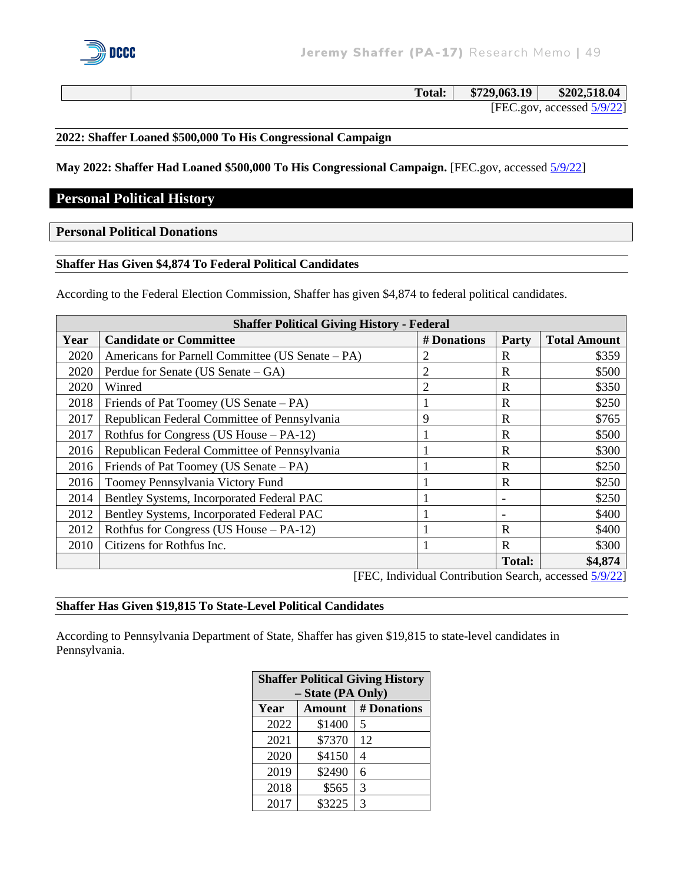| | | Total: | $729,063.19 | $202,518.04 |
|---|---|---|---|---|

[FEC.gov, accessed 5/9/22]

**2022: Shaffer Loaned $500,000 To His Congressional Campaign**

**May 2022: Shaffer Had Loaned $500,000 To His Congressional Campaign.** [FEC.gov, accessed 5/9/22]

## Personal Political History

### Personal Political Donations

**Shaffer Has Given $4,874 To Federal Political Candidates**

According to the Federal Election Commission, Shaffer has given $4,874 to federal political candidates.

| Shaffer Political Giving History - Federal | | | | |
|---|---|---|---|---|
| **Year** | **Candidate or Committee** | **# Donations** | **Party** | **Total Amount** |
| 2020 | Americans for Parnell Committee (US Senate – PA) | 2 | R | $359 |
| 2020 | Perdue for Senate (US Senate – GA) | 2 | R | $500 |
| 2020 | Winred | 2 | R | $350 |
| 2018 | Friends of Pat Toomey (US Senate – PA) | 1 | R | $250 |
| 2017 | Republican Federal Committee of Pennsylvania | 9 | R | $765 |
| 2017 | Rothfus for Congress (US House – PA-12) | 1 | R | $500 |
| 2016 | Republican Federal Committee of Pennsylvania | 1 | R | $300 |
| 2016 | Friends of Pat Toomey (US Senate – PA) | 1 | R | $250 |
| 2016 | Toomey Pennsylvania Victory Fund | 1 | R | $250 |
| 2014 | Bentley Systems, Incorporated Federal PAC | 1 | - | $250 |
| 2012 | Bentley Systems, Incorporated Federal PAC | 1 | - | $400 |
| 2012 | Rothfus for Congress (US House – PA-12) | 1 | R | $400 |
| 2010 | Citizens for Rothfus Inc. | 1 | R | $300 |
| | | | **Total:** | **$4,874** |

[FEC, Individual Contribution Search, accessed 5/9/22]

**Shaffer Has Given $19,815 To State-Level Political Candidates**

According to Pennsylvania Department of State, Shaffer has given $19,815 to state-level candidates in Pennsylvania.

| Shaffer Political Giving History – State (PA Only) | | |
|---|---|---|
| **Year** | **Amount** | **# Donations** |
| 2022 | $1400 | 5 |
| 2021 | $7370 | 12 |
| 2020 | $4150 | 4 |
| 2019 | $2490 | 6 |
| 2018 | $565 | 3 |
| 2017 | $3225 | 3 |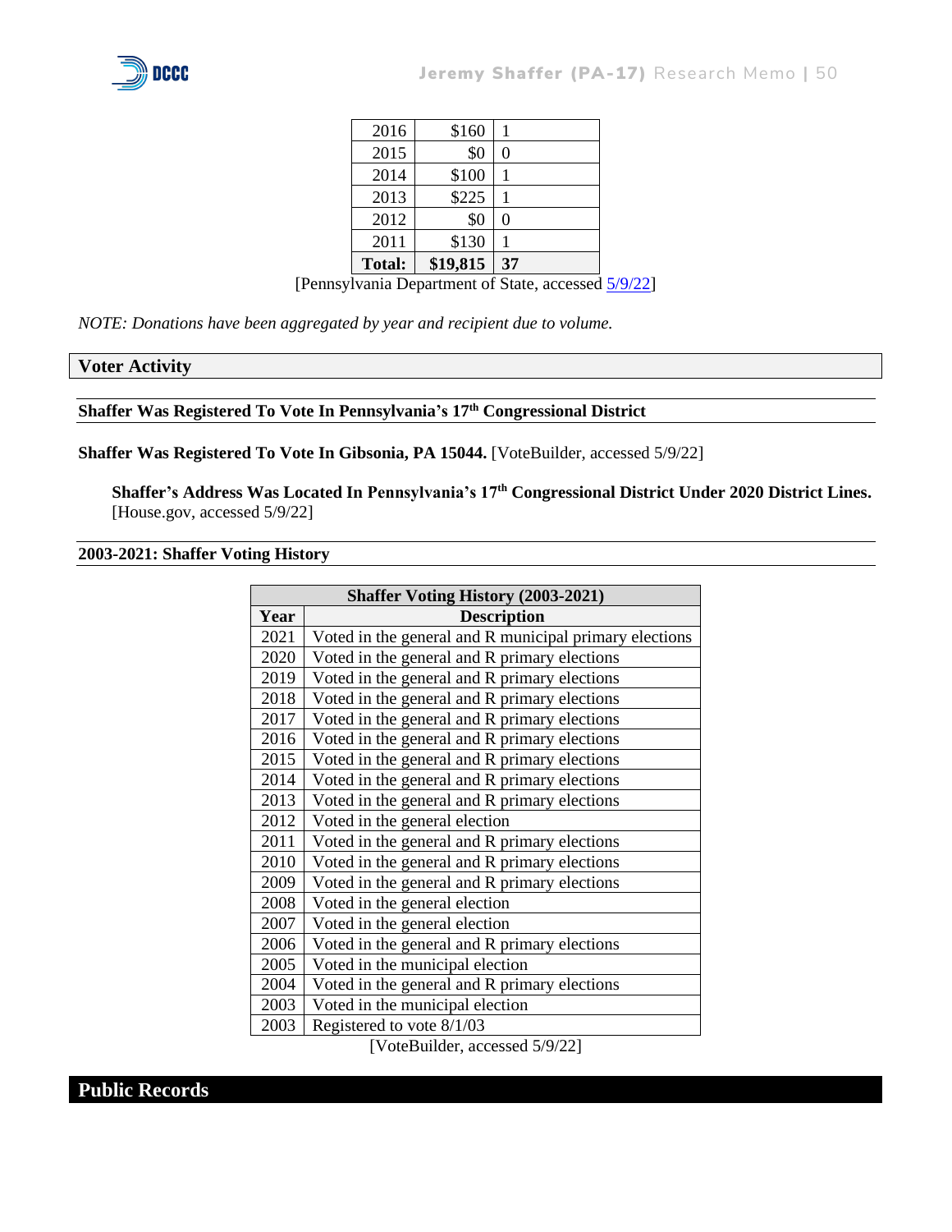| 2016 | $160 | 1 |
|---|---|---|
| 2015 | $0 | 0 |
| 2014 | $100 | 1 |
| 2013 | $225 | 1 |
| 2012 | $0 | 0 |
| 2011 | $130 | 1 |
| **Total:** | **$19,815** | **37** |

[Pennsylvania Department of State, accessed 5/9/22]

*NOTE: Donations have been aggregated by year and recipient due to volume.*

## Voter Activity

### Shaffer Was Registered To Vote In Pennsylvania's 17th Congressional District

**Shaffer Was Registered To Vote In Gibsonia, PA 15044.** [VoteBuilder, accessed 5/9/22]

**Shaffer's Address Was Located In Pennsylvania's 17th Congressional District Under 2020 District Lines.** [House.gov, accessed 5/9/22]

### 2003-2021: Shaffer Voting History

| Shaffer Voting History (2003-2021) | |
|---|---|
| **Year** | **Description** |
| 2021 | Voted in the general and R municipal primary elections |
| 2020 | Voted in the general and R primary elections |
| 2019 | Voted in the general and R primary elections |
| 2018 | Voted in the general and R primary elections |
| 2017 | Voted in the general and R primary elections |
| 2016 | Voted in the general and R primary elections |
| 2015 | Voted in the general and R primary elections |
| 2014 | Voted in the general and R primary elections |
| 2013 | Voted in the general and R primary elections |
| 2012 | Voted in the general election |
| 2011 | Voted in the general and R primary elections |
| 2010 | Voted in the general and R primary elections |
| 2009 | Voted in the general and R primary elections |
| 2008 | Voted in the general election |
| 2007 | Voted in the general election |
| 2006 | Voted in the general and R primary elections |
| 2005 | Voted in the municipal election |
| 2004 | Voted in the general and R primary elections |
| 2003 | Voted in the municipal election |
| 2003 | Registered to vote 8/1/03 |

[VoteBuilder, accessed 5/9/22]

## Public Records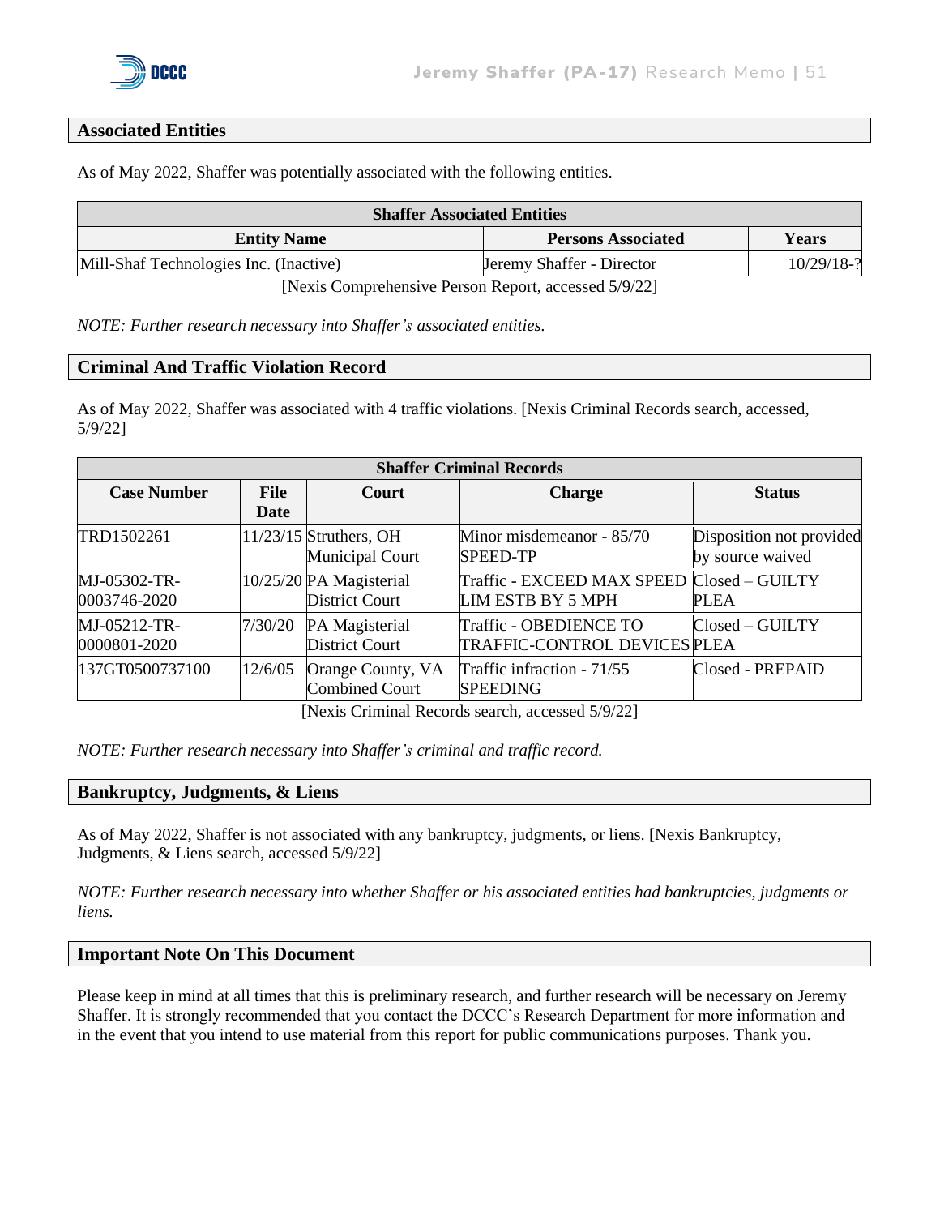## Associated Entities

As of May 2022, Shaffer was potentially associated with the following entities.

| Shaffer Associated Entities | | |
|---|---|---|
| **Entity Name** | **Persons Associated** | **Years** |
| Mill-Shaf Technologies Inc. (Inactive) | Jeremy Shaffer - Director | 10/29/18-? |

[Nexis Comprehensive Person Report, accessed 5/9/22]

*NOTE: Further research necessary into Shaffer's associated entities.*

## Criminal And Traffic Violation Record

As of May 2022, Shaffer was associated with 4 traffic violations. [Nexis Criminal Records search, accessed, 5/9/22]

| Shaffer Criminal Records | | | | |
|---|---|---|---|---|
| **Case Number** | **File Date** | **Court** | **Charge** | **Status** |
| TRD1502261 | 11/23/15 | Struthers, OH Municipal Court | Minor misdemeanor - 85/70 SPEED-TP | Disposition not provided by source waived |
| MJ-05302-TR-0003746-2020 | 10/25/20 | PA Magisterial District Court | Traffic - EXCEED MAX SPEED LIM ESTB BY 5 MPH | Closed – GUILTY PLEA |
| MJ-05212-TR-0000801-2020 | 7/30/20 | PA Magisterial District Court | Traffic - OBEDIENCE TO TRAFFIC-CONTROL DEVICES | Closed – GUILTY PLEA |
| 137GT0500737100 | 12/6/05 | Orange County, VA Combined Court | Traffic infraction - 71/55 SPEEDING | Closed - PREPAID |

[Nexis Criminal Records search, accessed 5/9/22]

*NOTE: Further research necessary into Shaffer's criminal and traffic record.*

## Bankruptcy, Judgments, & Liens

As of May 2022, Shaffer is not associated with any bankruptcy, judgments, or liens. [Nexis Bankruptcy, Judgments, & Liens search, accessed 5/9/22]

*NOTE: Further research necessary into whether Shaffer or his associated entities had bankruptcies, judgments or liens.*

## Important Note On This Document

Please keep in mind at all times that this is preliminary research, and further research will be necessary on Jeremy Shaffer. It is strongly recommended that you contact the DCCC's Research Department for more information and in the event that you intend to use material from this report for public communications purposes. Thank you.